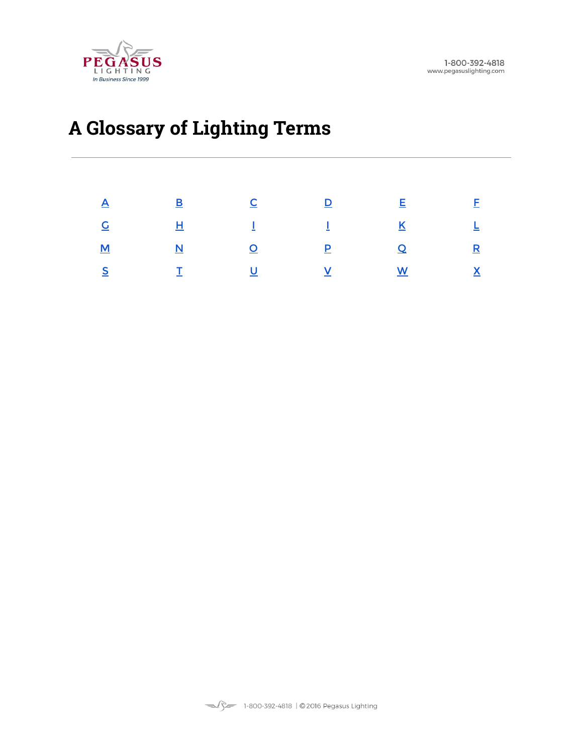PEGASUS LIGHTING
*In Business Since 1999*

1-800-392-4818
www.pegasuslighting.com

# A Glossary of Lighting Terms

| A | B | C | D | E | F |
|---|---|---|---|---|---|
| G | H | I | J | K | L |
| M | N | O | P | Q | R |
| S | T | U | V | W | X |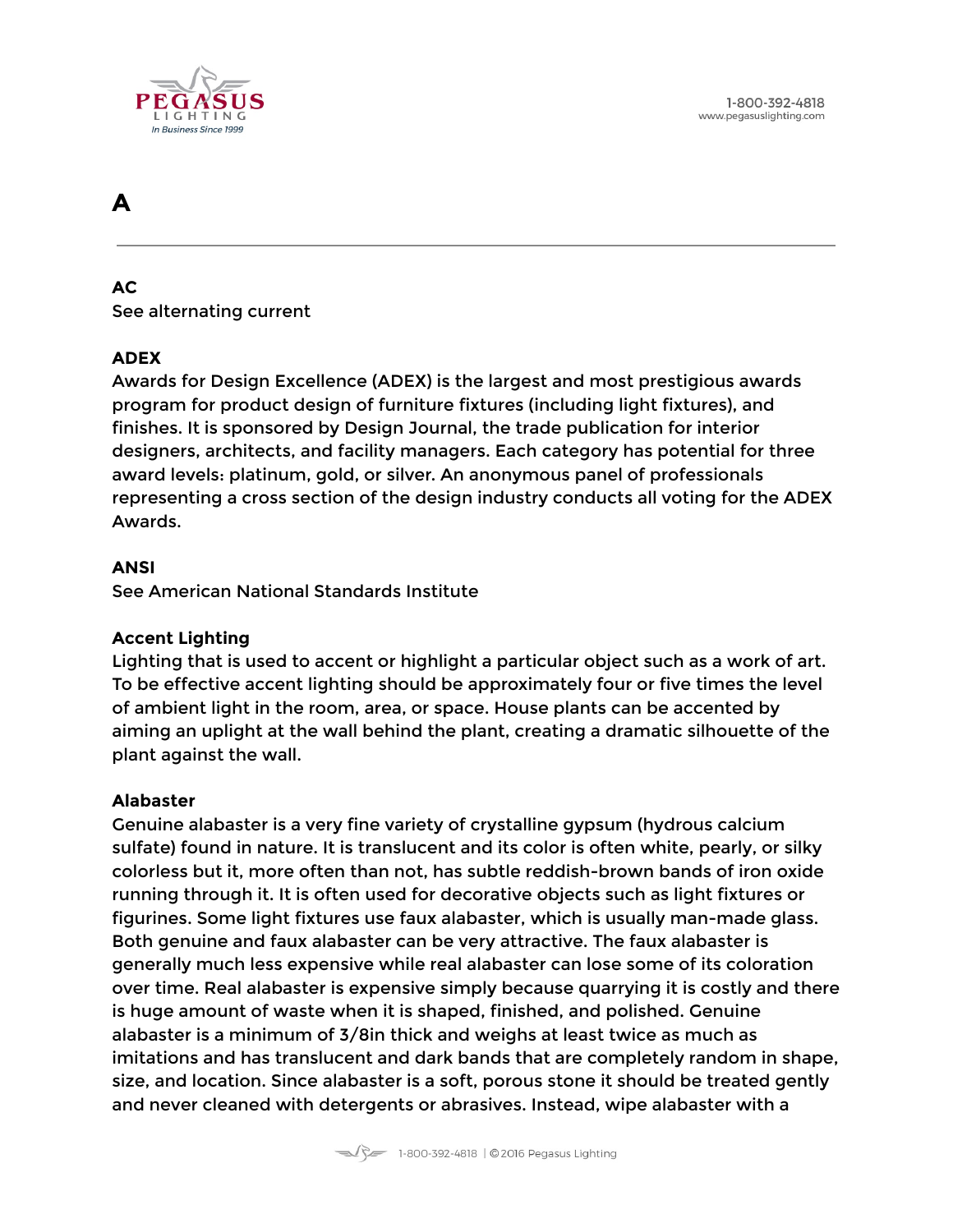# A

### AC
See alternating current

### ADEX
Awards for Design Excellence (ADEX) is the largest and most prestigious awards program for product design of furniture fixtures (including light fixtures), and finishes. It is sponsored by Design Journal, the trade publication for interior designers, architects, and facility managers. Each category has potential for three award levels: platinum, gold, or silver. An anonymous panel of professionals representing a cross section of the design industry conducts all voting for the ADEX Awards.

### ANSI
See American National Standards Institute

### Accent Lighting
Lighting that is used to accent or highlight a particular object such as a work of art. To be effective accent lighting should be approximately four or five times the level of ambient light in the room, area, or space. House plants can be accented by aiming an uplight at the wall behind the plant, creating a dramatic silhouette of the plant against the wall.

### Alabaster
Genuine alabaster is a very fine variety of crystalline gypsum (hydrous calcium sulfate) found in nature. It is translucent and its color is often white, pearly, or silky colorless but it, more often than not, has subtle reddish-brown bands of iron oxide running through it. It is often used for decorative objects such as light fixtures or figurines. Some light fixtures use faux alabaster, which is usually man-made glass. Both genuine and faux alabaster can be very attractive. The faux alabaster is generally much less expensive while real alabaster can lose some of its coloration over time. Real alabaster is expensive simply because quarrying it is costly and there is huge amount of waste when it is shaped, finished, and polished. Genuine alabaster is a minimum of 3/8in thick and weighs at least twice as much as imitations and has translucent and dark bands that are completely random in shape, size, and location. Since alabaster is a soft, porous stone it should be treated gently and never cleaned with detergents or abrasives. Instead, wipe alabaster with a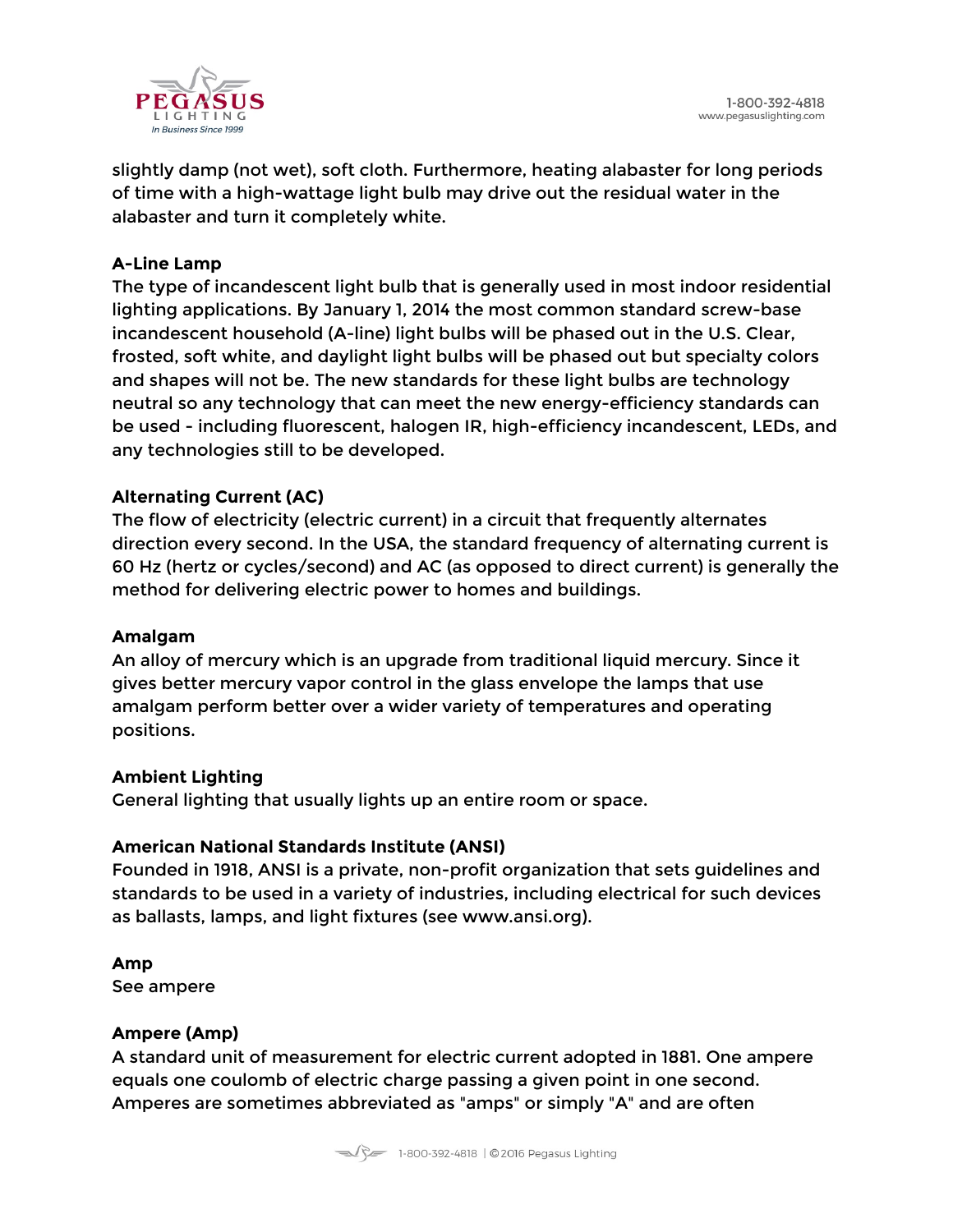slightly damp (not wet), soft cloth. Furthermore, heating alabaster for long periods of time with a high-wattage light bulb may drive out the residual water in the alabaster and turn it completely white.

**A-Line Lamp**
The type of incandescent light bulb that is generally used in most indoor residential lighting applications. By January 1, 2014 the most common standard screw-base incandescent household (A-line) light bulbs will be phased out in the U.S. Clear, frosted, soft white, and daylight light bulbs will be phased out but specialty colors and shapes will not be. The new standards for these light bulbs are technology neutral so any technology that can meet the new energy-efficiency standards can be used - including fluorescent, halogen IR, high-efficiency incandescent, LEDs, and any technologies still to be developed.

**Alternating Current (AC)**
The flow of electricity (electric current) in a circuit that frequently alternates direction every second. In the USA, the standard frequency of alternating current is 60 Hz (hertz or cycles/second) and AC (as opposed to direct current) is generally the method for delivering electric power to homes and buildings.

**Amalgam**
An alloy of mercury which is an upgrade from traditional liquid mercury. Since it gives better mercury vapor control in the glass envelope the lamps that use amalgam perform better over a wider variety of temperatures and operating positions.

**Ambient Lighting**
General lighting that usually lights up an entire room or space.

**American National Standards Institute (ANSI)**
Founded in 1918, ANSI is a private, non-profit organization that sets guidelines and standards to be used in a variety of industries, including electrical for such devices as ballasts, lamps, and light fixtures (see www.ansi.org).

**Amp**
See ampere

**Ampere (Amp)**
A standard unit of measurement for electric current adopted in 1881. One ampere equals one coulomb of electric charge passing a given point in one second. Amperes are sometimes abbreviated as "amps" or simply "A" and are often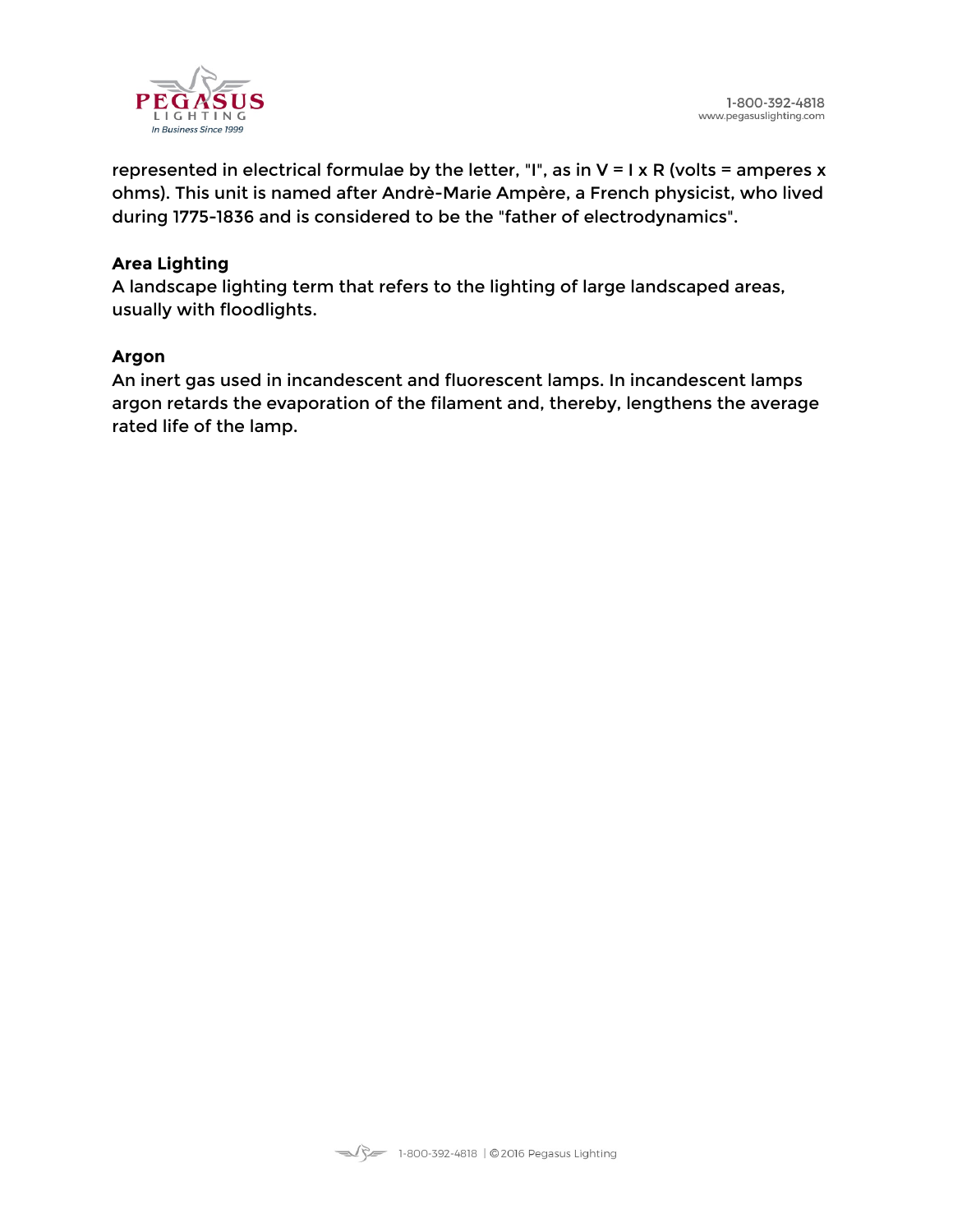represented in electrical formulae by the letter, "I", as in V = I x R (volts = amperes x ohms). This unit is named after Andrè-Marie Ampère, a French physicist, who lived during 1775-1836 and is considered to be the "father of electrodynamics".

**Area Lighting**
A landscape lighting term that refers to the lighting of large landscaped areas, usually with floodlights.

**Argon**
An inert gas used in incandescent and fluorescent lamps. In incandescent lamps argon retards the evaporation of the filament and, thereby, lengthens the average rated life of the lamp.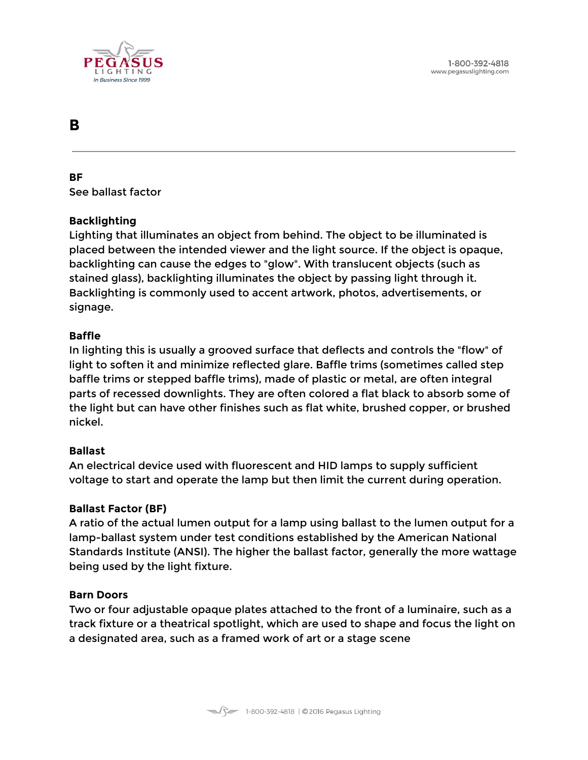# B

**BF**
See ballast factor

**Backlighting**
Lighting that illuminates an object from behind. The object to be illuminated is placed between the intended viewer and the light source. If the object is opaque, backlighting can cause the edges to "glow". With translucent objects (such as stained glass), backlighting illuminates the object by passing light through it. Backlighting is commonly used to accent artwork, photos, advertisements, or signage.

**Baffle**
In lighting this is usually a grooved surface that deflects and controls the "flow" of light to soften it and minimize reflected glare. Baffle trims (sometimes called step baffle trims or stepped baffle trims), made of plastic or metal, are often integral parts of recessed downlights. They are often colored a flat black to absorb some of the light but can have other finishes such as flat white, brushed copper, or brushed nickel.

**Ballast**
An electrical device used with fluorescent and HID lamps to supply sufficient voltage to start and operate the lamp but then limit the current during operation.

**Ballast Factor (BF)**
A ratio of the actual lumen output for a lamp using ballast to the lumen output for a lamp-ballast system under test conditions established by the American National Standards Institute (ANSI). The higher the ballast factor, generally the more wattage being used by the light fixture.

**Barn Doors**
Two or four adjustable opaque plates attached to the front of a luminaire, such as a track fixture or a theatrical spotlight, which are used to shape and focus the light on a designated area, such as a framed work of art or a stage scene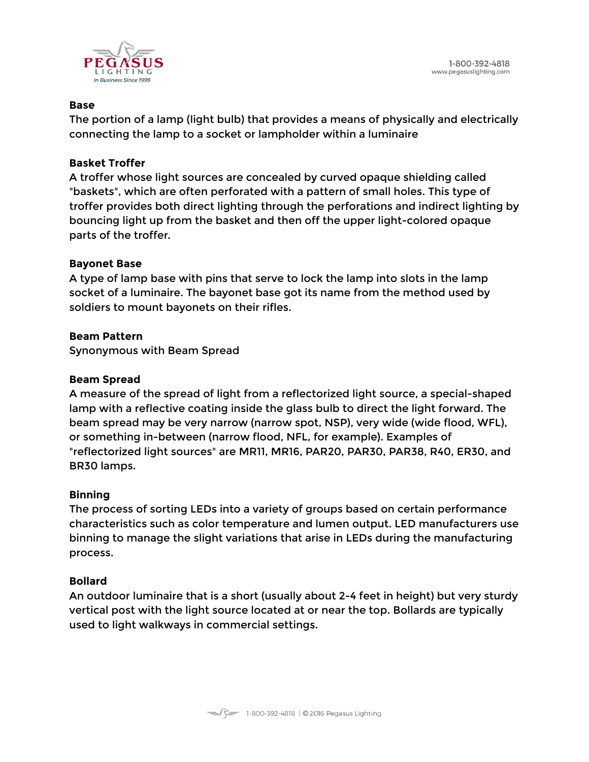**Base**
The portion of a lamp (light bulb) that provides a means of physically and electrically connecting the lamp to a socket or lampholder within a luminaire

**Basket Troffer**
A troffer whose light sources are concealed by curved opaque shielding called "baskets", which are often perforated with a pattern of small holes. This type of troffer provides both direct lighting through the perforations and indirect lighting by bouncing light up from the basket and then off the upper light-colored opaque parts of the troffer.

**Bayonet Base**
A type of lamp base with pins that serve to lock the lamp into slots in the lamp socket of a luminaire. The bayonet base got its name from the method used by soldiers to mount bayonets on their rifles.

**Beam Pattern**
Synonymous with Beam Spread

**Beam Spread**
A measure of the spread of light from a reflectorized light source, a special-shaped lamp with a reflective coating inside the glass bulb to direct the light forward. The beam spread may be very narrow (narrow spot, NSP), very wide (wide flood, WFL), or something in-between (narrow flood, NFL, for example). Examples of "reflectorized light sources" are MR11, MR16, PAR20, PAR30, PAR38, R40, ER30, and BR30 lamps.

**Binning**
The process of sorting LEDs into a variety of groups based on certain performance characteristics such as color temperature and lumen output. LED manufacturers use binning to manage the slight variations that arise in LEDs during the manufacturing process.

**Bollard**
An outdoor luminaire that is a short (usually about 2-4 feet in height) but very sturdy vertical post with the light source located at or near the top. Bollards are typically used to light walkways in commercial settings.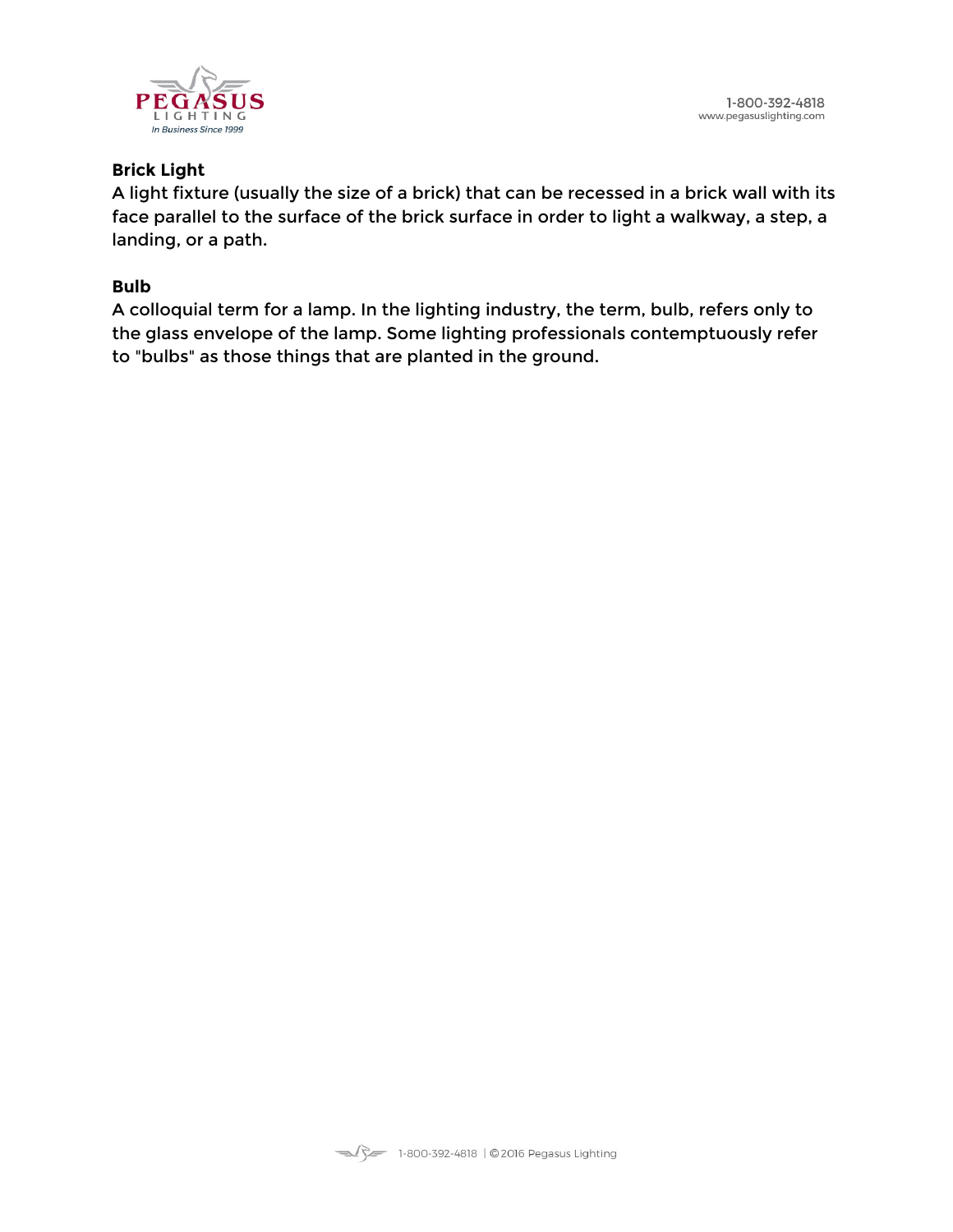**Brick Light**
A light fixture (usually the size of a brick) that can be recessed in a brick wall with its face parallel to the surface of the brick surface in order to light a walkway, a step, a landing, or a path.

**Bulb**
A colloquial term for a lamp. In the lighting industry, the term, bulb, refers only to the glass envelope of the lamp. Some lighting professionals contemptuously refer to "bulbs" as those things that are planted in the ground.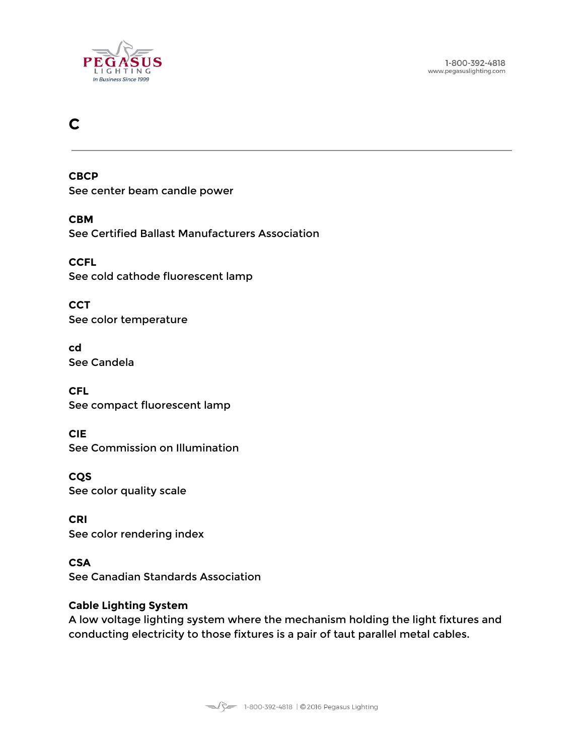# C

**CBCP**
See center beam candle power

**CBM**
See Certified Ballast Manufacturers Association

**CCFL**
See cold cathode fluorescent lamp

**CCT**
See color temperature

**cd**
See Candela

**CFL**
See compact fluorescent lamp

**CIE**
See Commission on Illumination

**CQS**
See color quality scale

**CRI**
See color rendering index

**CSA**
See Canadian Standards Association

**Cable Lighting System**
A low voltage lighting system where the mechanism holding the light fixtures and conducting electricity to those fixtures is a pair of taut parallel metal cables.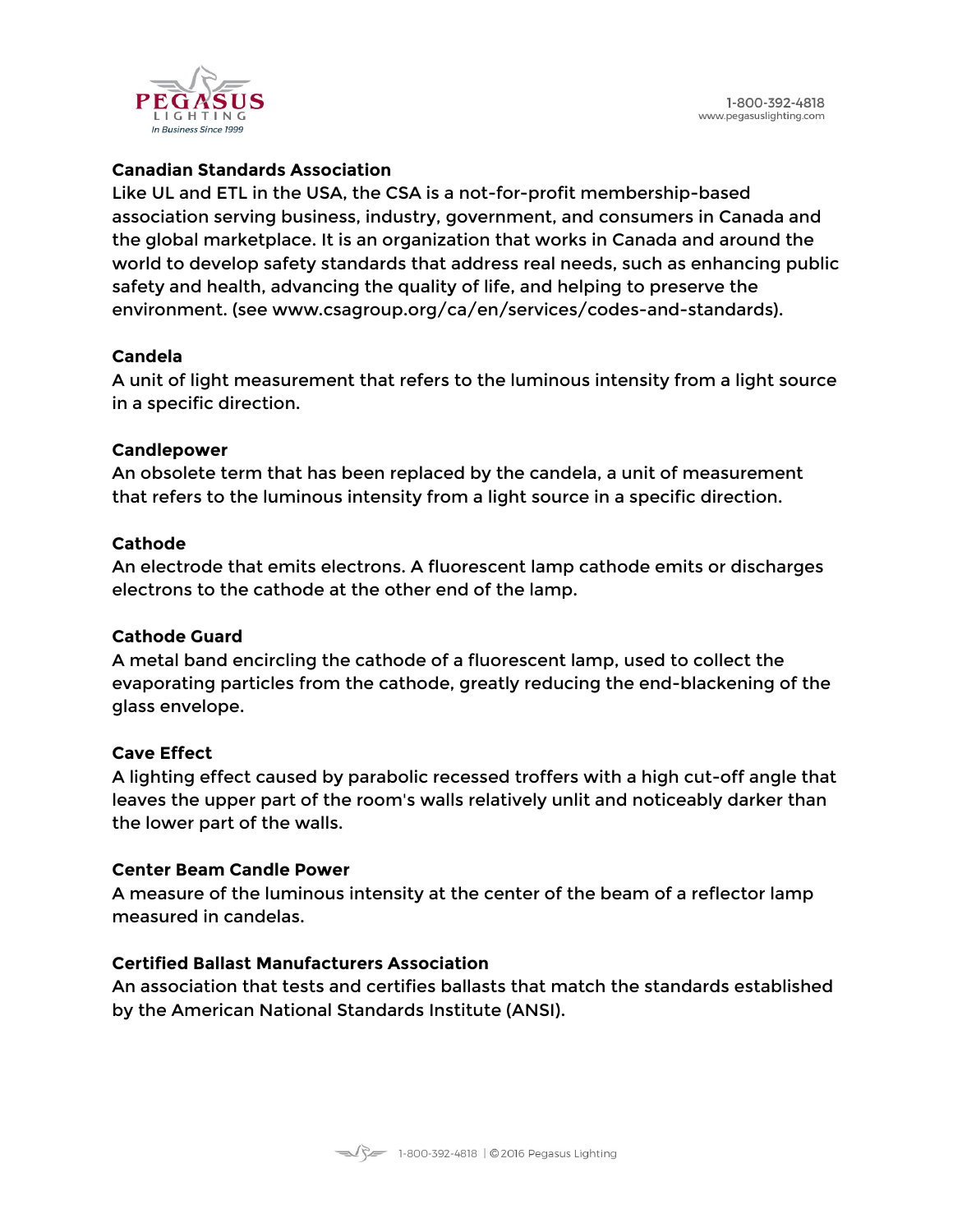**Canadian Standards Association**
Like UL and ETL in the USA, the CSA is a not-for-profit membership-based association serving business, industry, government, and consumers in Canada and the global marketplace. It is an organization that works in Canada and around the world to develop safety standards that address real needs, such as enhancing public safety and health, advancing the quality of life, and helping to preserve the environment. (see www.csagroup.org/ca/en/services/codes-and-standards).

**Candela**
A unit of light measurement that refers to the luminous intensity from a light source in a specific direction.

**Candlepower**
An obsolete term that has been replaced by the candela, a unit of measurement that refers to the luminous intensity from a light source in a specific direction.

**Cathode**
An electrode that emits electrons. A fluorescent lamp cathode emits or discharges electrons to the cathode at the other end of the lamp.

**Cathode Guard**
A metal band encircling the cathode of a fluorescent lamp, used to collect the evaporating particles from the cathode, greatly reducing the end-blackening of the glass envelope.

**Cave Effect**
A lighting effect caused by parabolic recessed troffers with a high cut-off angle that leaves the upper part of the room's walls relatively unlit and noticeably darker than the lower part of the walls.

**Center Beam Candle Power**
A measure of the luminous intensity at the center of the beam of a reflector lamp measured in candelas.

**Certified Ballast Manufacturers Association**
An association that tests and certifies ballasts that match the standards established by the American National Standards Institute (ANSI).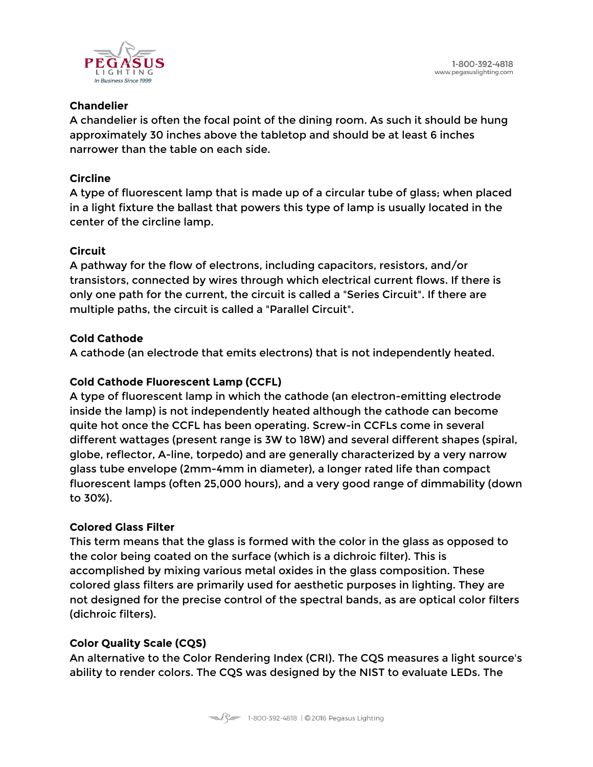**Chandelier**
A chandelier is often the focal point of the dining room. As such it should be hung approximately 30 inches above the tabletop and should be at least 6 inches narrower than the table on each side.

**Circline**
A type of fluorescent lamp that is made up of a circular tube of glass; when placed in a light fixture the ballast that powers this type of lamp is usually located in the center of the circline lamp.

**Circuit**
A pathway for the flow of electrons, including capacitors, resistors, and/or transistors, connected by wires through which electrical current flows. If there is only one path for the current, the circuit is called a "Series Circuit". If there are multiple paths, the circuit is called a "Parallel Circuit".

**Cold Cathode**
A cathode (an electrode that emits electrons) that is not independently heated.

**Cold Cathode Fluorescent Lamp (CCFL)**
A type of fluorescent lamp in which the cathode (an electron-emitting electrode inside the lamp) is not independently heated although the cathode can become quite hot once the CCFL has been operating. Screw-in CCFLs come in several different wattages (present range is 3W to 18W) and several different shapes (spiral, globe, reflector, A-line, torpedo) and are generally characterized by a very narrow glass tube envelope (2mm-4mm in diameter), a longer rated life than compact fluorescent lamps (often 25,000 hours), and a very good range of dimmability (down to 30%).

**Colored Glass Filter**
This term means that the glass is formed with the color in the glass as opposed to the color being coated on the surface (which is a dichroic filter). This is accomplished by mixing various metal oxides in the glass composition. These colored glass filters are primarily used for aesthetic purposes in lighting. They are not designed for the precise control of the spectral bands, as are optical color filters (dichroic filters).

**Color Quality Scale (CQS)**
An alternative to the Color Rendering Index (CRI). The CQS measures a light source's ability to render colors. The CQS was designed by the NIST to evaluate LEDs. The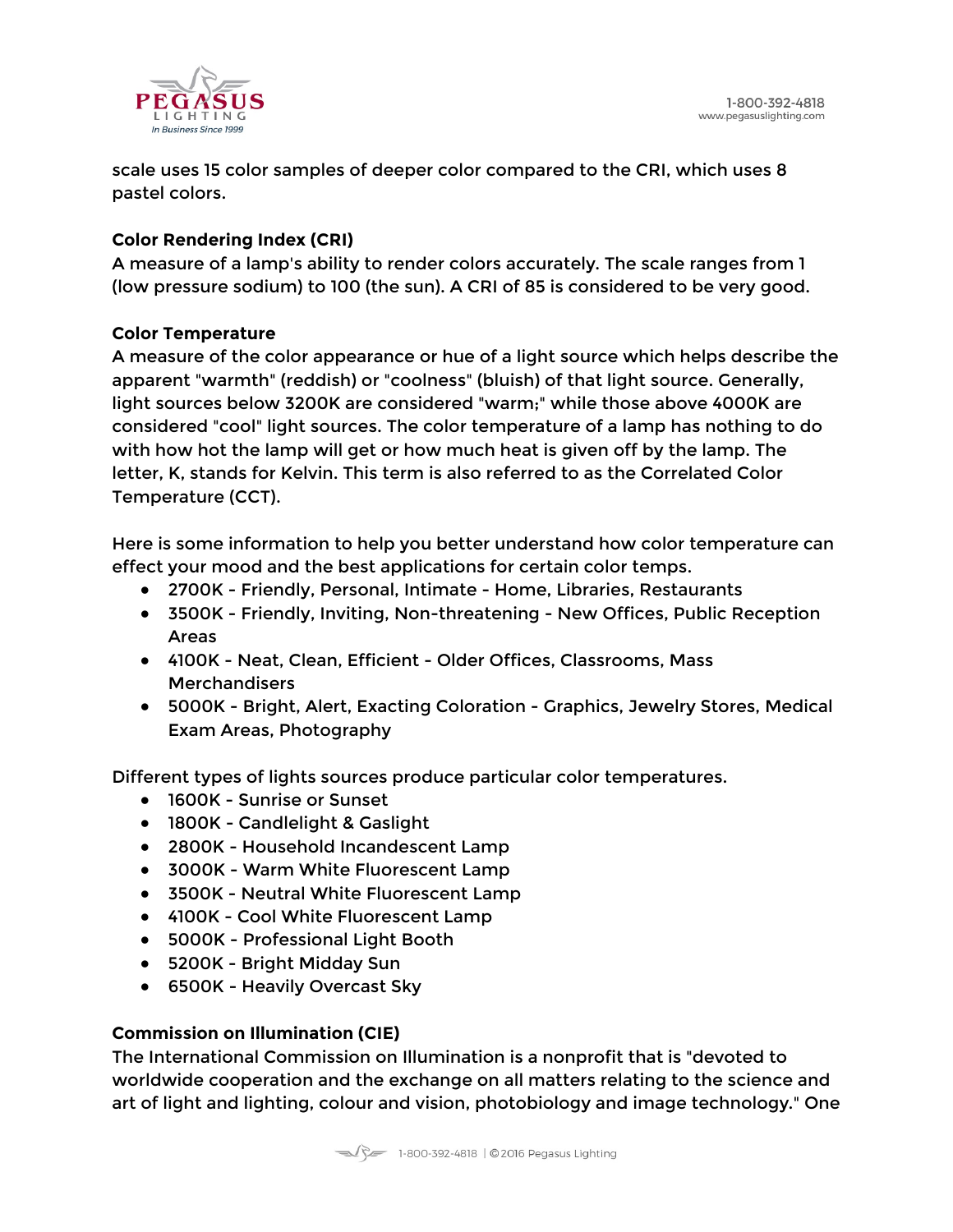scale uses 15 color samples of deeper color compared to the CRI, which uses 8 pastel colors.

**Color Rendering Index (CRI)**
A measure of a lamp's ability to render colors accurately. The scale ranges from 1 (low pressure sodium) to 100 (the sun). A CRI of 85 is considered to be very good.

**Color Temperature**
A measure of the color appearance or hue of a light source which helps describe the apparent "warmth" (reddish) or "coolness" (bluish) of that light source. Generally, light sources below 3200K are considered "warm;" while those above 4000K are considered "cool" light sources. The color temperature of a lamp has nothing to do with how hot the lamp will get or how much heat is given off by the lamp. The letter, K, stands for Kelvin. This term is also referred to as the Correlated Color Temperature (CCT).

Here is some information to help you better understand how color temperature can effect your mood and the best applications for certain color temps.

- 2700K - Friendly, Personal, Intimate - Home, Libraries, Restaurants
- 3500K - Friendly, Inviting, Non-threatening - New Offices, Public Reception Areas
- 4100K - Neat, Clean, Efficient - Older Offices, Classrooms, Mass Merchandisers
- 5000K - Bright, Alert, Exacting Coloration - Graphics, Jewelry Stores, Medical Exam Areas, Photography

Different types of lights sources produce particular color temperatures.

- 1600K - Sunrise or Sunset
- 1800K - Candlelight & Gaslight
- 2800K - Household Incandescent Lamp
- 3000K - Warm White Fluorescent Lamp
- 3500K - Neutral White Fluorescent Lamp
- 4100K - Cool White Fluorescent Lamp
- 5000K - Professional Light Booth
- 5200K - Bright Midday Sun
- 6500K - Heavily Overcast Sky

**Commission on Illumination (CIE)**
The International Commission on Illumination is a nonprofit that is "devoted to worldwide cooperation and the exchange on all matters relating to the science and art of light and lighting, colour and vision, photobiology and image technology." One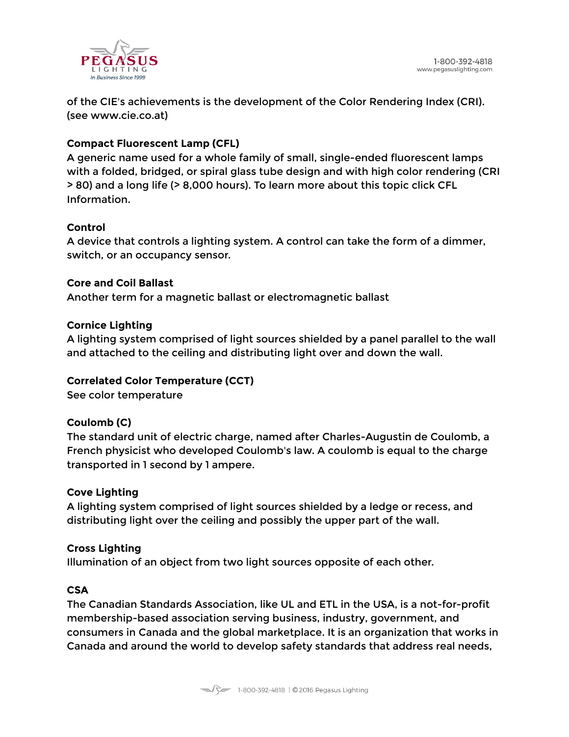of the CIE's achievements is the development of the Color Rendering Index (CRI). (see www.cie.co.at)

**Compact Fluorescent Lamp (CFL)**
A generic name used for a whole family of small, single-ended fluorescent lamps with a folded, bridged, or spiral glass tube design and with high color rendering (CRI > 80) and a long life (> 8,000 hours). To learn more about this topic click CFL Information.

**Control**
A device that controls a lighting system. A control can take the form of a dimmer, switch, or an occupancy sensor.

**Core and Coil Ballast**
Another term for a magnetic ballast or electromagnetic ballast

**Cornice Lighting**
A lighting system comprised of light sources shielded by a panel parallel to the wall and attached to the ceiling and distributing light over and down the wall.

**Correlated Color Temperature (CCT)**
See color temperature

**Coulomb (C)**
The standard unit of electric charge, named after Charles-Augustin de Coulomb, a French physicist who developed Coulomb's law. A coulomb is equal to the charge transported in 1 second by 1 ampere.

**Cove Lighting**
A lighting system comprised of light sources shielded by a ledge or recess, and distributing light over the ceiling and possibly the upper part of the wall.

**Cross Lighting**
Illumination of an object from two light sources opposite of each other.

**CSA**
The Canadian Standards Association, like UL and ETL in the USA, is a not-for-profit membership-based association serving business, industry, government, and consumers in Canada and the global marketplace. It is an organization that works in Canada and around the world to develop safety standards that address real needs,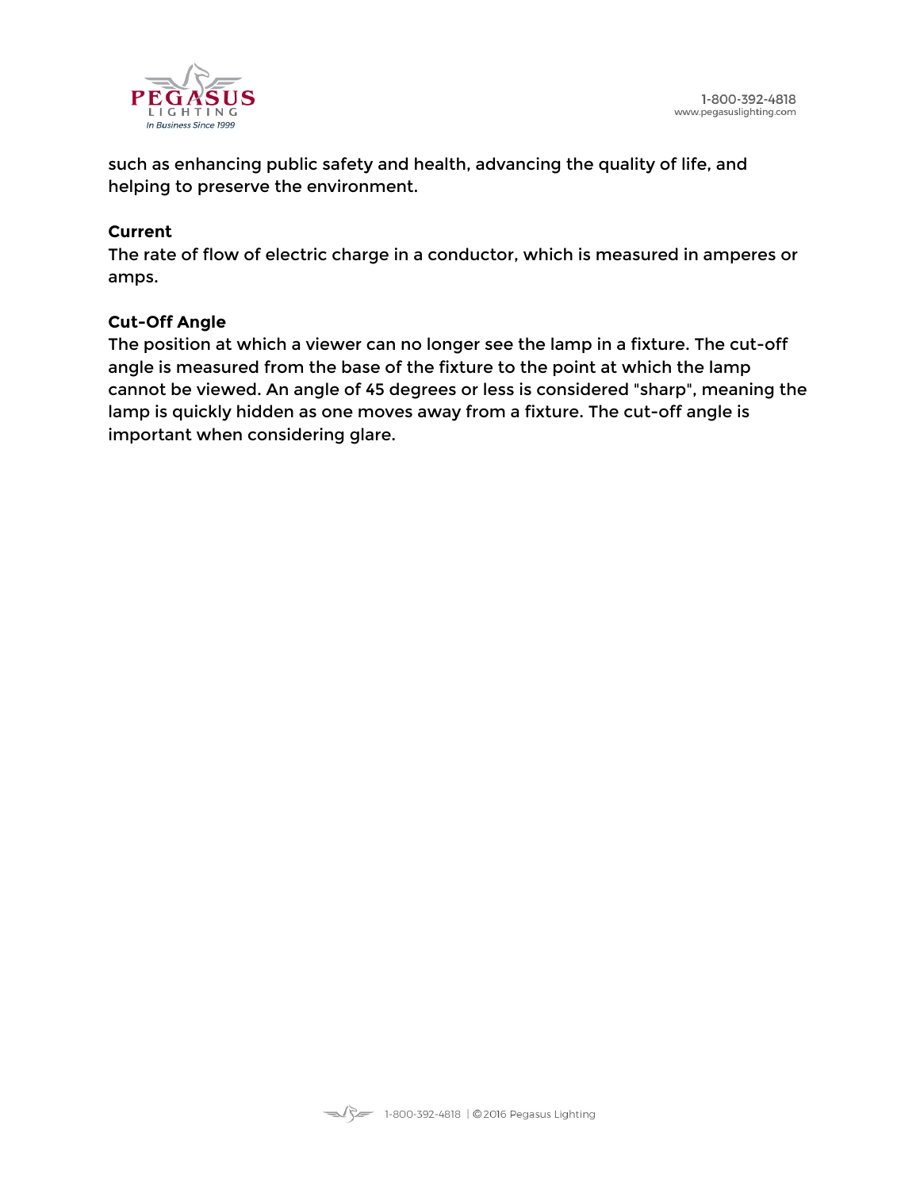such as enhancing public safety and health, advancing the quality of life, and helping to preserve the environment.

**Current**
The rate of flow of electric charge in a conductor, which is measured in amperes or amps.

**Cut-Off Angle**
The position at which a viewer can no longer see the lamp in a fixture. The cut-off angle is measured from the base of the fixture to the point at which the lamp cannot be viewed. An angle of 45 degrees or less is considered "sharp", meaning the lamp is quickly hidden as one moves away from a fixture. The cut-off angle is important when considering glare.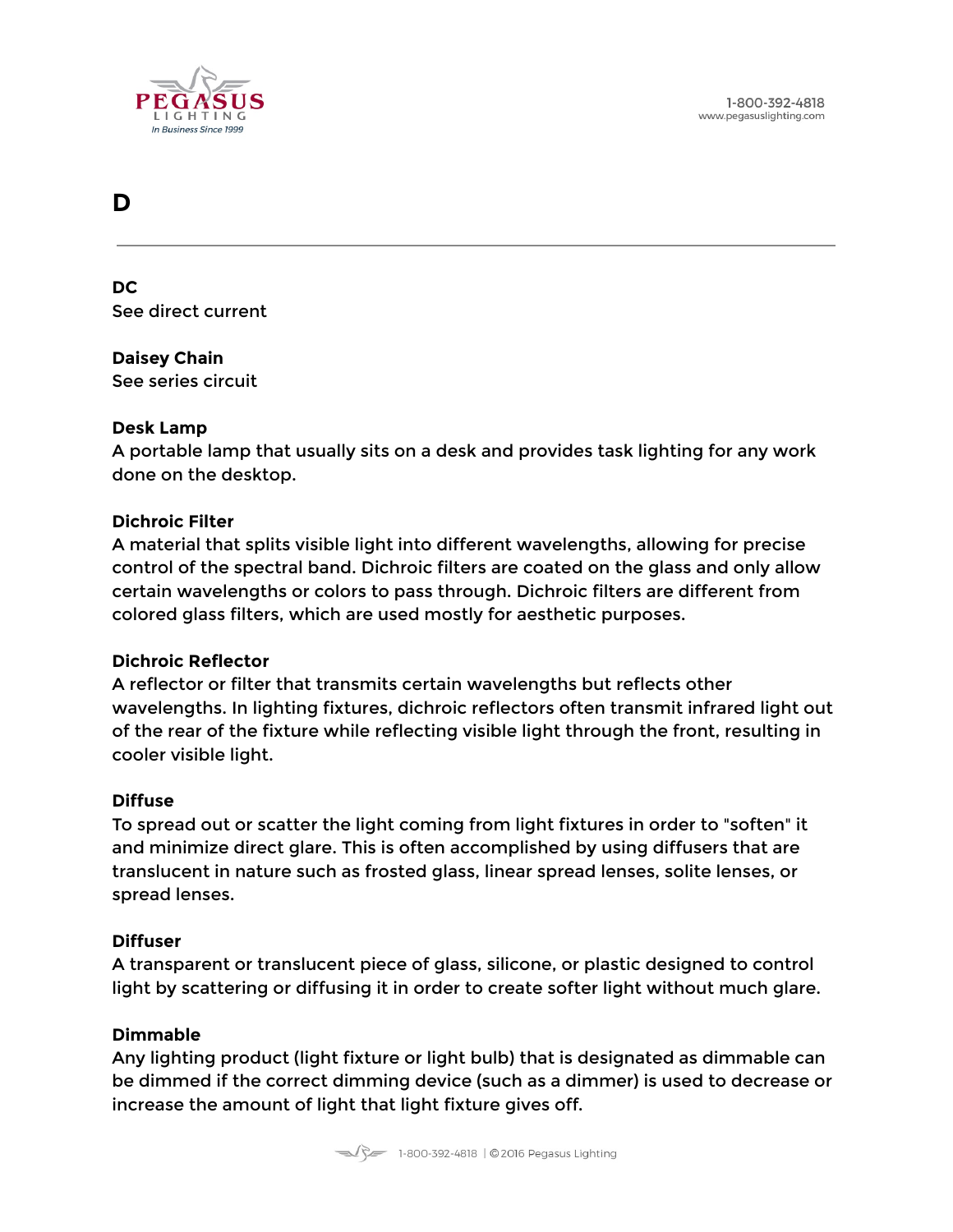# D

**DC**
See direct current

**Daisey Chain**
See series circuit

**Desk Lamp**
A portable lamp that usually sits on a desk and provides task lighting for any work done on the desktop.

**Dichroic Filter**
A material that splits visible light into different wavelengths, allowing for precise control of the spectral band. Dichroic filters are coated on the glass and only allow certain wavelengths or colors to pass through. Dichroic filters are different from colored glass filters, which are used mostly for aesthetic purposes.

**Dichroic Reflector**
A reflector or filter that transmits certain wavelengths but reflects other wavelengths. In lighting fixtures, dichroic reflectors often transmit infrared light out of the rear of the fixture while reflecting visible light through the front, resulting in cooler visible light.

**Diffuse**
To spread out or scatter the light coming from light fixtures in order to "soften" it and minimize direct glare. This is often accomplished by using diffusers that are translucent in nature such as frosted glass, linear spread lenses, solite lenses, or spread lenses.

**Diffuser**
A transparent or translucent piece of glass, silicone, or plastic designed to control light by scattering or diffusing it in order to create softer light without much glare.

**Dimmable**
Any lighting product (light fixture or light bulb) that is designated as dimmable can be dimmed if the correct dimming device (such as a dimmer) is used to decrease or increase the amount of light that light fixture gives off.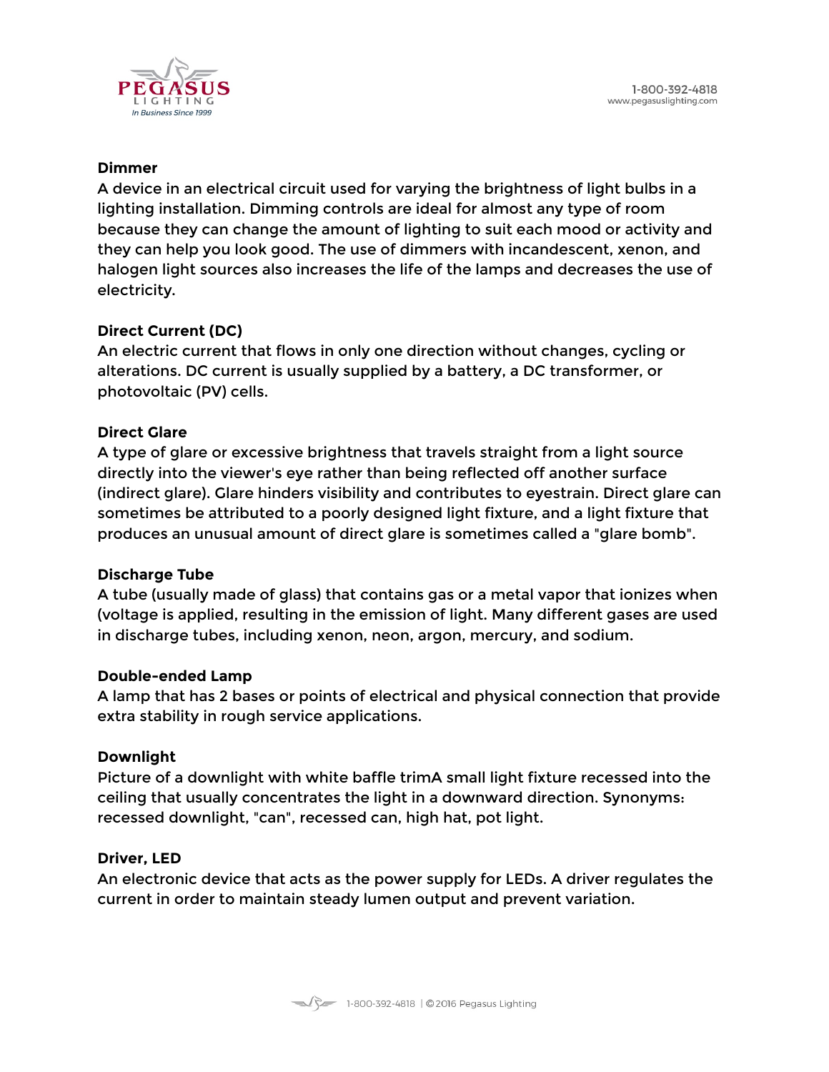**Dimmer**

A device in an electrical circuit used for varying the brightness of light bulbs in a lighting installation. Dimming controls are ideal for almost any type of room because they can change the amount of lighting to suit each mood or activity and they can help you look good. The use of dimmers with incandescent, xenon, and halogen light sources also increases the life of the lamps and decreases the use of electricity.

**Direct Current (DC)**

An electric current that flows in only one direction without changes, cycling or alterations. DC current is usually supplied by a battery, a DC transformer, or photovoltaic (PV) cells.

**Direct Glare**

A type of glare or excessive brightness that travels straight from a light source directly into the viewer's eye rather than being reflected off another surface (indirect glare). Glare hinders visibility and contributes to eyestrain. Direct glare can sometimes be attributed to a poorly designed light fixture, and a light fixture that produces an unusual amount of direct glare is sometimes called a "glare bomb".

**Discharge Tube**

A tube (usually made of glass) that contains gas or a metal vapor that ionizes when (voltage is applied, resulting in the emission of light. Many different gases are used in discharge tubes, including xenon, neon, argon, mercury, and sodium.

**Double-ended Lamp**

A lamp that has 2 bases or points of electrical and physical connection that provide extra stability in rough service applications.

**Downlight**

Picture of a downlight with white baffle trimA small light fixture recessed into the ceiling that usually concentrates the light in a downward direction. Synonyms: recessed downlight, "can", recessed can, high hat, pot light.

**Driver, LED**

An electronic device that acts as the power supply for LEDs. A driver regulates the current in order to maintain steady lumen output and prevent variation.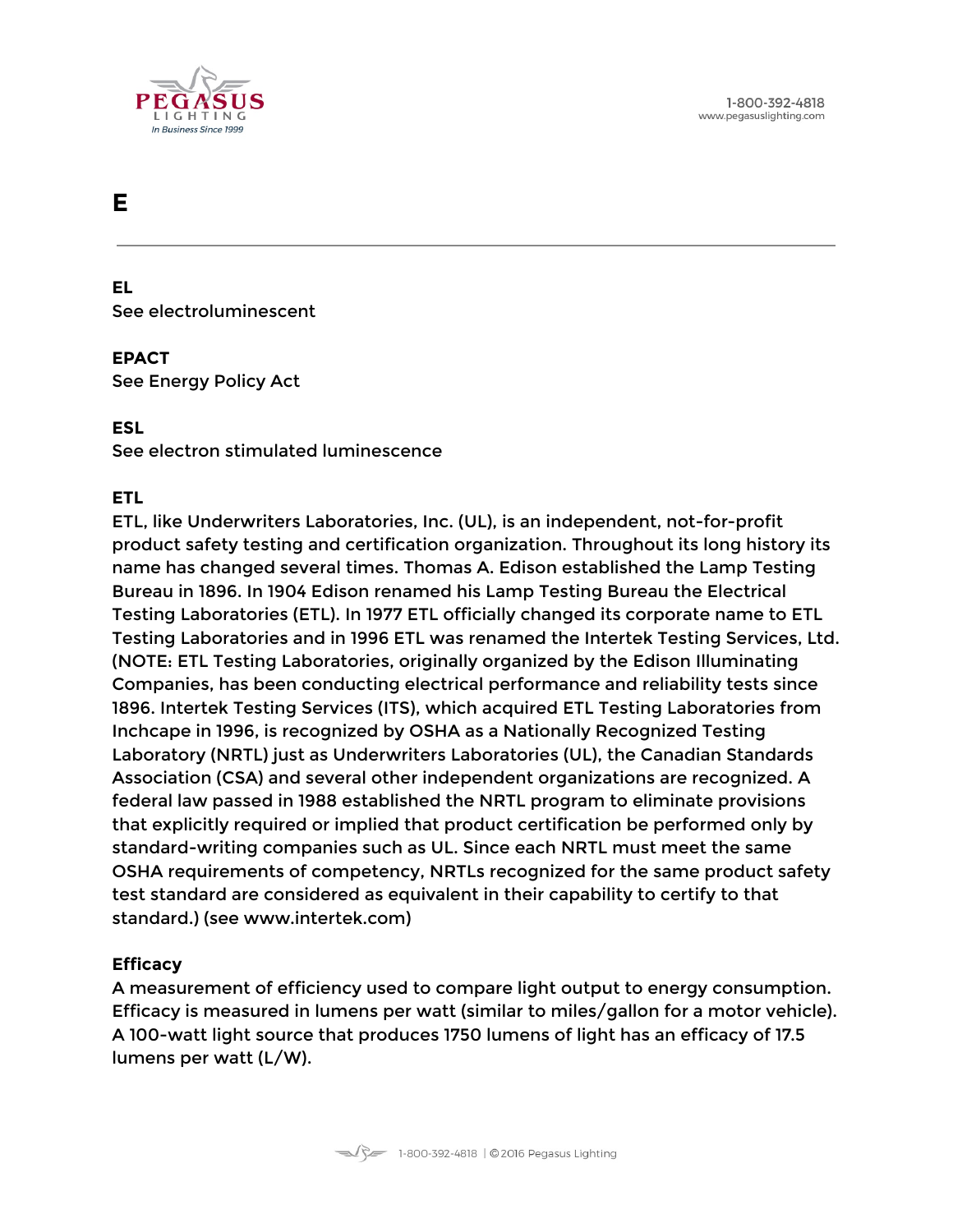# E

---

**EL**
See electroluminescent

**EPACT**
See Energy Policy Act

**ESL**
See electron stimulated luminescence

**ETL**
ETL, like Underwriters Laboratories, Inc. (UL), is an independent, not-for-profit product safety testing and certification organization. Throughout its long history its name has changed several times. Thomas A. Edison established the Lamp Testing Bureau in 1896. In 1904 Edison renamed his Lamp Testing Bureau the Electrical Testing Laboratories (ETL). In 1977 ETL officially changed its corporate name to ETL Testing Laboratories and in 1996 ETL was renamed the Intertek Testing Services, Ltd. (NOTE: ETL Testing Laboratories, originally organized by the Edison Illuminating Companies, has been conducting electrical performance and reliability tests since 1896. Intertek Testing Services (ITS), which acquired ETL Testing Laboratories from Inchcape in 1996, is recognized by OSHA as a Nationally Recognized Testing Laboratory (NRTL) just as Underwriters Laboratories (UL), the Canadian Standards Association (CSA) and several other independent organizations are recognized. A federal law passed in 1988 established the NRTL program to eliminate provisions that explicitly required or implied that product certification be performed only by standard-writing companies such as UL. Since each NRTL must meet the same OSHA requirements of competency, NRTLs recognized for the same product safety test standard are considered as equivalent in their capability to certify to that standard.) (see www.intertek.com)

**Efficacy**
A measurement of efficiency used to compare light output to energy consumption. Efficacy is measured in lumens per watt (similar to miles/gallon for a motor vehicle). A 100-watt light source that produces 1750 lumens of light has an efficacy of 17.5 lumens per watt (L/W).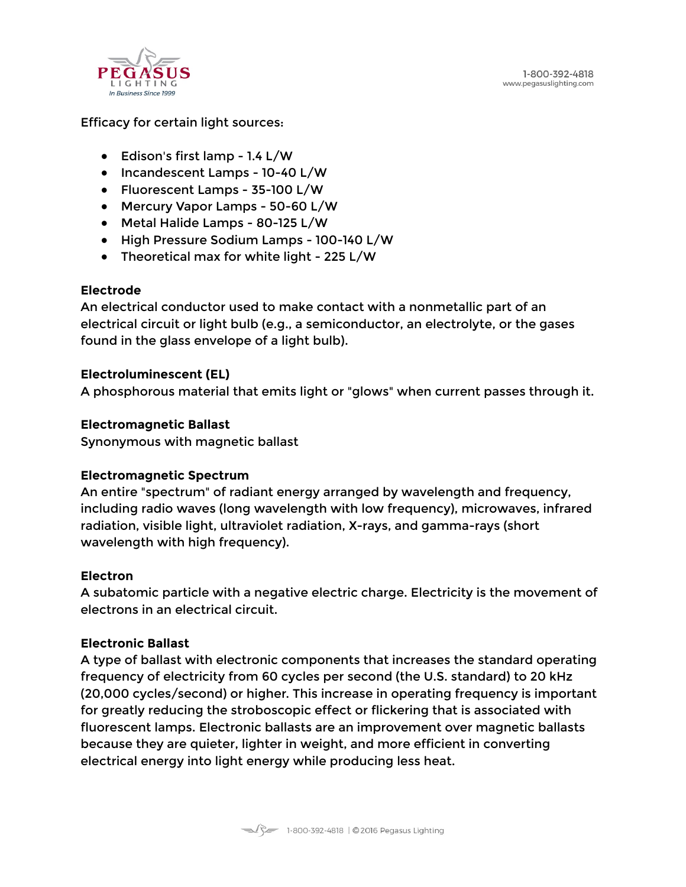Efficacy for certain light sources:

- Edison's first lamp - 1.4 L/W
- Incandescent Lamps - 10-40 L/W
- Fluorescent Lamps - 35-100 L/W
- Mercury Vapor Lamps - 50-60 L/W
- Metal Halide Lamps - 80-125 L/W
- High Pressure Sodium Lamps - 100-140 L/W
- Theoretical max for white light - 225 L/W

**Electrode**
An electrical conductor used to make contact with a nonmetallic part of an electrical circuit or light bulb (e.g., a semiconductor, an electrolyte, or the gases found in the glass envelope of a light bulb).

**Electroluminescent (EL)**
A phosphorous material that emits light or "glows" when current passes through it.

**Electromagnetic Ballast**
Synonymous with magnetic ballast

**Electromagnetic Spectrum**
An entire "spectrum" of radiant energy arranged by wavelength and frequency, including radio waves (long wavelength with low frequency), microwaves, infrared radiation, visible light, ultraviolet radiation, X-rays, and gamma-rays (short wavelength with high frequency).

**Electron**
A subatomic particle with a negative electric charge. Electricity is the movement of electrons in an electrical circuit.

**Electronic Ballast**
A type of ballast with electronic components that increases the standard operating frequency of electricity from 60 cycles per second (the U.S. standard) to 20 kHz (20,000 cycles/second) or higher. This increase in operating frequency is important for greatly reducing the stroboscopic effect or flickering that is associated with fluorescent lamps. Electronic ballasts are an improvement over magnetic ballasts because they are quieter, lighter in weight, and more efficient in converting electrical energy into light energy while producing less heat.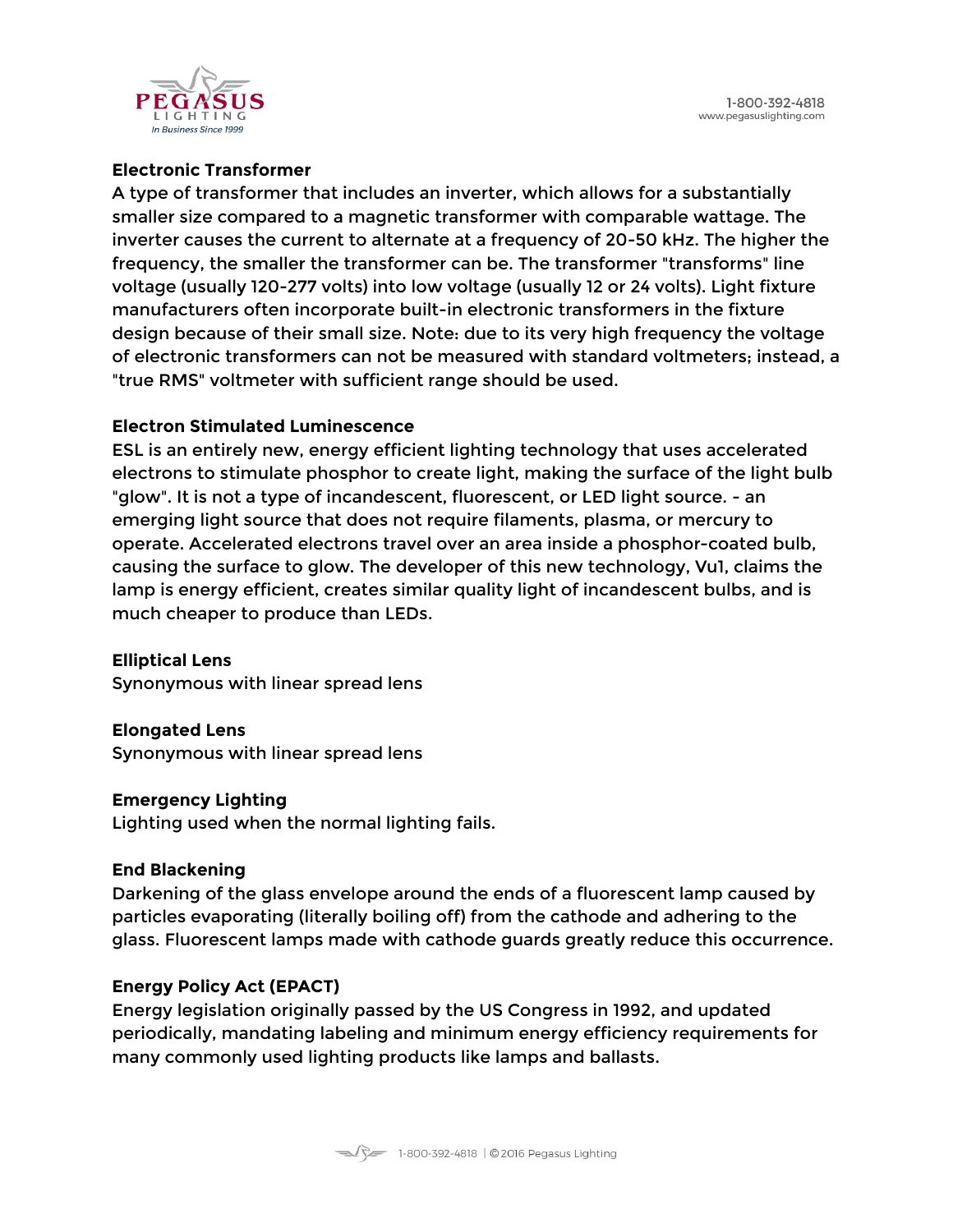**Electronic Transformer**

A type of transformer that includes an inverter, which allows for a substantially smaller size compared to a magnetic transformer with comparable wattage. The inverter causes the current to alternate at a frequency of 20-50 kHz. The higher the frequency, the smaller the transformer can be. The transformer "transforms" line voltage (usually 120-277 volts) into low voltage (usually 12 or 24 volts). Light fixture manufacturers often incorporate built-in electronic transformers in the fixture design because of their small size. Note: due to its very high frequency the voltage of electronic transformers can not be measured with standard voltmeters; instead, a "true RMS" voltmeter with sufficient range should be used.

**Electron Stimulated Luminescence**

ESL is an entirely new, energy efficient lighting technology that uses accelerated electrons to stimulate phosphor to create light, making the surface of the light bulb "glow". It is not a type of incandescent, fluorescent, or LED light source. - an emerging light source that does not require filaments, plasma, or mercury to operate. Accelerated electrons travel over an area inside a phosphor-coated bulb, causing the surface to glow. The developer of this new technology, Vu1, claims the lamp is energy efficient, creates similar quality light of incandescent bulbs, and is much cheaper to produce than LEDs.

**Elliptical Lens**

Synonymous with linear spread lens

**Elongated Lens**

Synonymous with linear spread lens

**Emergency Lighting**

Lighting used when the normal lighting fails.

**End Blackening**

Darkening of the glass envelope around the ends of a fluorescent lamp caused by particles evaporating (literally boiling off) from the cathode and adhering to the glass. Fluorescent lamps made with cathode guards greatly reduce this occurrence.

**Energy Policy Act (EPACT)**

Energy legislation originally passed by the US Congress in 1992, and updated periodically, mandating labeling and minimum energy efficiency requirements for many commonly used lighting products like lamps and ballasts.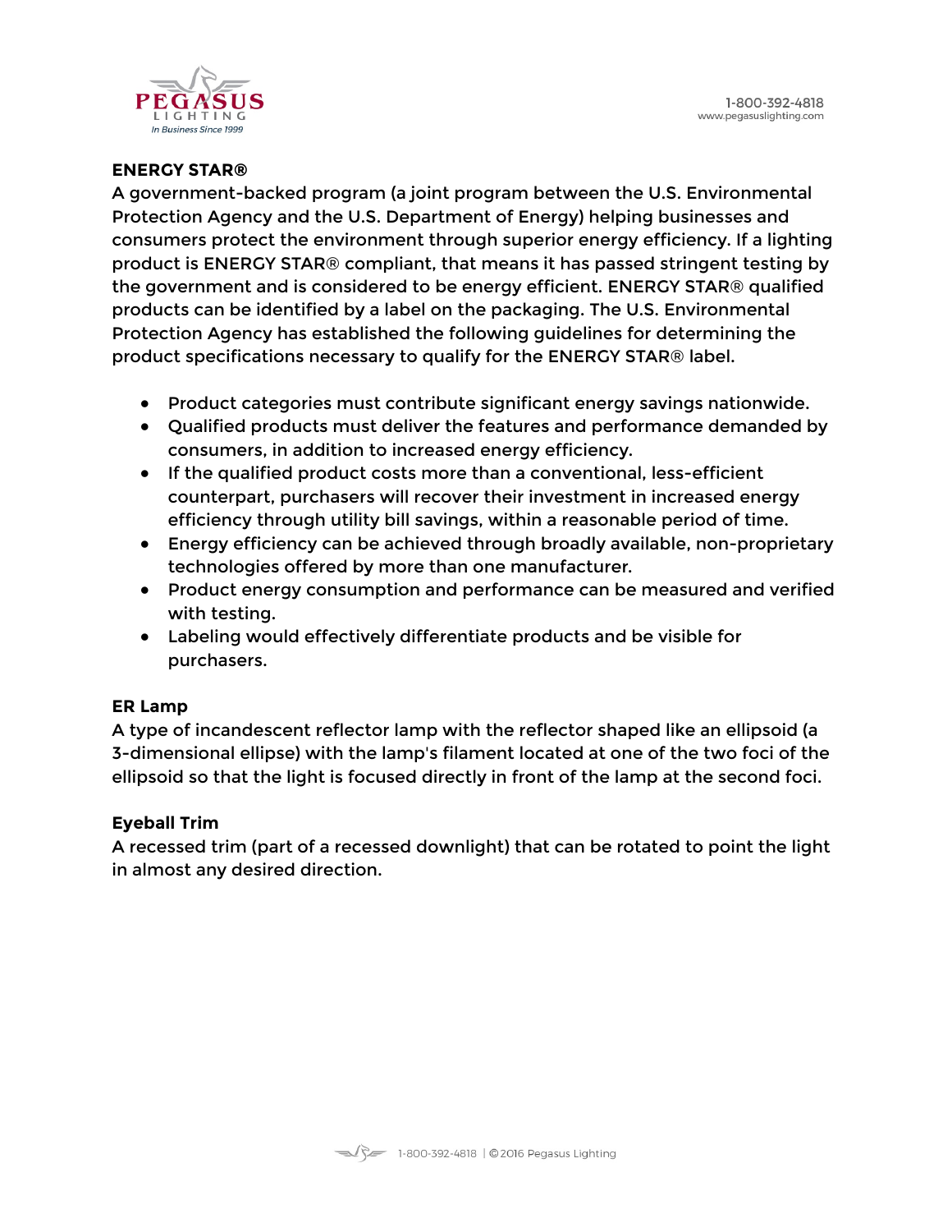**ENERGY STAR®**

A government-backed program (a joint program between the U.S. Environmental Protection Agency and the U.S. Department of Energy) helping businesses and consumers protect the environment through superior energy efficiency. If a lighting product is ENERGY STAR® compliant, that means it has passed stringent testing by the government and is considered to be energy efficient. ENERGY STAR® qualified products can be identified by a label on the packaging. The U.S. Environmental Protection Agency has established the following guidelines for determining the product specifications necessary to qualify for the ENERGY STAR® label.

- Product categories must contribute significant energy savings nationwide.
- Qualified products must deliver the features and performance demanded by consumers, in addition to increased energy efficiency.
- If the qualified product costs more than a conventional, less-efficient counterpart, purchasers will recover their investment in increased energy efficiency through utility bill savings, within a reasonable period of time.
- Energy efficiency can be achieved through broadly available, non-proprietary technologies offered by more than one manufacturer.
- Product energy consumption and performance can be measured and verified with testing.
- Labeling would effectively differentiate products and be visible for purchasers.

**ER Lamp**

A type of incandescent reflector lamp with the reflector shaped like an ellipsoid (a 3-dimensional ellipse) with the lamp's filament located at one of the two foci of the ellipsoid so that the light is focused directly in front of the lamp at the second foci.

**Eyeball Trim**

A recessed trim (part of a recessed downlight) that can be rotated to point the light in almost any desired direction.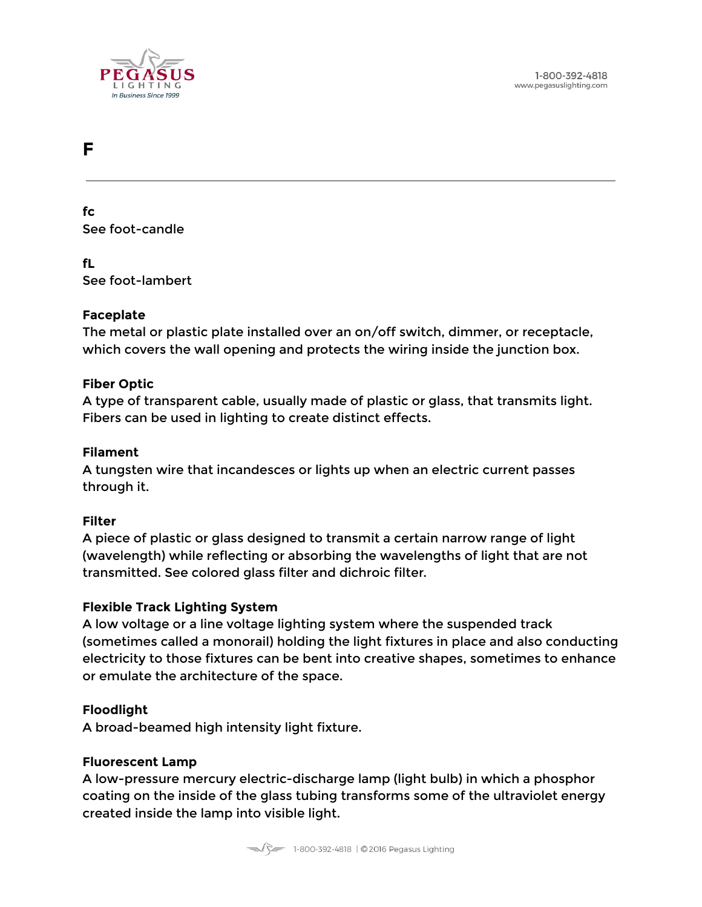# F

---

**fc**
See foot-candle

**fL**
See foot-lambert

**Faceplate**
The metal or plastic plate installed over an on/off switch, dimmer, or receptacle, which covers the wall opening and protects the wiring inside the junction box.

**Fiber Optic**
A type of transparent cable, usually made of plastic or glass, that transmits light. Fibers can be used in lighting to create distinct effects.

**Filament**
A tungsten wire that incandesces or lights up when an electric current passes through it.

**Filter**
A piece of plastic or glass designed to transmit a certain narrow range of light (wavelength) while reflecting or absorbing the wavelengths of light that are not transmitted. See colored glass filter and dichroic filter.

**Flexible Track Lighting System**
A low voltage or a line voltage lighting system where the suspended track (sometimes called a monorail) holding the light fixtures in place and also conducting electricity to those fixtures can be bent into creative shapes, sometimes to enhance or emulate the architecture of the space.

**Floodlight**
A broad-beamed high intensity light fixture.

**Fluorescent Lamp**
A low-pressure mercury electric-discharge lamp (light bulb) in which a phosphor coating on the inside of the glass tubing transforms some of the ultraviolet energy created inside the lamp into visible light.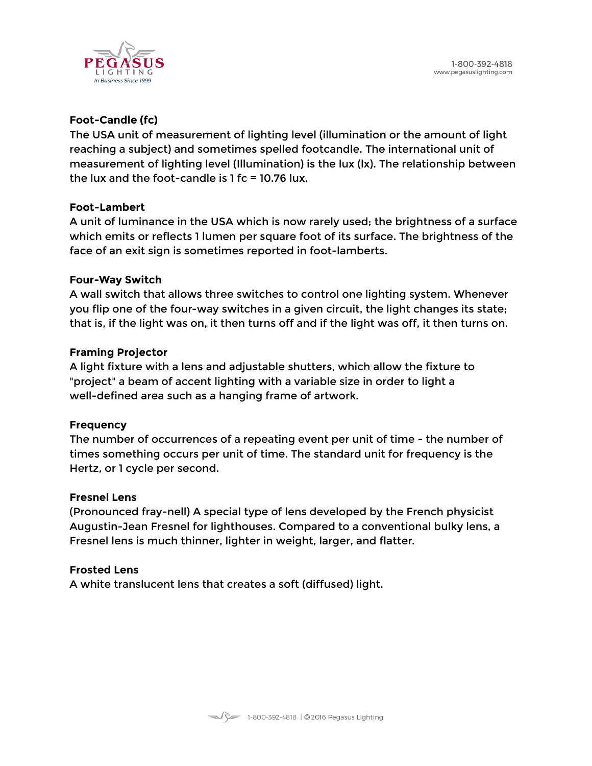**Foot-Candle (fc)**
The USA unit of measurement of lighting level (illumination or the amount of light reaching a subject) and sometimes spelled footcandle. The international unit of measurement of lighting level (Illumination) is the lux (lx). The relationship between the lux and the foot-candle is 1 fc = 10.76 lux.

**Foot-Lambert**
A unit of luminance in the USA which is now rarely used; the brightness of a surface which emits or reflects 1 lumen per square foot of its surface. The brightness of the face of an exit sign is sometimes reported in foot-lamberts.

**Four-Way Switch**
A wall switch that allows three switches to control one lighting system. Whenever you flip one of the four-way switches in a given circuit, the light changes its state; that is, if the light was on, it then turns off and if the light was off, it then turns on.

**Framing Projector**
A light fixture with a lens and adjustable shutters, which allow the fixture to "project" a beam of accent lighting with a variable size in order to light a well-defined area such as a hanging frame of artwork.

**Frequency**
The number of occurrences of a repeating event per unit of time - the number of times something occurs per unit of time. The standard unit for frequency is the Hertz, or 1 cycle per second.

**Fresnel Lens**
(Pronounced fray-nell) A special type of lens developed by the French physicist Augustin-Jean Fresnel for lighthouses. Compared to a conventional bulky lens, a Fresnel lens is much thinner, lighter in weight, larger, and flatter.

**Frosted Lens**
A white translucent lens that creates a soft (diffused) light.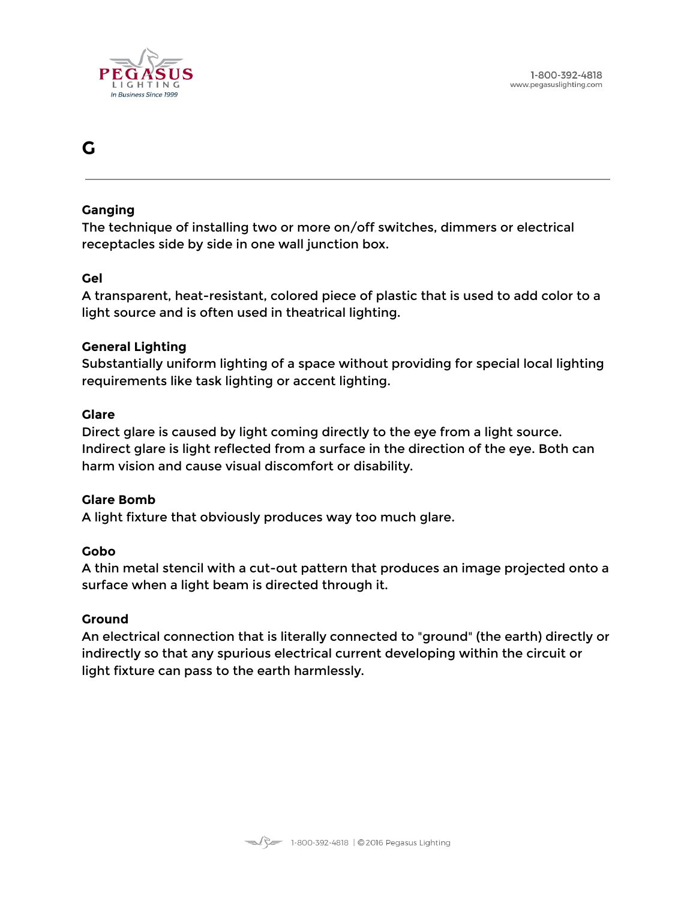# G

### Ganging

The technique of installing two or more on/off switches, dimmers or electrical receptacles side by side in one wall junction box.

### Gel

A transparent, heat-resistant, colored piece of plastic that is used to add color to a light source and is often used in theatrical lighting.

### General Lighting

Substantially uniform lighting of a space without providing for special local lighting requirements like task lighting or accent lighting.

### Glare

Direct glare is caused by light coming directly to the eye from a light source. Indirect glare is light reflected from a surface in the direction of the eye. Both can harm vision and cause visual discomfort or disability.

### Glare Bomb

A light fixture that obviously produces way too much glare.

### Gobo

A thin metal stencil with a cut-out pattern that produces an image projected onto a surface when a light beam is directed through it.

### Ground

An electrical connection that is literally connected to "ground" (the earth) directly or indirectly so that any spurious electrical current developing within the circuit or light fixture can pass to the earth harmlessly.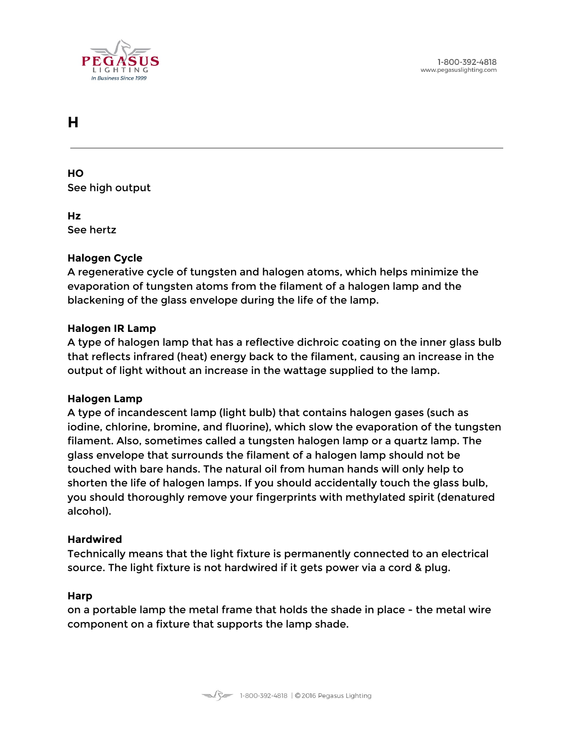# H

**HO**
See high output

**Hz**
See hertz

**Halogen Cycle**
A regenerative cycle of tungsten and halogen atoms, which helps minimize the evaporation of tungsten atoms from the filament of a halogen lamp and the blackening of the glass envelope during the life of the lamp.

**Halogen IR Lamp**
A type of halogen lamp that has a reflective dichroic coating on the inner glass bulb that reflects infrared (heat) energy back to the filament, causing an increase in the output of light without an increase in the wattage supplied to the lamp.

**Halogen Lamp**
A type of incandescent lamp (light bulb) that contains halogen gases (such as iodine, chlorine, bromine, and fluorine), which slow the evaporation of the tungsten filament. Also, sometimes called a tungsten halogen lamp or a quartz lamp. The glass envelope that surrounds the filament of a halogen lamp should not be touched with bare hands. The natural oil from human hands will only help to shorten the life of halogen lamps. If you should accidentally touch the glass bulb, you should thoroughly remove your fingerprints with methylated spirit (denatured alcohol).

**Hardwired**
Technically means that the light fixture is permanently connected to an electrical source. The light fixture is not hardwired if it gets power via a cord & plug.

**Harp**
on a portable lamp the metal frame that holds the shade in place - the metal wire component on a fixture that supports the lamp shade.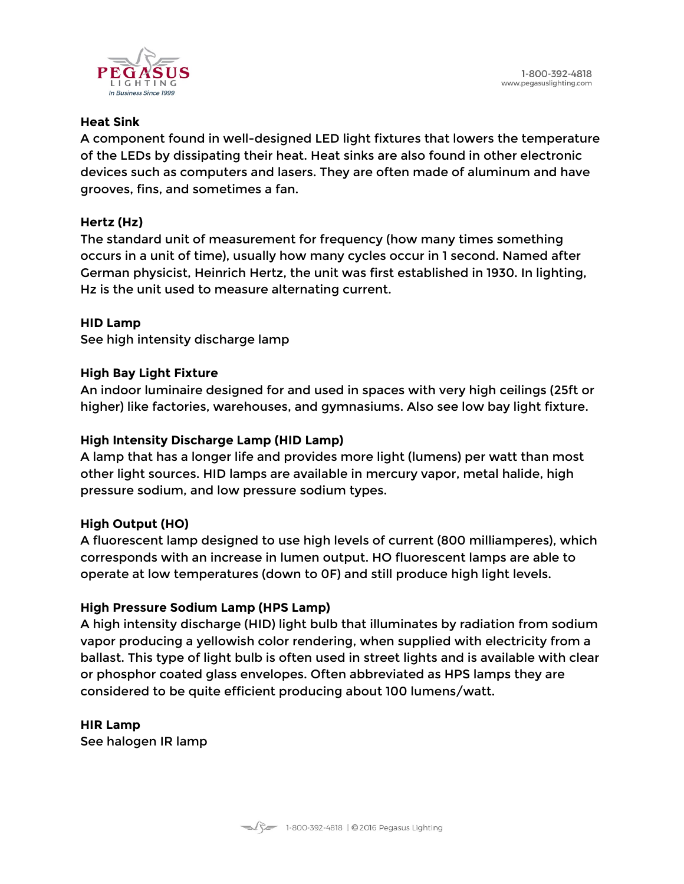**Heat Sink**
A component found in well-designed LED light fixtures that lowers the temperature of the LEDs by dissipating their heat. Heat sinks are also found in other electronic devices such as computers and lasers. They are often made of aluminum and have grooves, fins, and sometimes a fan.

**Hertz (Hz)**
The standard unit of measurement for frequency (how many times something occurs in a unit of time), usually how many cycles occur in 1 second. Named after German physicist, Heinrich Hertz, the unit was first established in 1930. In lighting, Hz is the unit used to measure alternating current.

**HID Lamp**
See high intensity discharge lamp

**High Bay Light Fixture**
An indoor luminaire designed for and used in spaces with very high ceilings (25ft or higher) like factories, warehouses, and gymnasiums. Also see low bay light fixture.

**High Intensity Discharge Lamp (HID Lamp)**
A lamp that has a longer life and provides more light (lumens) per watt than most other light sources. HID lamps are available in mercury vapor, metal halide, high pressure sodium, and low pressure sodium types.

**High Output (HO)**
A fluorescent lamp designed to use high levels of current (800 milliamperes), which corresponds with an increase in lumen output. HO fluorescent lamps are able to operate at low temperatures (down to 0F) and still produce high light levels.

**High Pressure Sodium Lamp (HPS Lamp)**
A high intensity discharge (HID) light bulb that illuminates by radiation from sodium vapor producing a yellowish color rendering, when supplied with electricity from a ballast. This type of light bulb is often used in street lights and is available with clear or phosphor coated glass envelopes. Often abbreviated as HPS lamps they are considered to be quite efficient producing about 100 lumens/watt.

**HIR Lamp**
See halogen IR lamp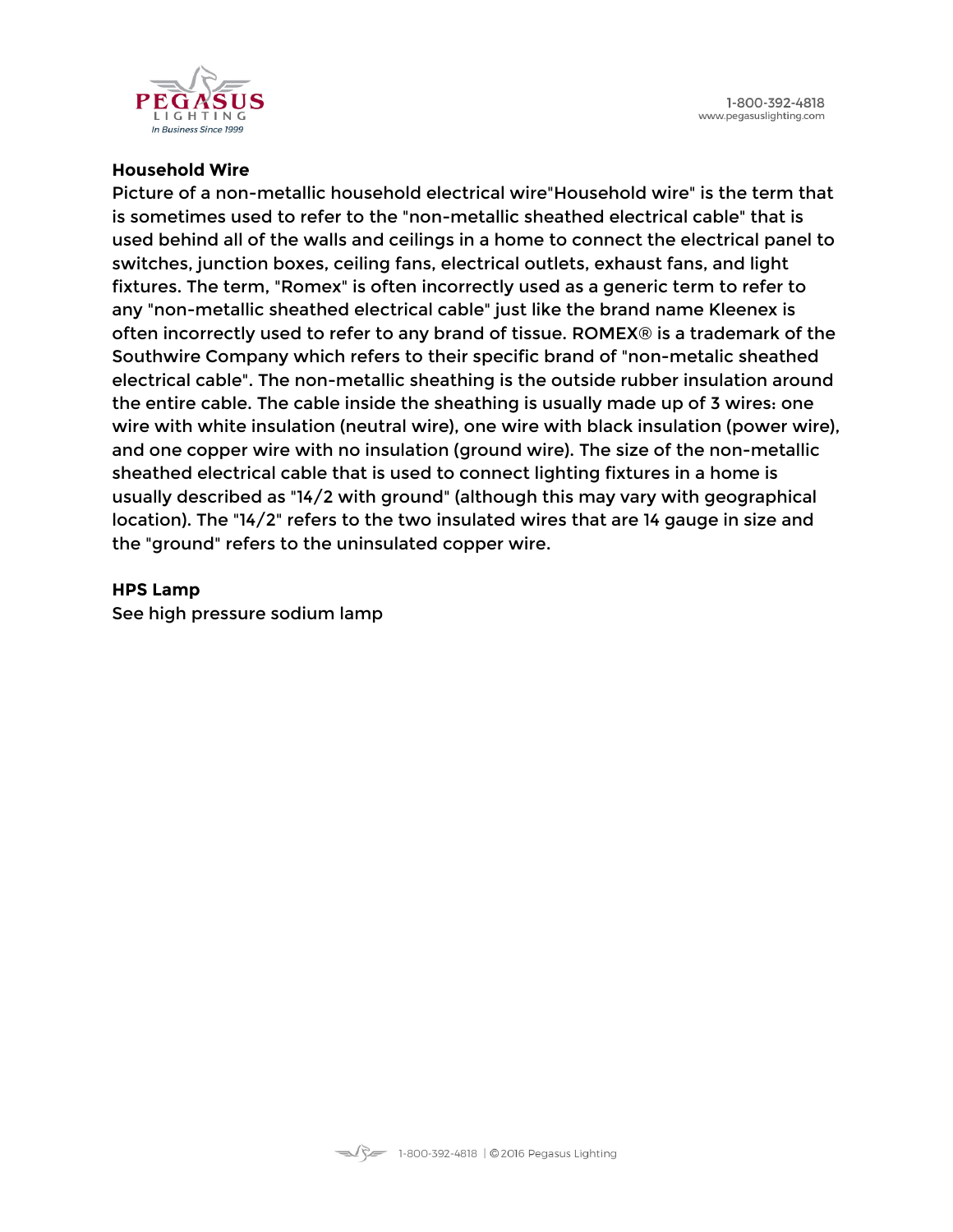**Household Wire**

Picture of a non-metallic household electrical wire"Household wire" is the term that is sometimes used to refer to the "non-metallic sheathed electrical cable" that is used behind all of the walls and ceilings in a home to connect the electrical panel to switches, junction boxes, ceiling fans, electrical outlets, exhaust fans, and light fixtures. The term, "Romex" is often incorrectly used as a generic term to refer to any "non-metallic sheathed electrical cable" just like the brand name Kleenex is often incorrectly used to refer to any brand of tissue. ROMEX® is a trademark of the Southwire Company which refers to their specific brand of "non-metalic sheathed electrical cable". The non-metallic sheathing is the outside rubber insulation around the entire cable. The cable inside the sheathing is usually made up of 3 wires: one wire with white insulation (neutral wire), one wire with black insulation (power wire), and one copper wire with no insulation (ground wire). The size of the non-metallic sheathed electrical cable that is used to connect lighting fixtures in a home is usually described as "14/2 with ground" (although this may vary with geographical location). The "14/2" refers to the two insulated wires that are 14 gauge in size and the "ground" refers to the uninsulated copper wire.

**HPS Lamp**

See high pressure sodium lamp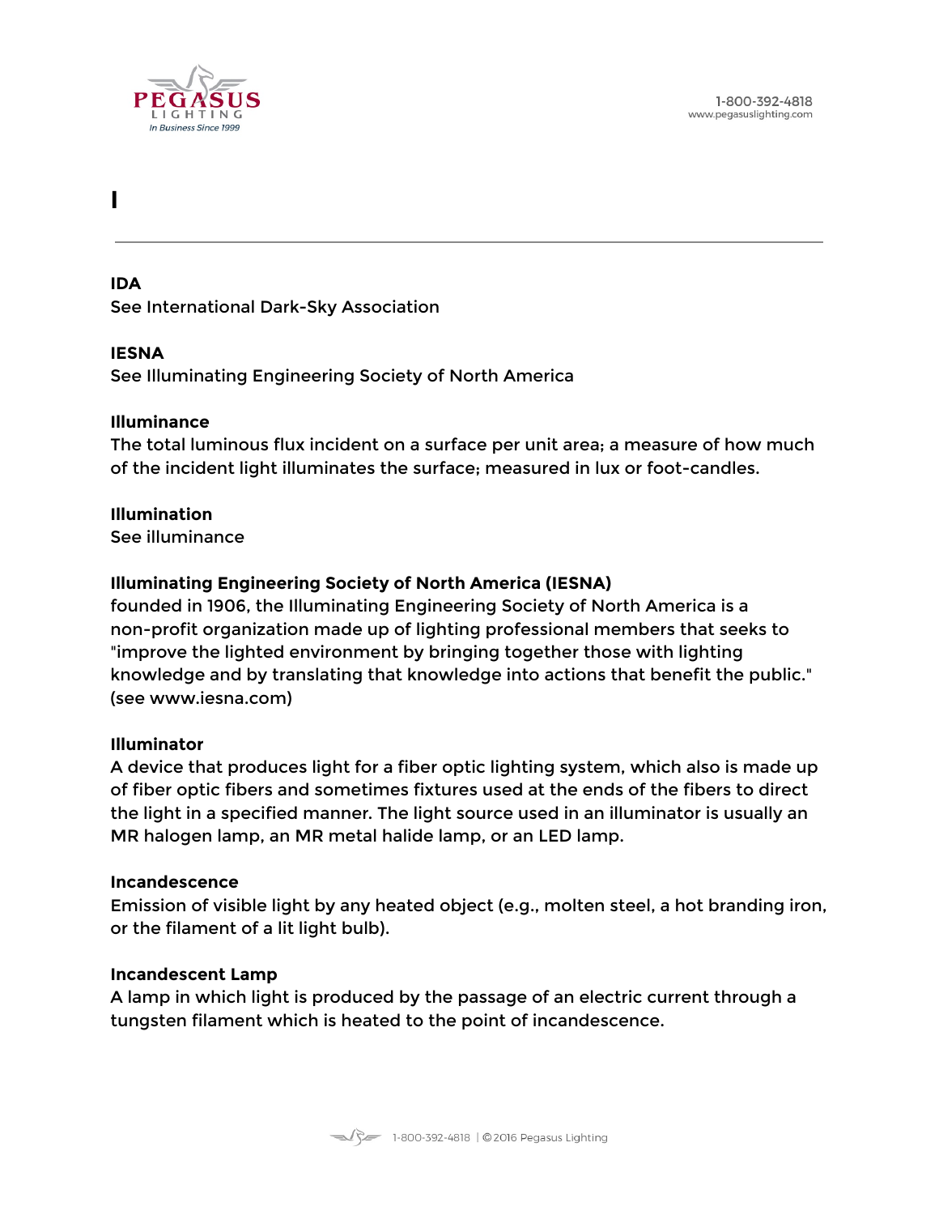# I

---

**IDA**
See International Dark-Sky Association

**IESNA**
See Illuminating Engineering Society of North America

**Illuminance**
The total luminous flux incident on a surface per unit area; a measure of how much of the incident light illuminates the surface; measured in lux or foot-candles.

**Illumination**
See illuminance

**Illuminating Engineering Society of North America (IESNA)**
founded in 1906, the Illuminating Engineering Society of North America is a non-profit organization made up of lighting professional members that seeks to "improve the lighted environment by bringing together those with lighting knowledge and by translating that knowledge into actions that benefit the public." (see www.iesna.com)

**Illuminator**
A device that produces light for a fiber optic lighting system, which also is made up of fiber optic fibers and sometimes fixtures used at the ends of the fibers to direct the light in a specified manner. The light source used in an illuminator is usually an MR halogen lamp, an MR metal halide lamp, or an LED lamp.

**Incandescence**
Emission of visible light by any heated object (e.g., molten steel, a hot branding iron, or the filament of a lit light bulb).

**Incandescent Lamp**
A lamp in which light is produced by the passage of an electric current through a tungsten filament which is heated to the point of incandescence.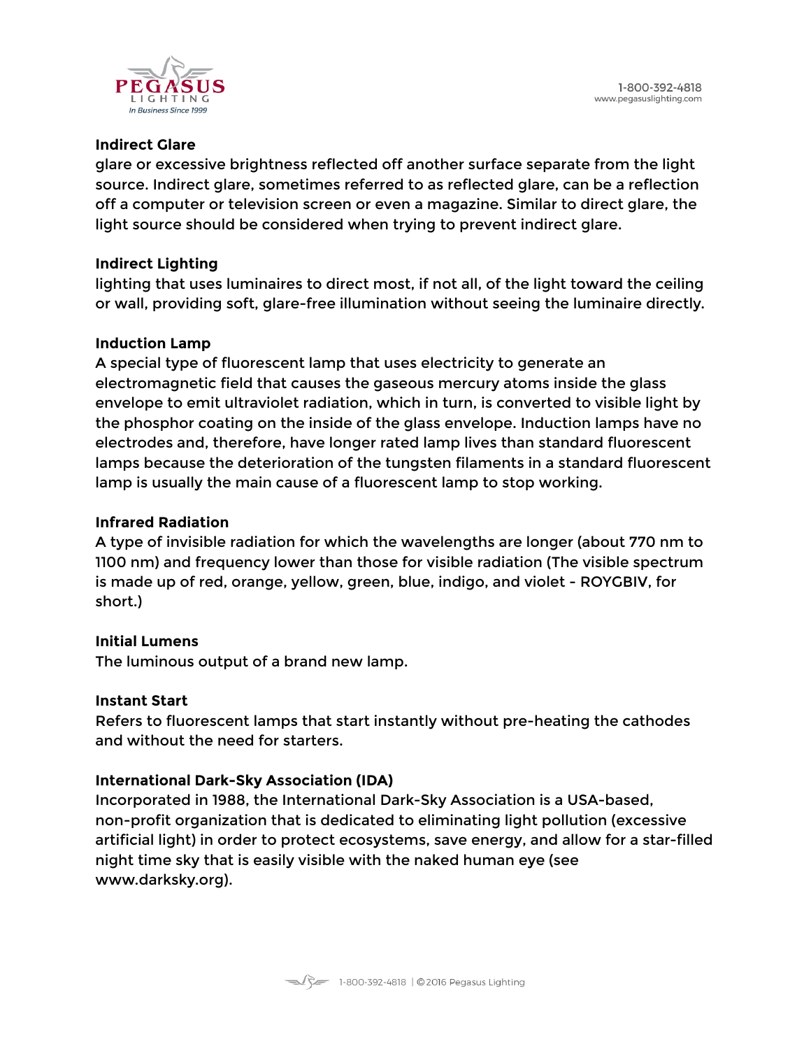**Indirect Glare**
glare or excessive brightness reflected off another surface separate from the light source. Indirect glare, sometimes referred to as reflected glare, can be a reflection off a computer or television screen or even a magazine. Similar to direct glare, the light source should be considered when trying to prevent indirect glare.

**Indirect Lighting**
lighting that uses luminaires to direct most, if not all, of the light toward the ceiling or wall, providing soft, glare-free illumination without seeing the luminaire directly.

**Induction Lamp**
A special type of fluorescent lamp that uses electricity to generate an electromagnetic field that causes the gaseous mercury atoms inside the glass envelope to emit ultraviolet radiation, which in turn, is converted to visible light by the phosphor coating on the inside of the glass envelope. Induction lamps have no electrodes and, therefore, have longer rated lamp lives than standard fluorescent lamps because the deterioration of the tungsten filaments in a standard fluorescent lamp is usually the main cause of a fluorescent lamp to stop working.

**Infrared Radiation**
A type of invisible radiation for which the wavelengths are longer (about 770 nm to 1100 nm) and frequency lower than those for visible radiation (The visible spectrum is made up of red, orange, yellow, green, blue, indigo, and violet - ROYGBIV, for short.)

**Initial Lumens**
The luminous output of a brand new lamp.

**Instant Start**
Refers to fluorescent lamps that start instantly without pre-heating the cathodes and without the need for starters.

**International Dark-Sky Association (IDA)**
Incorporated in 1988, the International Dark-Sky Association is a USA-based, non-profit organization that is dedicated to eliminating light pollution (excessive artificial light) in order to protect ecosystems, save energy, and allow for a star-filled night time sky that is easily visible with the naked human eye (see www.darksky.org).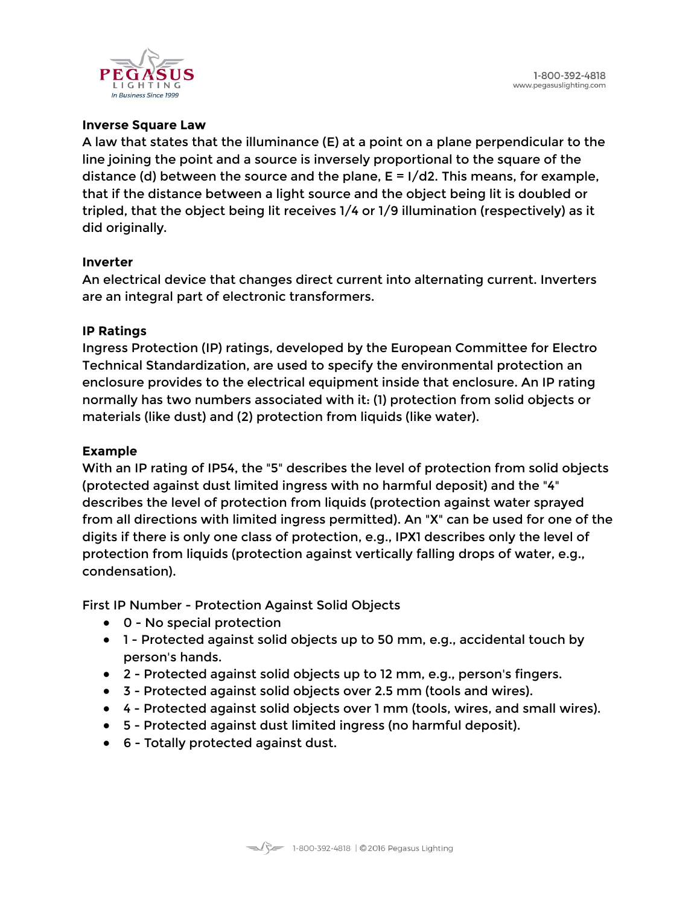**Inverse Square Law**

A law that states that the illuminance (E) at a point on a plane perpendicular to the line joining the point and a source is inversely proportional to the square of the distance (d) between the source and the plane, E = I/d2. This means, for example, that if the distance between a light source and the object being lit is doubled or tripled, that the object being lit receives 1/4 or 1/9 illumination (respectively) as it did originally.

**Inverter**

An electrical device that changes direct current into alternating current. Inverters are an integral part of electronic transformers.

**IP Ratings**

Ingress Protection (IP) ratings, developed by the European Committee for Electro Technical Standardization, are used to specify the environmental protection an enclosure provides to the electrical equipment inside that enclosure. An IP rating normally has two numbers associated with it: (1) protection from solid objects or materials (like dust) and (2) protection from liquids (like water).

**Example**

With an IP rating of IP54, the "5" describes the level of protection from solid objects (protected against dust limited ingress with no harmful deposit) and the "4" describes the level of protection from liquids (protection against water sprayed from all directions with limited ingress permitted). An "X" can be used for one of the digits if there is only one class of protection, e.g., IPX1 describes only the level of protection from liquids (protection against vertically falling drops of water, e.g., condensation).

First IP Number - Protection Against Solid Objects

- 0 - No special protection
- 1 - Protected against solid objects up to 50 mm, e.g., accidental touch by person's hands.
- 2 - Protected against solid objects up to 12 mm, e.g., person's fingers.
- 3 - Protected against solid objects over 2.5 mm (tools and wires).
- 4 - Protected against solid objects over 1 mm (tools, wires, and small wires).
- 5 - Protected against dust limited ingress (no harmful deposit).
- 6 - Totally protected against dust.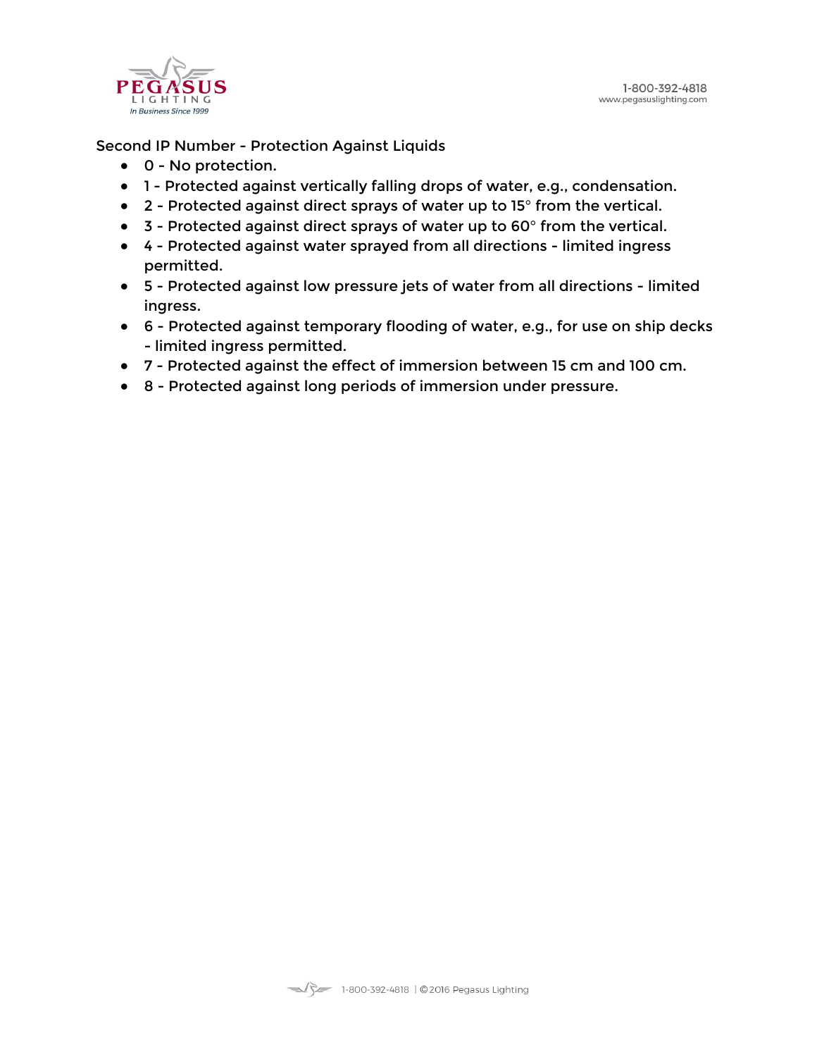Second IP Number - Protection Against Liquids

- 0 - No protection.
- 1 - Protected against vertically falling drops of water, e.g., condensation.
- 2 - Protected against direct sprays of water up to 15° from the vertical.
- 3 - Protected against direct sprays of water up to 60° from the vertical.
- 4 - Protected against water sprayed from all directions - limited ingress permitted.
- 5 - Protected against low pressure jets of water from all directions - limited ingress.
- 6 - Protected against temporary flooding of water, e.g., for use on ship decks - limited ingress permitted.
- 7 - Protected against the effect of immersion between 15 cm and 100 cm.
- 8 - Protected against long periods of immersion under pressure.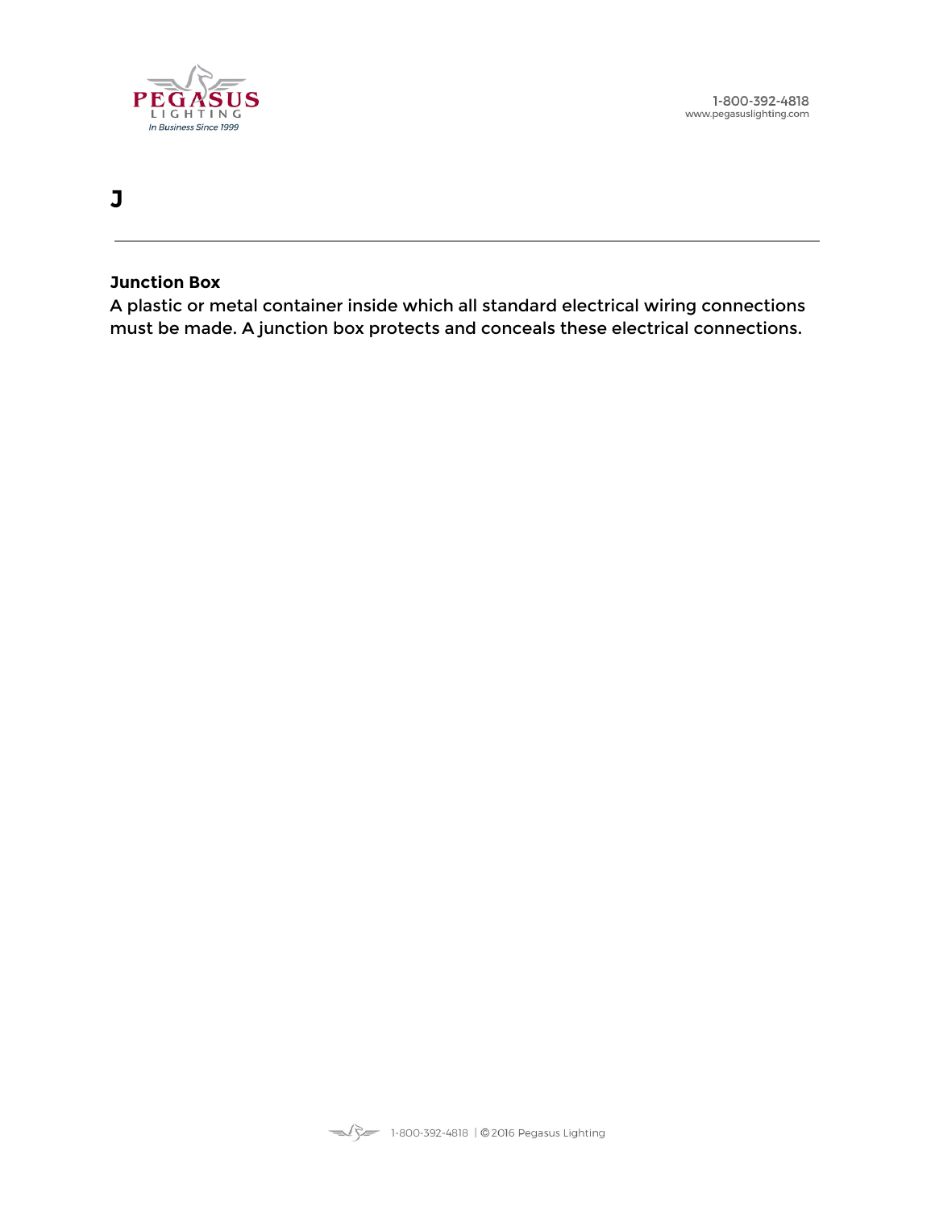# J

---

**Junction Box**

A plastic or metal container inside which all standard electrical wiring connections must be made. A junction box protects and conceals these electrical connections.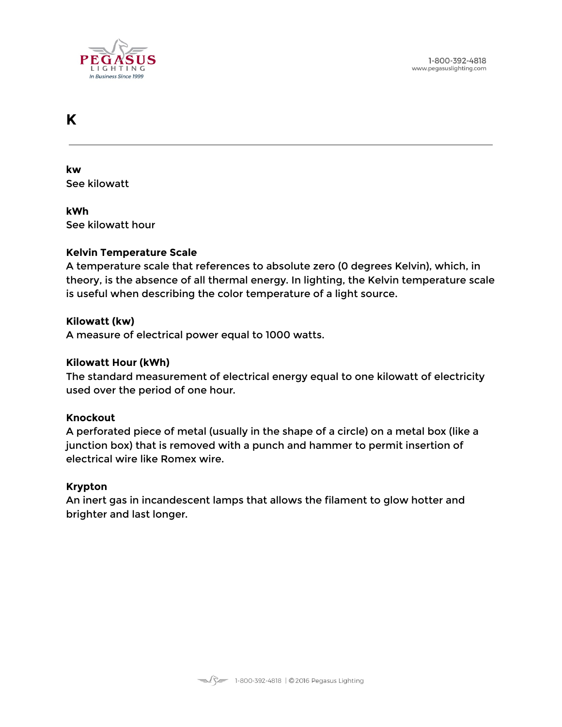# K

---

**kw**
See kilowatt

**kWh**
See kilowatt hour

**Kelvin Temperature Scale**
A temperature scale that references to absolute zero (0 degrees Kelvin), which, in theory, is the absence of all thermal energy. In lighting, the Kelvin temperature scale is useful when describing the color temperature of a light source.

**Kilowatt (kw)**
A measure of electrical power equal to 1000 watts.

**Kilowatt Hour (kWh)**
The standard measurement of electrical energy equal to one kilowatt of electricity used over the period of one hour.

**Knockout**
A perforated piece of metal (usually in the shape of a circle) on a metal box (like a junction box) that is removed with a punch and hammer to permit insertion of electrical wire like Romex wire.

**Krypton**
An inert gas in incandescent lamps that allows the filament to glow hotter and brighter and last longer.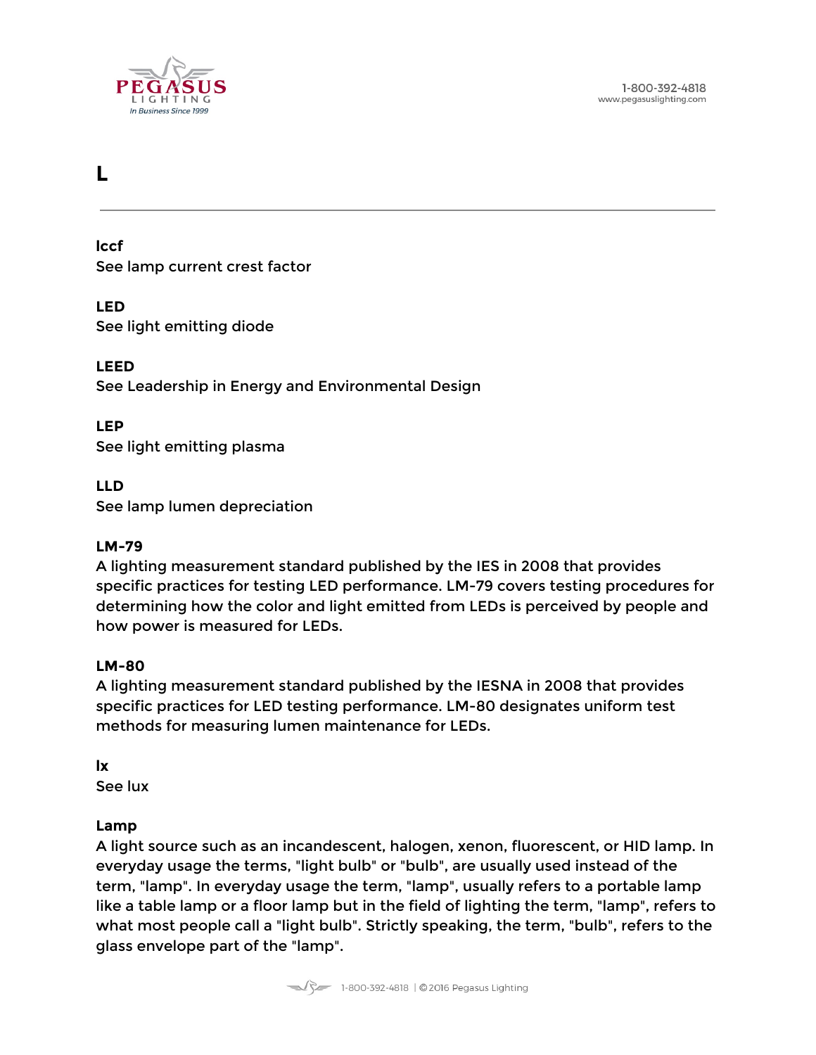# L

---

**lccf**
See lamp current crest factor

**LED**
See light emitting diode

**LEED**
See Leadership in Energy and Environmental Design

**LEP**
See light emitting plasma

**LLD**
See lamp lumen depreciation

**LM-79**
A lighting measurement standard published by the IES in 2008 that provides specific practices for testing LED performance. LM-79 covers testing procedures for determining how the color and light emitted from LEDs is perceived by people and how power is measured for LEDs.

**LM-80**
A lighting measurement standard published by the IESNA in 2008 that provides specific practices for LED testing performance. LM-80 designates uniform test methods for measuring lumen maintenance for LEDs.

**lx**
See lux

**Lamp**
A light source such as an incandescent, halogen, xenon, fluorescent, or HID lamp. In everyday usage the terms, "light bulb" or "bulb", are usually used instead of the term, "lamp". In everyday usage the term, "lamp", usually refers to a portable lamp like a table lamp or a floor lamp but in the field of lighting the term, "lamp", refers to what most people call a "light bulb". Strictly speaking, the term, "bulb", refers to the glass envelope part of the "lamp".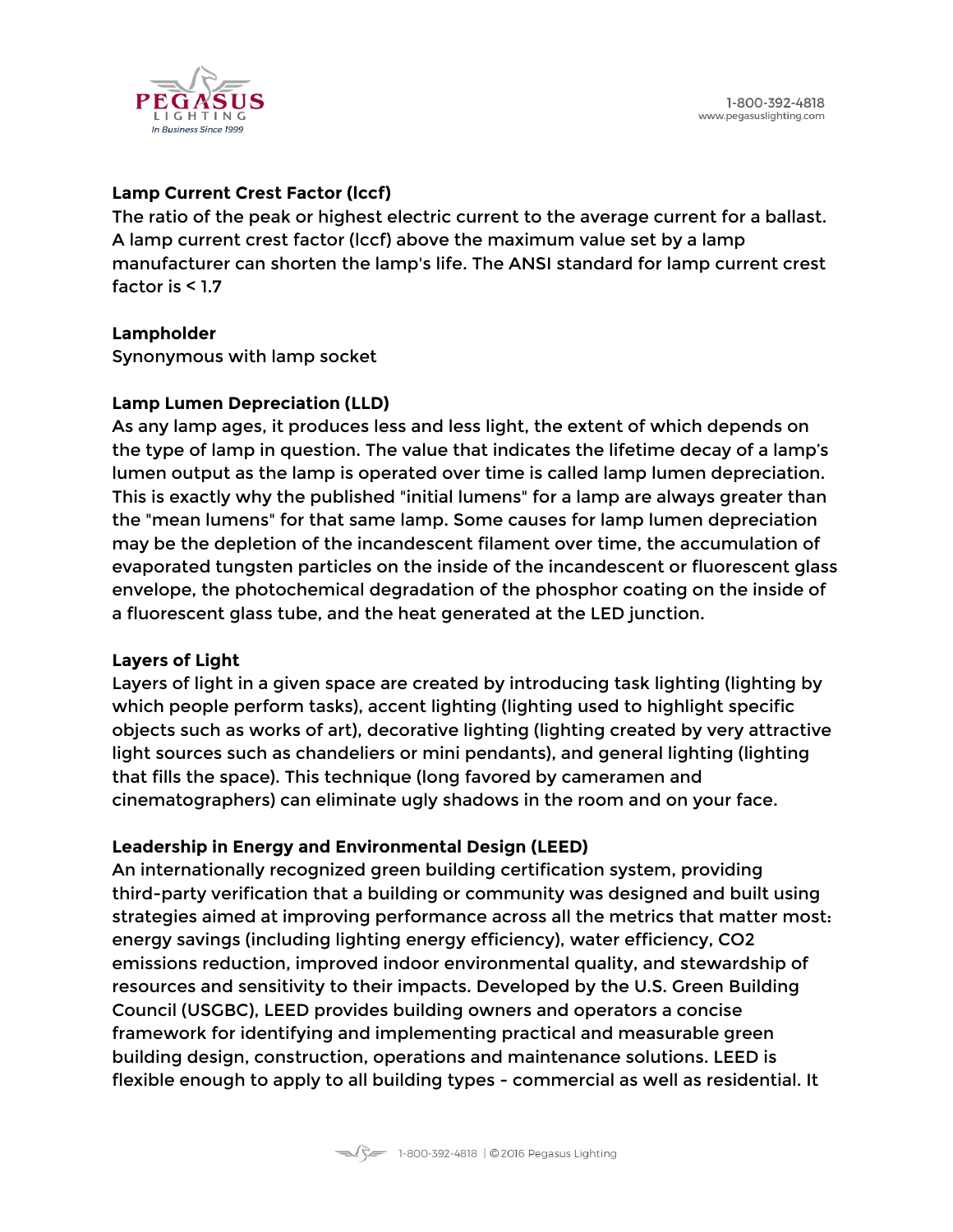**Lamp Current Crest Factor (lccf)**
The ratio of the peak or highest electric current to the average current for a ballast. A lamp current crest factor (lccf) above the maximum value set by a lamp manufacturer can shorten the lamp's life. The ANSI standard for lamp current crest factor is < 1.7

**Lampholder**
Synonymous with lamp socket

**Lamp Lumen Depreciation (LLD)**
As any lamp ages, it produces less and less light, the extent of which depends on the type of lamp in question. The value that indicates the lifetime decay of a lamp's lumen output as the lamp is operated over time is called lamp lumen depreciation. This is exactly why the published "initial lumens" for a lamp are always greater than the "mean lumens" for that same lamp. Some causes for lamp lumen depreciation may be the depletion of the incandescent filament over time, the accumulation of evaporated tungsten particles on the inside of the incandescent or fluorescent glass envelope, the photochemical degradation of the phosphor coating on the inside of a fluorescent glass tube, and the heat generated at the LED junction.

**Layers of Light**
Layers of light in a given space are created by introducing task lighting (lighting by which people perform tasks), accent lighting (lighting used to highlight specific objects such as works of art), decorative lighting (lighting created by very attractive light sources such as chandeliers or mini pendants), and general lighting (lighting that fills the space). This technique (long favored by cameramen and cinematographers) can eliminate ugly shadows in the room and on your face.

**Leadership in Energy and Environmental Design (LEED)**
An internationally recognized green building certification system, providing third-party verification that a building or community was designed and built using strategies aimed at improving performance across all the metrics that matter most: energy savings (including lighting energy efficiency), water efficiency, $CO_2$ emissions reduction, improved indoor environmental quality, and stewardship of resources and sensitivity to their impacts. Developed by the U.S. Green Building Council (USGBC), LEED provides building owners and operators a concise framework for identifying and implementing practical and measurable green building design, construction, operations and maintenance solutions. LEED is flexible enough to apply to all building types - commercial as well as residential. It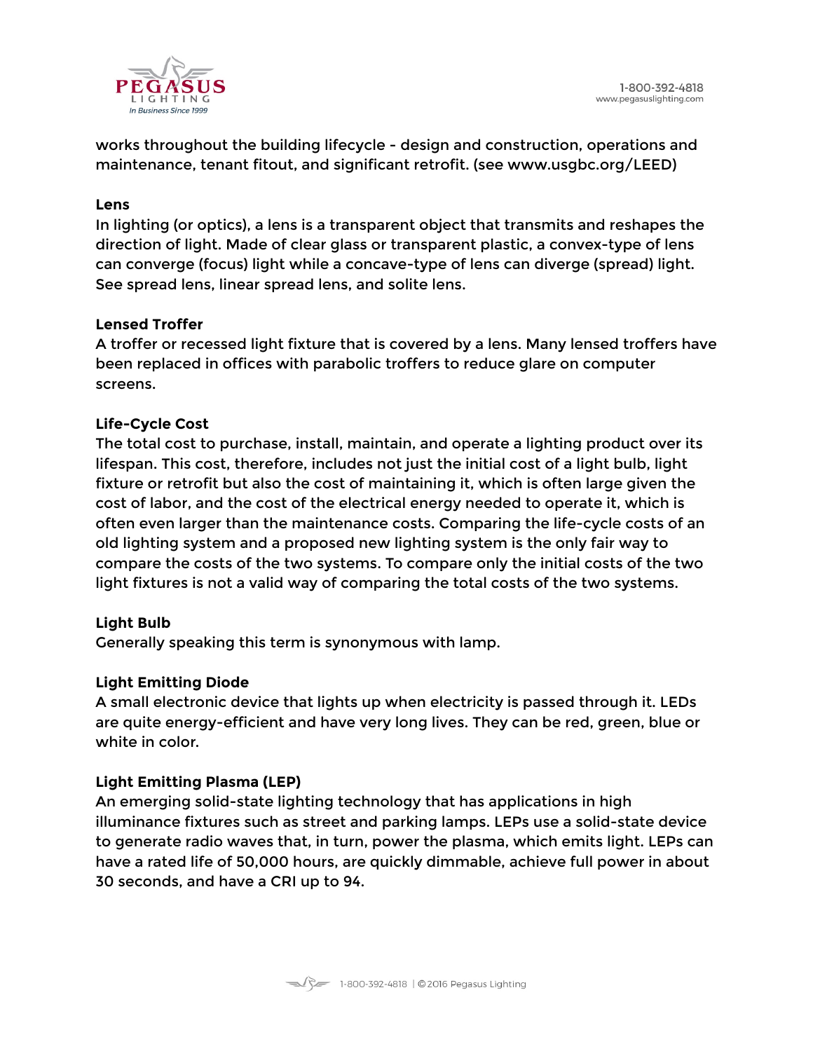works throughout the building lifecycle - design and construction, operations and maintenance, tenant fitout, and significant retrofit. (see www.usgbc.org/LEED)

**Lens**

In lighting (or optics), a lens is a transparent object that transmits and reshapes the direction of light. Made of clear glass or transparent plastic, a convex-type of lens can converge (focus) light while a concave-type of lens can diverge (spread) light. See spread lens, linear spread lens, and solite lens.

**Lensed Troffer**

A troffer or recessed light fixture that is covered by a lens. Many lensed troffers have been replaced in offices with parabolic troffers to reduce glare on computer screens.

**Life-Cycle Cost**

The total cost to purchase, install, maintain, and operate a lighting product over its lifespan. This cost, therefore, includes not just the initial cost of a light bulb, light fixture or retrofit but also the cost of maintaining it, which is often large given the cost of labor, and the cost of the electrical energy needed to operate it, which is often even larger than the maintenance costs. Comparing the life-cycle costs of an old lighting system and a proposed new lighting system is the only fair way to compare the costs of the two systems. To compare only the initial costs of the two light fixtures is not a valid way of comparing the total costs of the two systems.

**Light Bulb**

Generally speaking this term is synonymous with lamp.

**Light Emitting Diode**

A small electronic device that lights up when electricity is passed through it. LEDs are quite energy-efficient and have very long lives. They can be red, green, blue or white in color.

**Light Emitting Plasma (LEP)**

An emerging solid-state lighting technology that has applications in high illuminance fixtures such as street and parking lamps. LEPs use a solid-state device to generate radio waves that, in turn, power the plasma, which emits light. LEPs can have a rated life of 50,000 hours, are quickly dimmable, achieve full power in about 30 seconds, and have a CRI up to 94.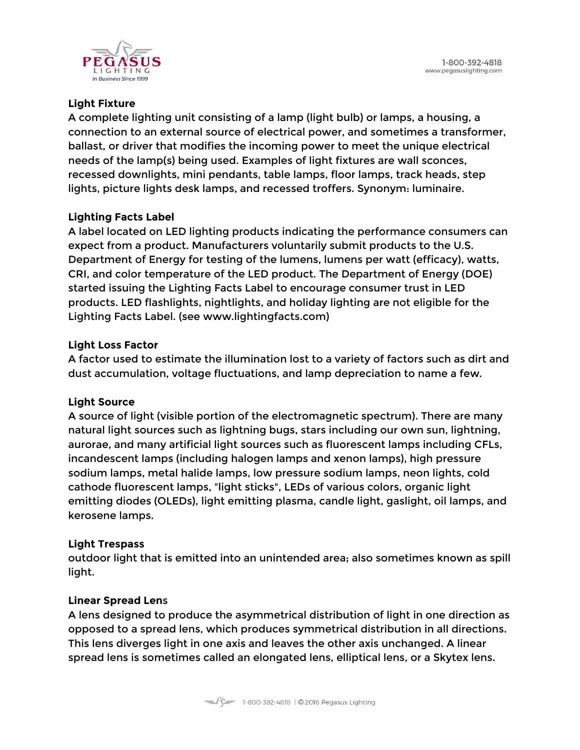**Light Fixture**
A complete lighting unit consisting of a lamp (light bulb) or lamps, a housing, a connection to an external source of electrical power, and sometimes a transformer, ballast, or driver that modifies the incoming power to meet the unique electrical needs of the lamp(s) being used. Examples of light fixtures are wall sconces, recessed downlights, mini pendants, table lamps, floor lamps, track heads, step lights, picture lights desk lamps, and recessed troffers. Synonym: luminaire.

**Lighting Facts Label**
A label located on LED lighting products indicating the performance consumers can expect from a product. Manufacturers voluntarily submit products to the U.S. Department of Energy for testing of the lumens, lumens per watt (efficacy), watts, CRI, and color temperature of the LED product. The Department of Energy (DOE) started issuing the Lighting Facts Label to encourage consumer trust in LED products. LED flashlights, nightlights, and holiday lighting are not eligible for the Lighting Facts Label. (see www.lightingfacts.com)

**Light Loss Factor**
A factor used to estimate the illumination lost to a variety of factors such as dirt and dust accumulation, voltage fluctuations, and lamp depreciation to name a few.

**Light Source**
A source of light (visible portion of the electromagnetic spectrum). There are many natural light sources such as lightning bugs, stars including our own sun, lightning, aurorae, and many artificial light sources such as fluorescent lamps including CFLs, incandescent lamps (including halogen lamps and xenon lamps), high pressure sodium lamps, metal halide lamps, low pressure sodium lamps, neon lights, cold cathode fluorescent lamps, "light sticks", LEDs of various colors, organic light emitting diodes (OLEDs), light emitting plasma, candle light, gaslight, oil lamps, and kerosene lamps.

**Light Trespass**
outdoor light that is emitted into an unintended area; also sometimes known as spill light.

**Linear Spread Lens**
A lens designed to produce the asymmetrical distribution of light in one direction as opposed to a spread lens, which produces symmetrical distribution in all directions. This lens diverges light in one axis and leaves the other axis unchanged. A linear spread lens is sometimes called an elongated lens, elliptical lens, or a Skytex lens.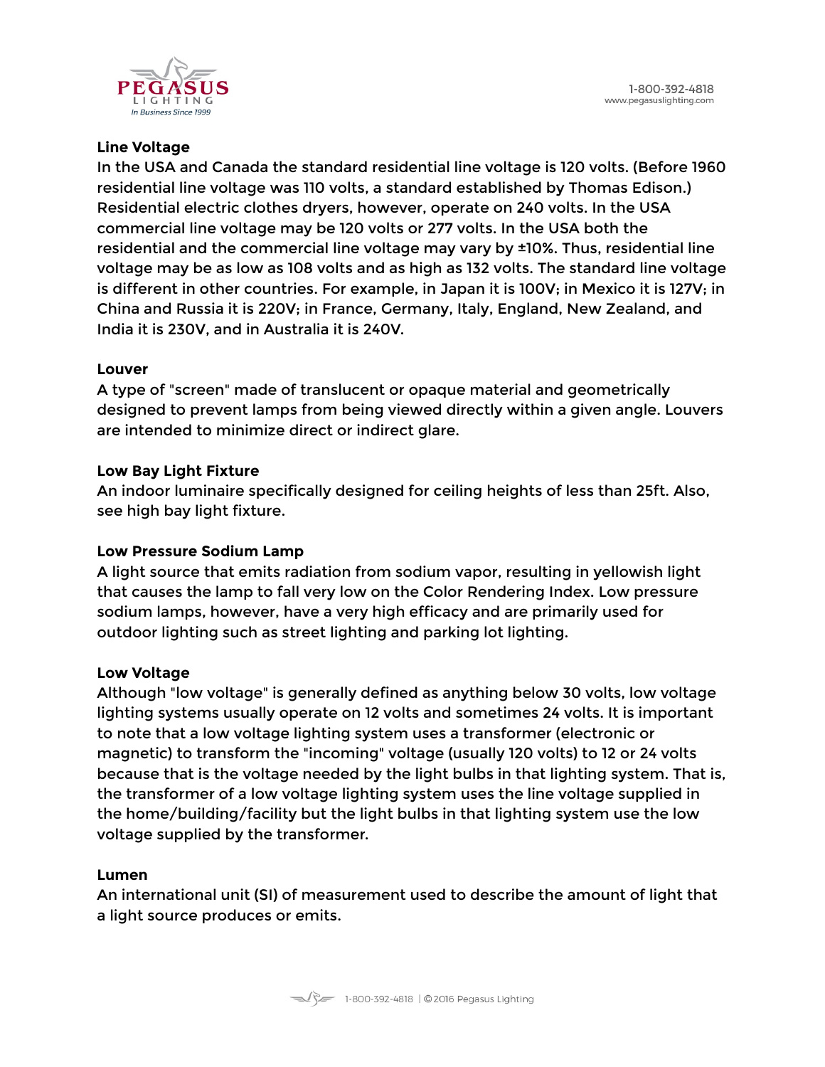**Line Voltage**

In the USA and Canada the standard residential line voltage is 120 volts. (Before 1960 residential line voltage was 110 volts, a standard established by Thomas Edison.) Residential electric clothes dryers, however, operate on 240 volts. In the USA commercial line voltage may be 120 volts or 277 volts. In the USA both the residential and the commercial line voltage may vary by ±10%. Thus, residential line voltage may be as low as 108 volts and as high as 132 volts. The standard line voltage is different in other countries. For example, in Japan it is 100V; in Mexico it is 127V; in China and Russia it is 220V; in France, Germany, Italy, England, New Zealand, and India it is 230V, and in Australia it is 240V.

**Louver**

A type of "screen" made of translucent or opaque material and geometrically designed to prevent lamps from being viewed directly within a given angle. Louvers are intended to minimize direct or indirect glare.

**Low Bay Light Fixture**

An indoor luminaire specifically designed for ceiling heights of less than 25ft. Also, see high bay light fixture.

**Low Pressure Sodium Lamp**

A light source that emits radiation from sodium vapor, resulting in yellowish light that causes the lamp to fall very low on the Color Rendering Index. Low pressure sodium lamps, however, have a very high efficacy and are primarily used for outdoor lighting such as street lighting and parking lot lighting.

**Low Voltage**

Although "low voltage" is generally defined as anything below 30 volts, low voltage lighting systems usually operate on 12 volts and sometimes 24 volts. It is important to note that a low voltage lighting system uses a transformer (electronic or magnetic) to transform the "incoming" voltage (usually 120 volts) to 12 or 24 volts because that is the voltage needed by the light bulbs in that lighting system. That is, the transformer of a low voltage lighting system uses the line voltage supplied in the home/building/facility but the light bulbs in that lighting system use the low voltage supplied by the transformer.

**Lumen**

An international unit (SI) of measurement used to describe the amount of light that a light source produces or emits.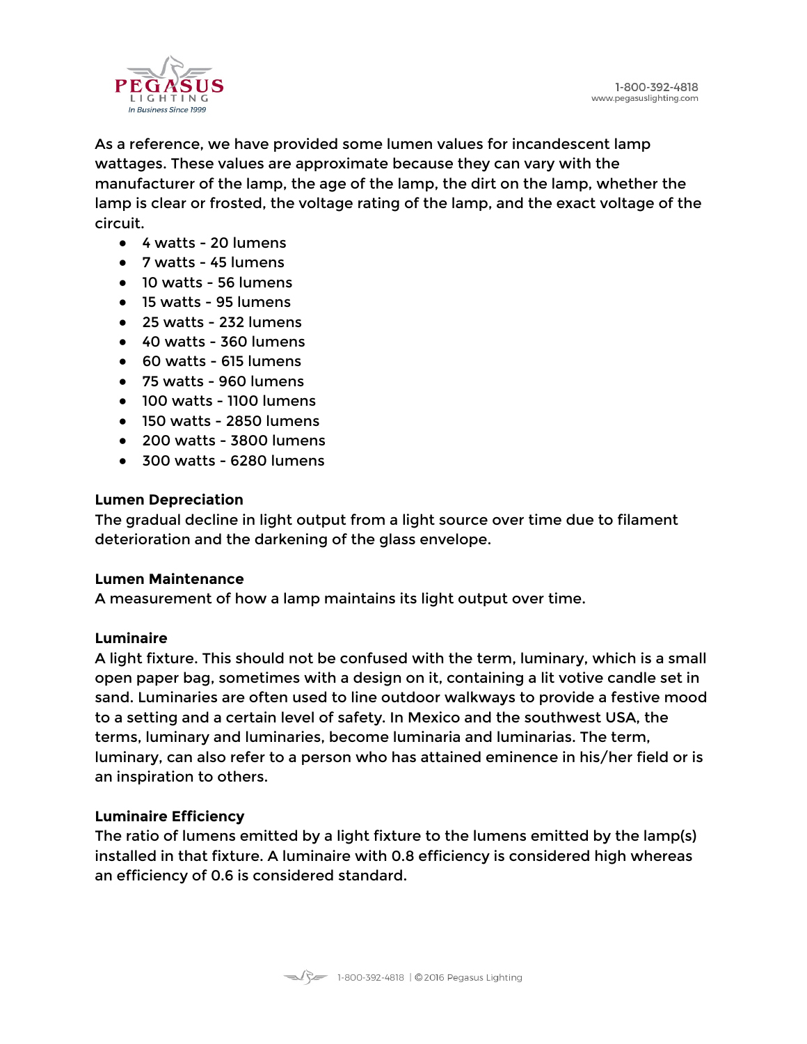As a reference, we have provided some lumen values for incandescent lamp wattages. These values are approximate because they can vary with the manufacturer of the lamp, the age of the lamp, the dirt on the lamp, whether the lamp is clear or frosted, the voltage rating of the lamp, and the exact voltage of the circuit.

- 4 watts - 20 lumens
- 7 watts - 45 lumens
- 10 watts - 56 lumens
- 15 watts - 95 lumens
- 25 watts - 232 lumens
- 40 watts - 360 lumens
- 60 watts - 615 lumens
- 75 watts - 960 lumens
- 100 watts - 1100 lumens
- 150 watts - 2850 lumens
- 200 watts - 3800 lumens
- 300 watts - 6280 lumens

**Lumen Depreciation**
The gradual decline in light output from a light source over time due to filament deterioration and the darkening of the glass envelope.

**Lumen Maintenance**
A measurement of how a lamp maintains its light output over time.

**Luminaire**
A light fixture. This should not be confused with the term, luminary, which is a small open paper bag, sometimes with a design on it, containing a lit votive candle set in sand. Luminaries are often used to line outdoor walkways to provide a festive mood to a setting and a certain level of safety. In Mexico and the southwest USA, the terms, luminary and luminaries, become luminaria and luminarias. The term, luminary, can also refer to a person who has attained eminence in his/her field or is an inspiration to others.

**Luminaire Efficiency**
The ratio of lumens emitted by a light fixture to the lumens emitted by the lamp(s) installed in that fixture. A luminaire with 0.8 efficiency is considered high whereas an efficiency of 0.6 is considered standard.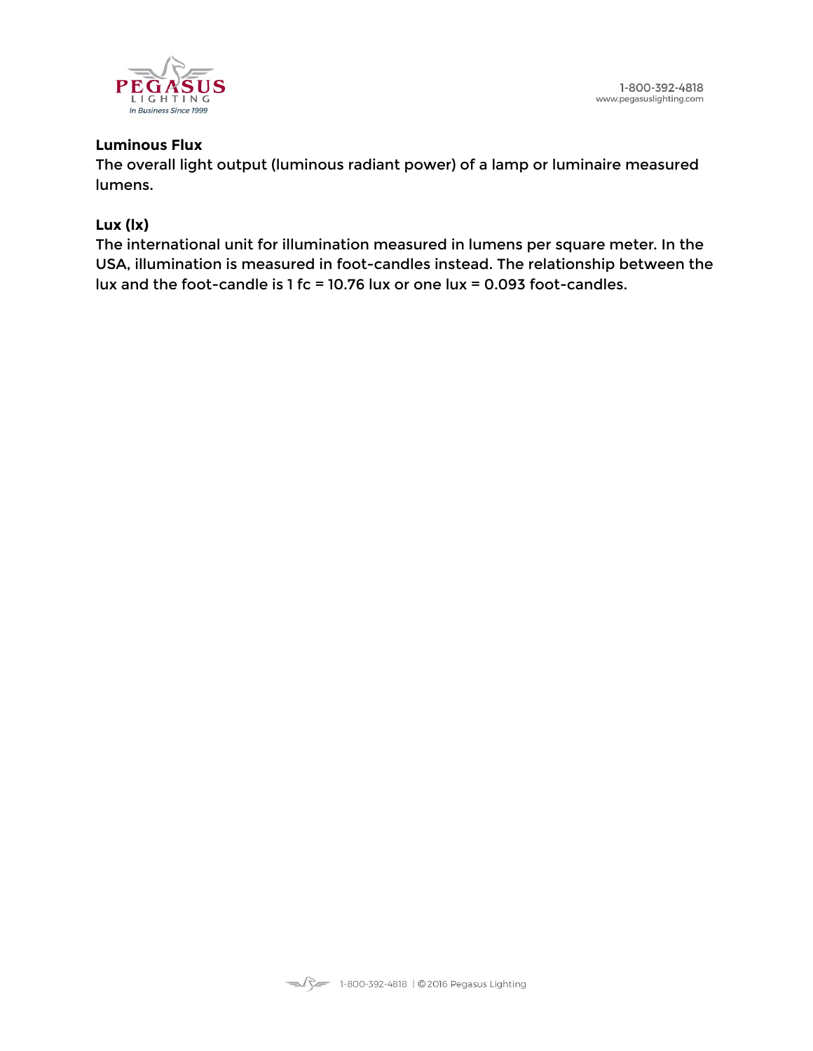**Luminous Flux**

The overall light output (luminous radiant power) of a lamp or luminaire measured lumens.

**Lux (lx)**

The international unit for illumination measured in lumens per square meter. In the USA, illumination is measured in foot-candles instead. The relationship between the lux and the foot-candle is 1 fc = 10.76 lux or one lux = 0.093 foot-candles.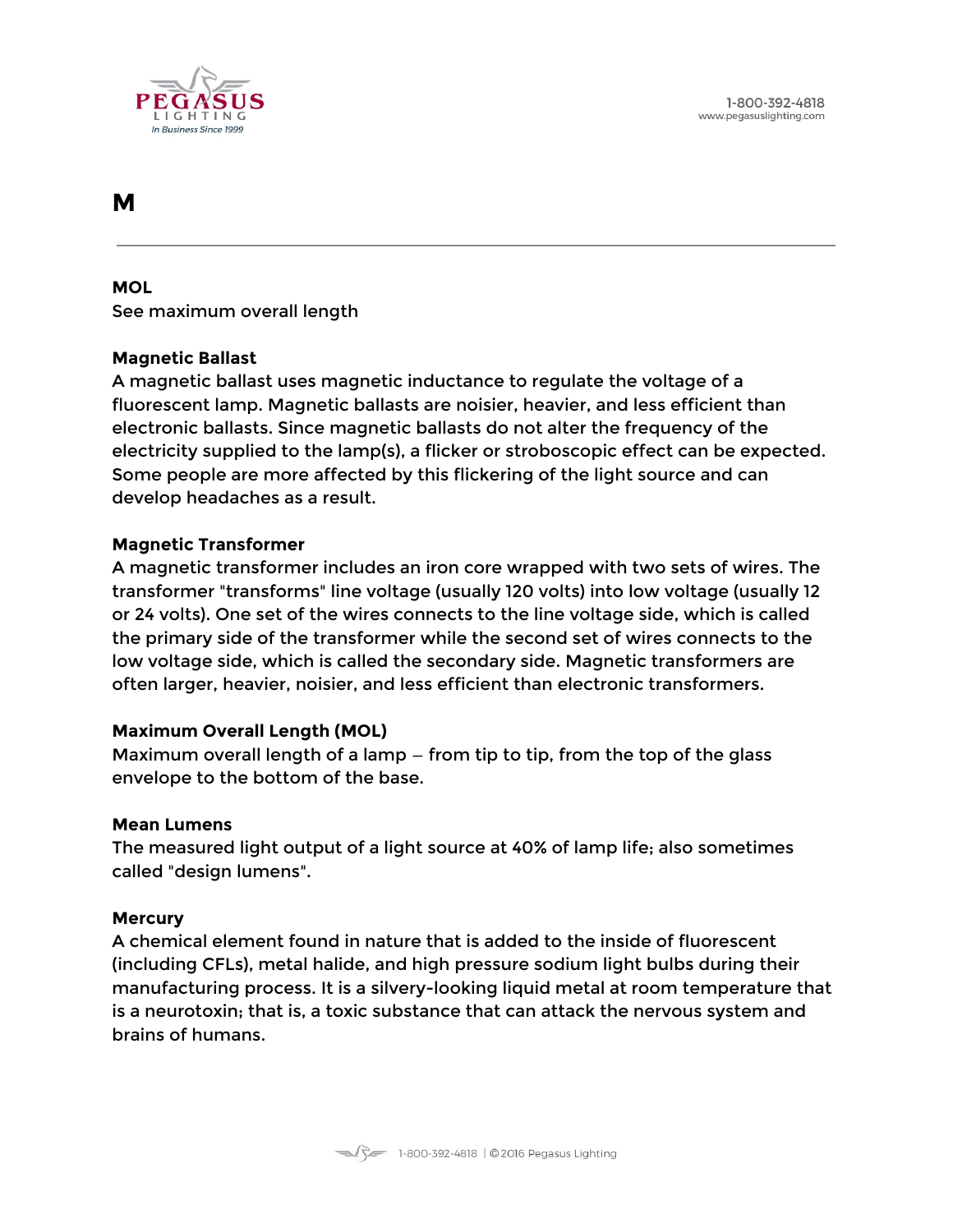# M

**MOL**
See maximum overall length

**Magnetic Ballast**
A magnetic ballast uses magnetic inductance to regulate the voltage of a fluorescent lamp. Magnetic ballasts are noisier, heavier, and less efficient than electronic ballasts. Since magnetic ballasts do not alter the frequency of the electricity supplied to the lamp(s), a flicker or stroboscopic effect can be expected. Some people are more affected by this flickering of the light source and can develop headaches as a result.

**Magnetic Transformer**
A magnetic transformer includes an iron core wrapped with two sets of wires. The transformer "transforms" line voltage (usually 120 volts) into low voltage (usually 12 or 24 volts). One set of the wires connects to the line voltage side, which is called the primary side of the transformer while the second set of wires connects to the low voltage side, which is called the secondary side. Magnetic transformers are often larger, heavier, noisier, and less efficient than electronic transformers.

**Maximum Overall Length (MOL)**
Maximum overall length of a lamp – from tip to tip, from the top of the glass envelope to the bottom of the base.

**Mean Lumens**
The measured light output of a light source at 40% of lamp life; also sometimes called "design lumens".

**Mercury**
A chemical element found in nature that is added to the inside of fluorescent (including CFLs), metal halide, and high pressure sodium light bulbs during their manufacturing process. It is a silvery-looking liquid metal at room temperature that is a neurotoxin; that is, a toxic substance that can attack the nervous system and brains of humans.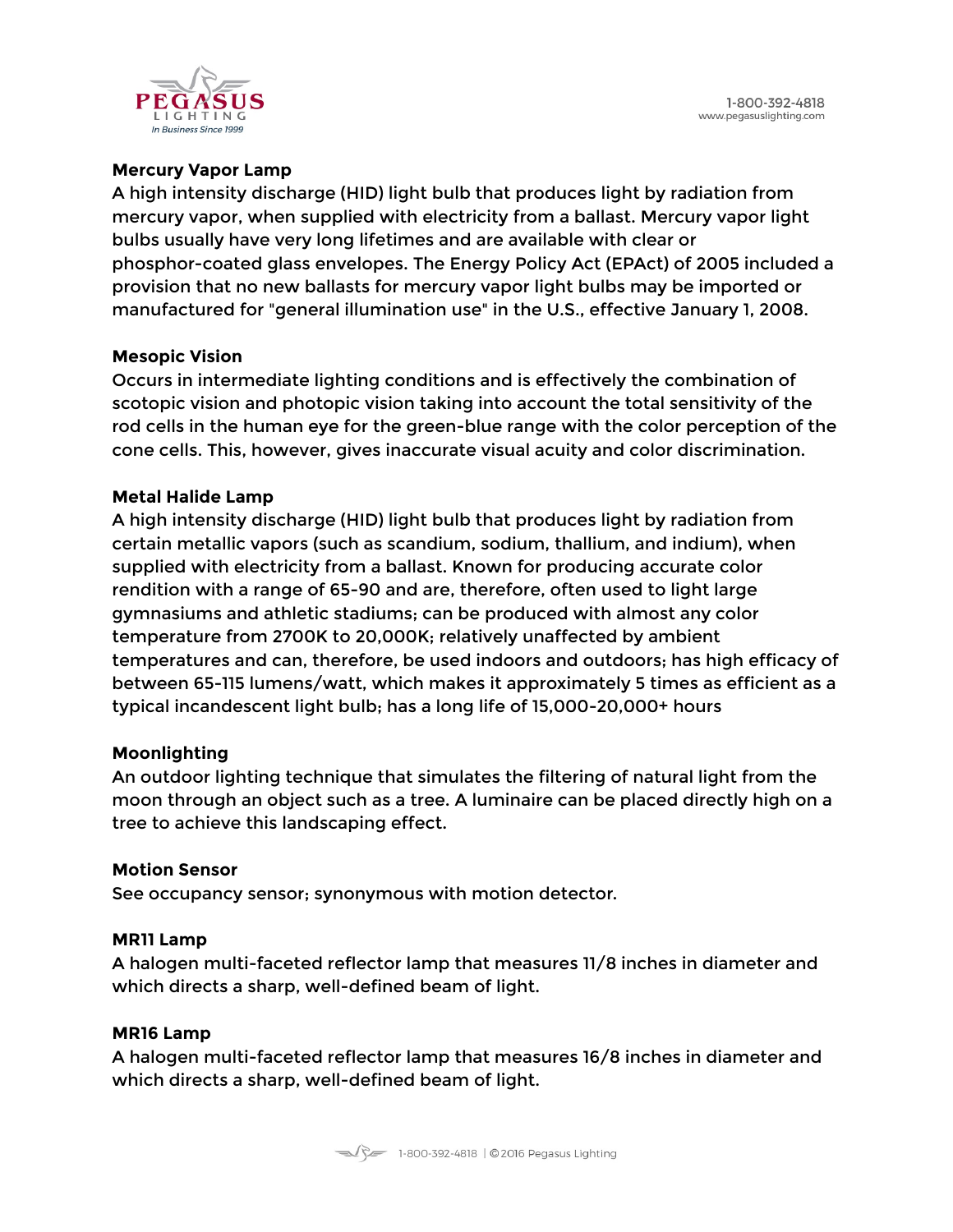**Mercury Vapor Lamp**

A high intensity discharge (HID) light bulb that produces light by radiation from mercury vapor, when supplied with electricity from a ballast. Mercury vapor light bulbs usually have very long lifetimes and are available with clear or phosphor-coated glass envelopes. The Energy Policy Act (EPAct) of 2005 included a provision that no new ballasts for mercury vapor light bulbs may be imported or manufactured for "general illumination use" in the U.S., effective January 1, 2008.

**Mesopic Vision**

Occurs in intermediate lighting conditions and is effectively the combination of scotopic vision and photopic vision taking into account the total sensitivity of the rod cells in the human eye for the green-blue range with the color perception of the cone cells. This, however, gives inaccurate visual acuity and color discrimination.

**Metal Halide Lamp**

A high intensity discharge (HID) light bulb that produces light by radiation from certain metallic vapors (such as scandium, sodium, thallium, and indium), when supplied with electricity from a ballast. Known for producing accurate color rendition with a range of 65-90 and are, therefore, often used to light large gymnasiums and athletic stadiums; can be produced with almost any color temperature from 2700K to 20,000K; relatively unaffected by ambient temperatures and can, therefore, be used indoors and outdoors; has high efficacy of between 65-115 lumens/watt, which makes it approximately 5 times as efficient as a typical incandescent light bulb; has a long life of 15,000-20,000+ hours

**Moonlighting**

An outdoor lighting technique that simulates the filtering of natural light from the moon through an object such as a tree. A luminaire can be placed directly high on a tree to achieve this landscaping effect.

**Motion Sensor**

See occupancy sensor; synonymous with motion detector.

**MR11 Lamp**

A halogen multi-faceted reflector lamp that measures 11/8 inches in diameter and which directs a sharp, well-defined beam of light.

**MR16 Lamp**

A halogen multi-faceted reflector lamp that measures 16/8 inches in diameter and which directs a sharp, well-defined beam of light.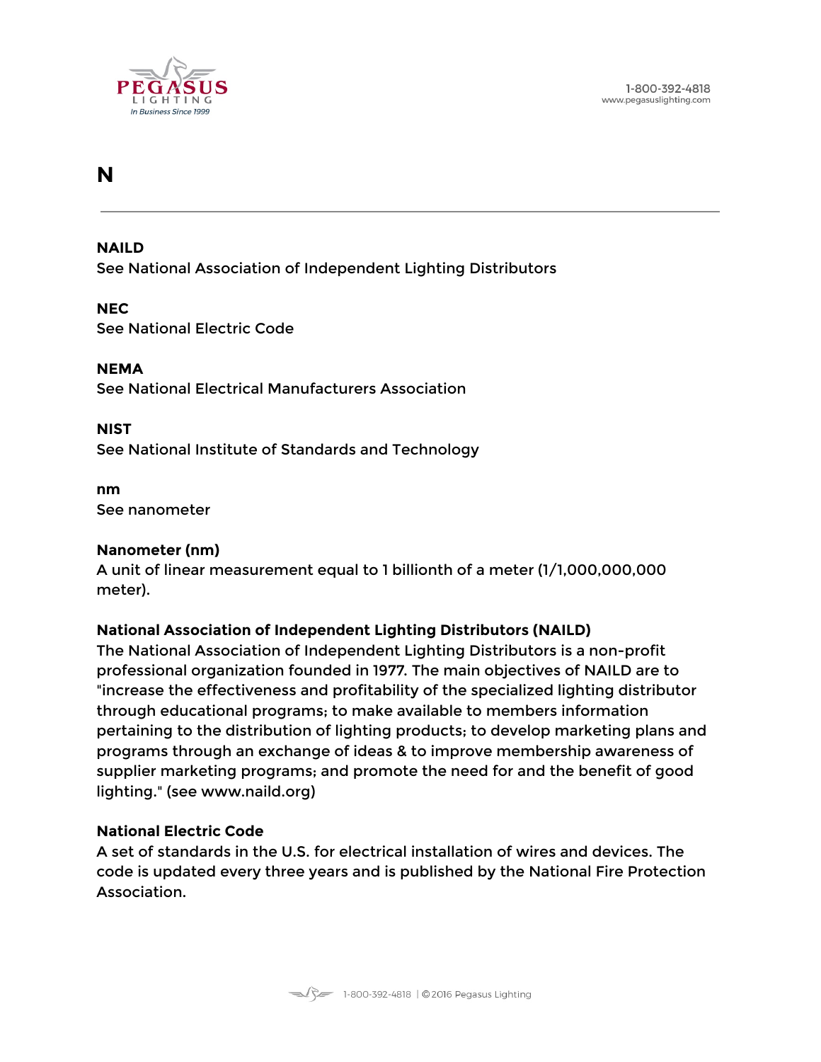# N

**NAILD**
See National Association of Independent Lighting Distributors

**NEC**
See National Electric Code

**NEMA**
See National Electrical Manufacturers Association

**NIST**
See National Institute of Standards and Technology

**nm**
See nanometer

**Nanometer (nm)**
A unit of linear measurement equal to 1 billionth of a meter (1/1,000,000,000 meter).

**National Association of Independent Lighting Distributors (NAILD)**
The National Association of Independent Lighting Distributors is a non-profit professional organization founded in 1977. The main objectives of NAILD are to "increase the effectiveness and profitability of the specialized lighting distributor through educational programs; to make available to members information pertaining to the distribution of lighting products; to develop marketing plans and programs through an exchange of ideas & to improve membership awareness of supplier marketing programs; and promote the need for and the benefit of good lighting." (see www.naild.org)

**National Electric Code**
A set of standards in the U.S. for electrical installation of wires and devices. The code is updated every three years and is published by the National Fire Protection Association.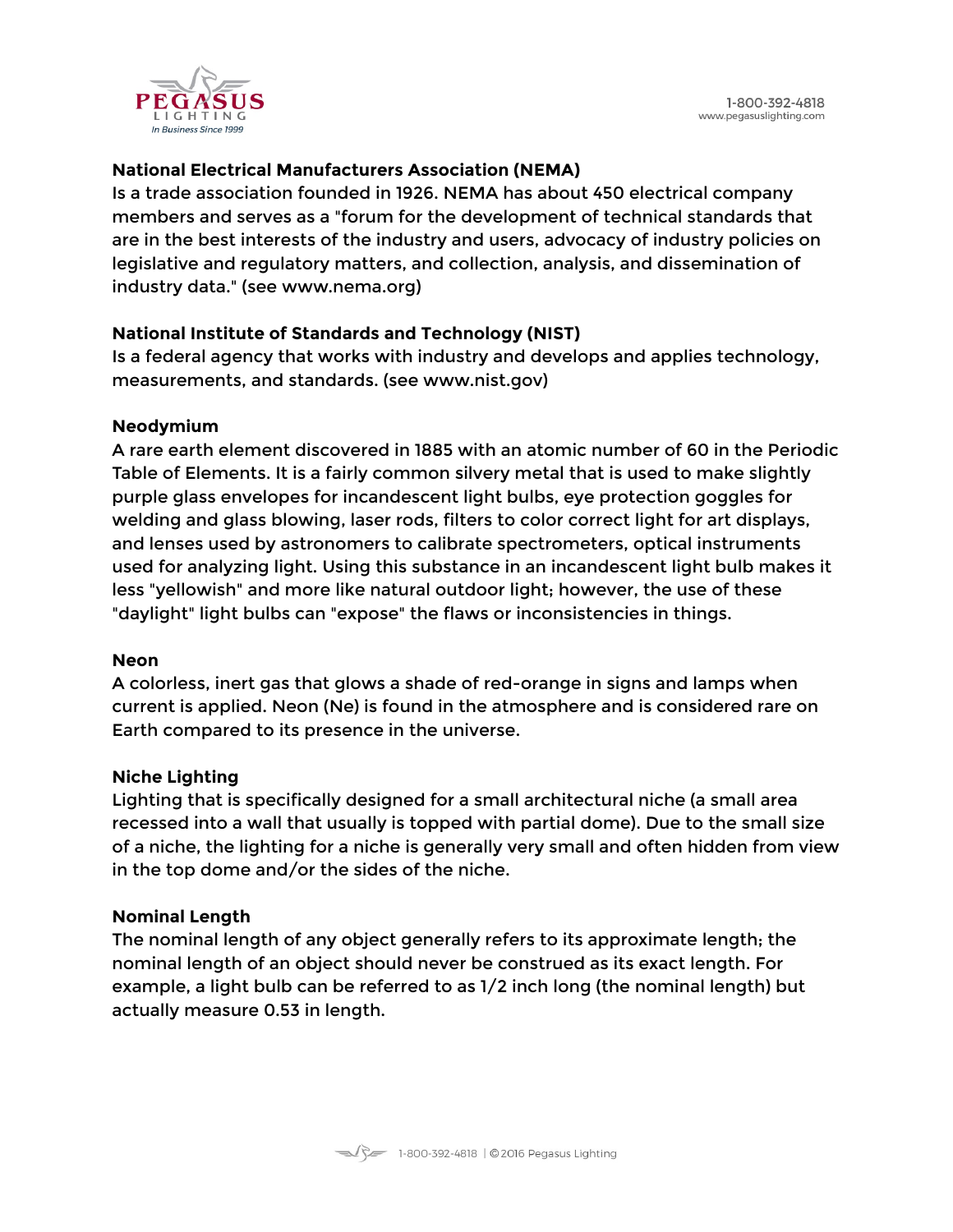**National Electrical Manufacturers Association (NEMA)**
Is a trade association founded in 1926. NEMA has about 450 electrical company members and serves as a "forum for the development of technical standards that are in the best interests of the industry and users, advocacy of industry policies on legislative and regulatory matters, and collection, analysis, and dissemination of industry data." (see www.nema.org)

**National Institute of Standards and Technology (NIST)**
Is a federal agency that works with industry and develops and applies technology, measurements, and standards. (see www.nist.gov)

**Neodymium**
A rare earth element discovered in 1885 with an atomic number of 60 in the Periodic Table of Elements. It is a fairly common silvery metal that is used to make slightly purple glass envelopes for incandescent light bulbs, eye protection goggles for welding and glass blowing, laser rods, filters to color correct light for art displays, and lenses used by astronomers to calibrate spectrometers, optical instruments used for analyzing light. Using this substance in an incandescent light bulb makes it less "yellowish" and more like natural outdoor light; however, the use of these "daylight" light bulbs can "expose" the flaws or inconsistencies in things.

**Neon**
A colorless, inert gas that glows a shade of red-orange in signs and lamps when current is applied. Neon (Ne) is found in the atmosphere and is considered rare on Earth compared to its presence in the universe.

**Niche Lighting**
Lighting that is specifically designed for a small architectural niche (a small area recessed into a wall that usually is topped with partial dome). Due to the small size of a niche, the lighting for a niche is generally very small and often hidden from view in the top dome and/or the sides of the niche.

**Nominal Length**
The nominal length of any object generally refers to its approximate length; the nominal length of an object should never be construed as its exact length. For example, a light bulb can be referred to as 1/2 inch long (the nominal length) but actually measure 0.53 in length.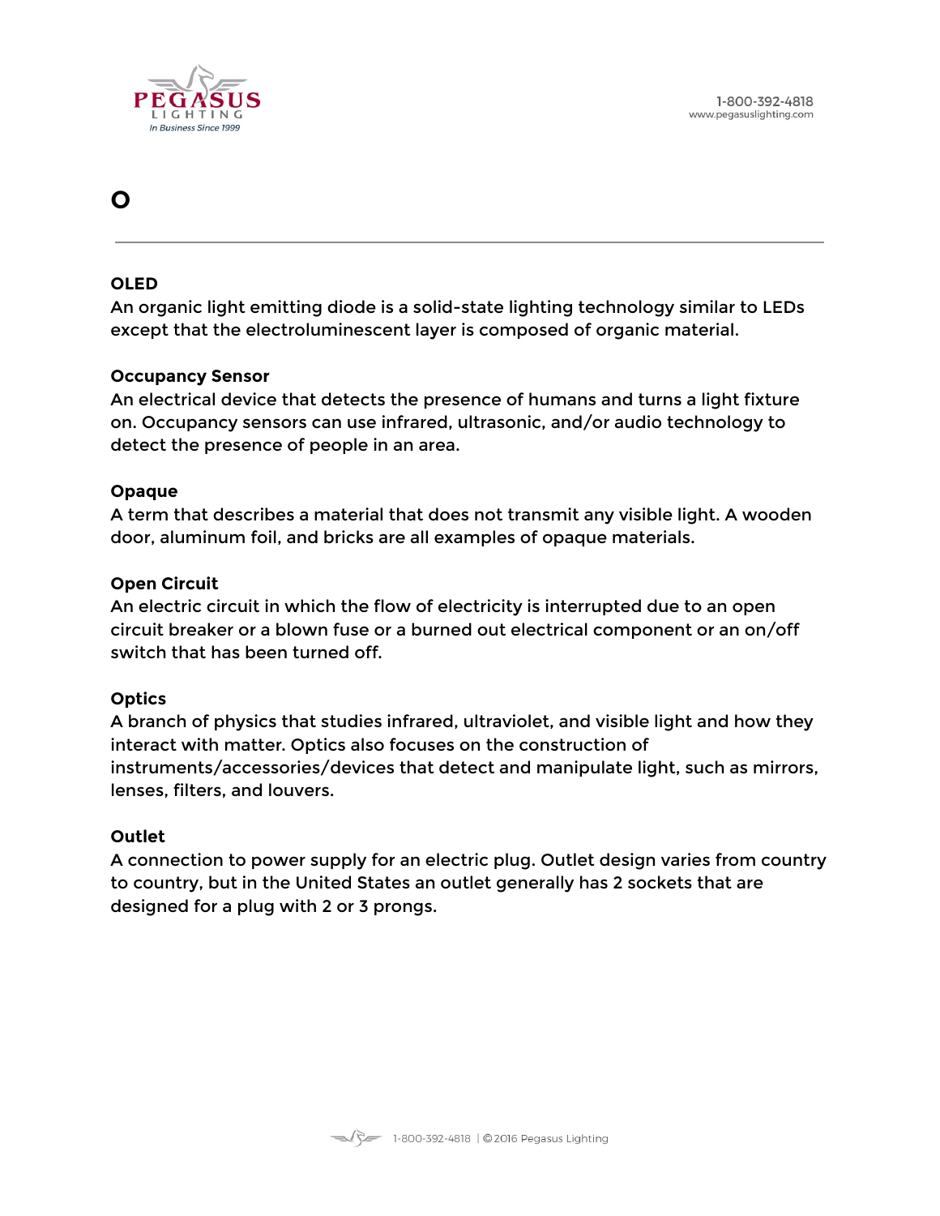# O

**OLED**

An organic light emitting diode is a solid-state lighting technology similar to LEDs except that the electroluminescent layer is composed of organic material.

**Occupancy Sensor**

An electrical device that detects the presence of humans and turns a light fixture on. Occupancy sensors can use infrared, ultrasonic, and/or audio technology to detect the presence of people in an area.

**Opaque**

A term that describes a material that does not transmit any visible light. A wooden door, aluminum foil, and bricks are all examples of opaque materials.

**Open Circuit**

An electric circuit in which the flow of electricity is interrupted due to an open circuit breaker or a blown fuse or a burned out electrical component or an on/off switch that has been turned off.

**Optics**

A branch of physics that studies infrared, ultraviolet, and visible light and how they interact with matter. Optics also focuses on the construction of instruments/accessories/devices that detect and manipulate light, such as mirrors, lenses, filters, and louvers.

**Outlet**

A connection to power supply for an electric plug. Outlet design varies from country to country, but in the United States an outlet generally has 2 sockets that are designed for a plug with 2 or 3 prongs.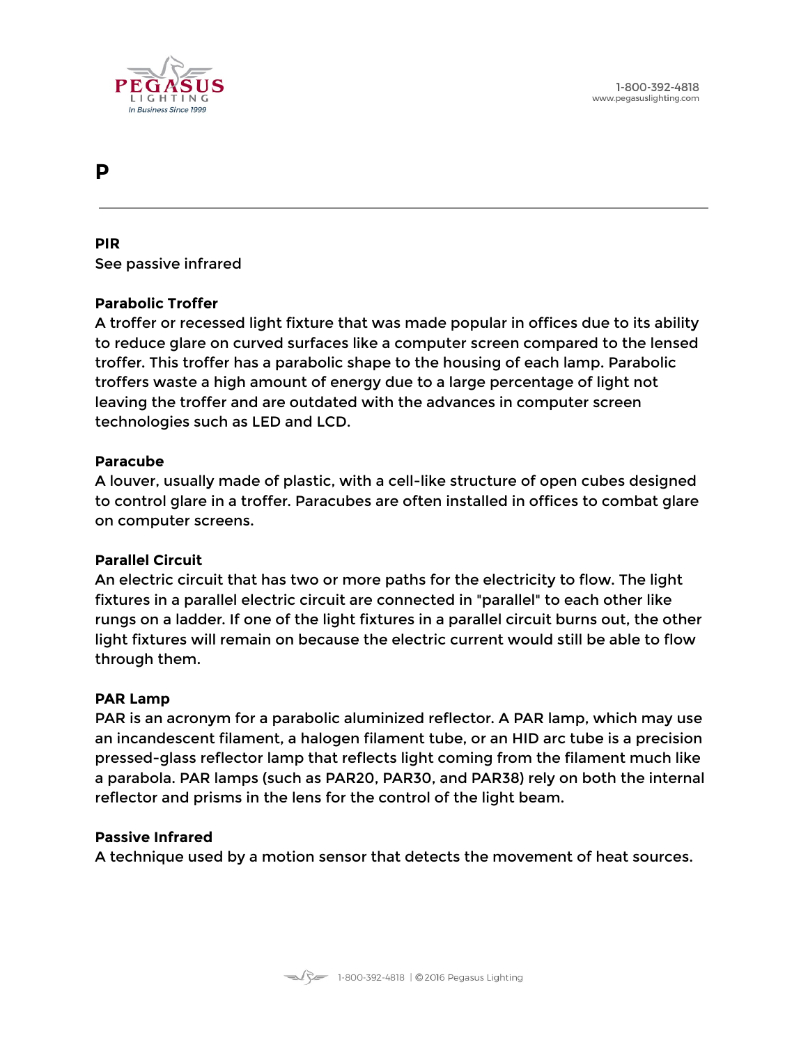# P

---

**PIR**
See passive infrared

**Parabolic Troffer**
A troffer or recessed light fixture that was made popular in offices due to its ability to reduce glare on curved surfaces like a computer screen compared to the lensed troffer. This troffer has a parabolic shape to the housing of each lamp. Parabolic troffers waste a high amount of energy due to a large percentage of light not leaving the troffer and are outdated with the advances in computer screen technologies such as LED and LCD.

**Paracube**
A louver, usually made of plastic, with a cell-like structure of open cubes designed to control glare in a troffer. Paracubes are often installed in offices to combat glare on computer screens.

**Parallel Circuit**
An electric circuit that has two or more paths for the electricity to flow. The light fixtures in a parallel electric circuit are connected in "parallel" to each other like rungs on a ladder. If one of the light fixtures in a parallel circuit burns out, the other light fixtures will remain on because the electric current would still be able to flow through them.

**PAR Lamp**
PAR is an acronym for a parabolic aluminized reflector. A PAR lamp, which may use an incandescent filament, a halogen filament tube, or an HID arc tube is a precision pressed-glass reflector lamp that reflects light coming from the filament much like a parabola. PAR lamps (such as PAR20, PAR30, and PAR38) rely on both the internal reflector and prisms in the lens for the control of the light beam.

**Passive Infrared**
A technique used by a motion sensor that detects the movement of heat sources.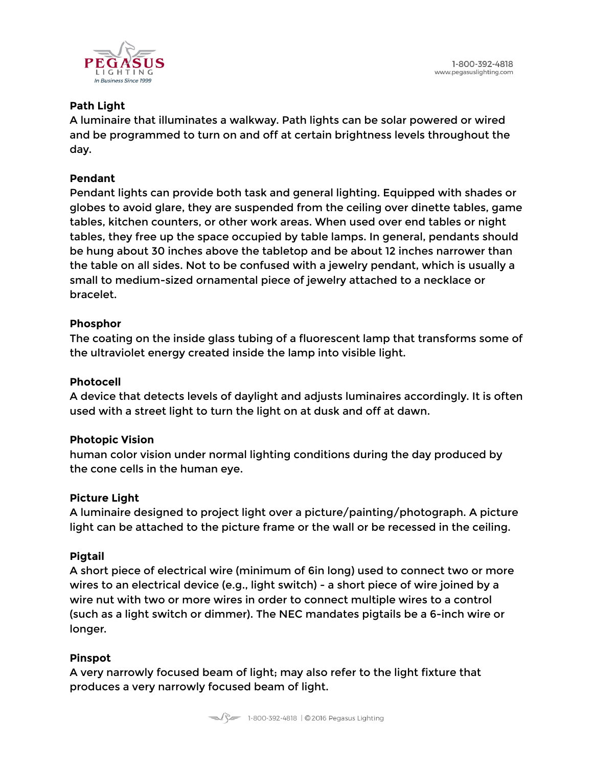**Path Light**
A luminaire that illuminates a walkway. Path lights can be solar powered or wired and be programmed to turn on and off at certain brightness levels throughout the day.

**Pendant**
Pendant lights can provide both task and general lighting. Equipped with shades or globes to avoid glare, they are suspended from the ceiling over dinette tables, game tables, kitchen counters, or other work areas. When used over end tables or night tables, they free up the space occupied by table lamps. In general, pendants should be hung about 30 inches above the tabletop and be about 12 inches narrower than the table on all sides. Not to be confused with a jewelry pendant, which is usually a small to medium-sized ornamental piece of jewelry attached to a necklace or bracelet.

**Phosphor**
The coating on the inside glass tubing of a fluorescent lamp that transforms some of the ultraviolet energy created inside the lamp into visible light.

**Photocell**
A device that detects levels of daylight and adjusts luminaires accordingly. It is often used with a street light to turn the light on at dusk and off at dawn.

**Photopic Vision**
human color vision under normal lighting conditions during the day produced by the cone cells in the human eye.

**Picture Light**
A luminaire designed to project light over a picture/painting/photograph. A picture light can be attached to the picture frame or the wall or be recessed in the ceiling.

**Pigtail**
A short piece of electrical wire (minimum of 6in long) used to connect two or more wires to an electrical device (e.g., light switch) - a short piece of wire joined by a wire nut with two or more wires in order to connect multiple wires to a control (such as a light switch or dimmer). The NEC mandates pigtails be a 6-inch wire or longer.

**Pinspot**
A very narrowly focused beam of light; may also refer to the light fixture that produces a very narrowly focused beam of light.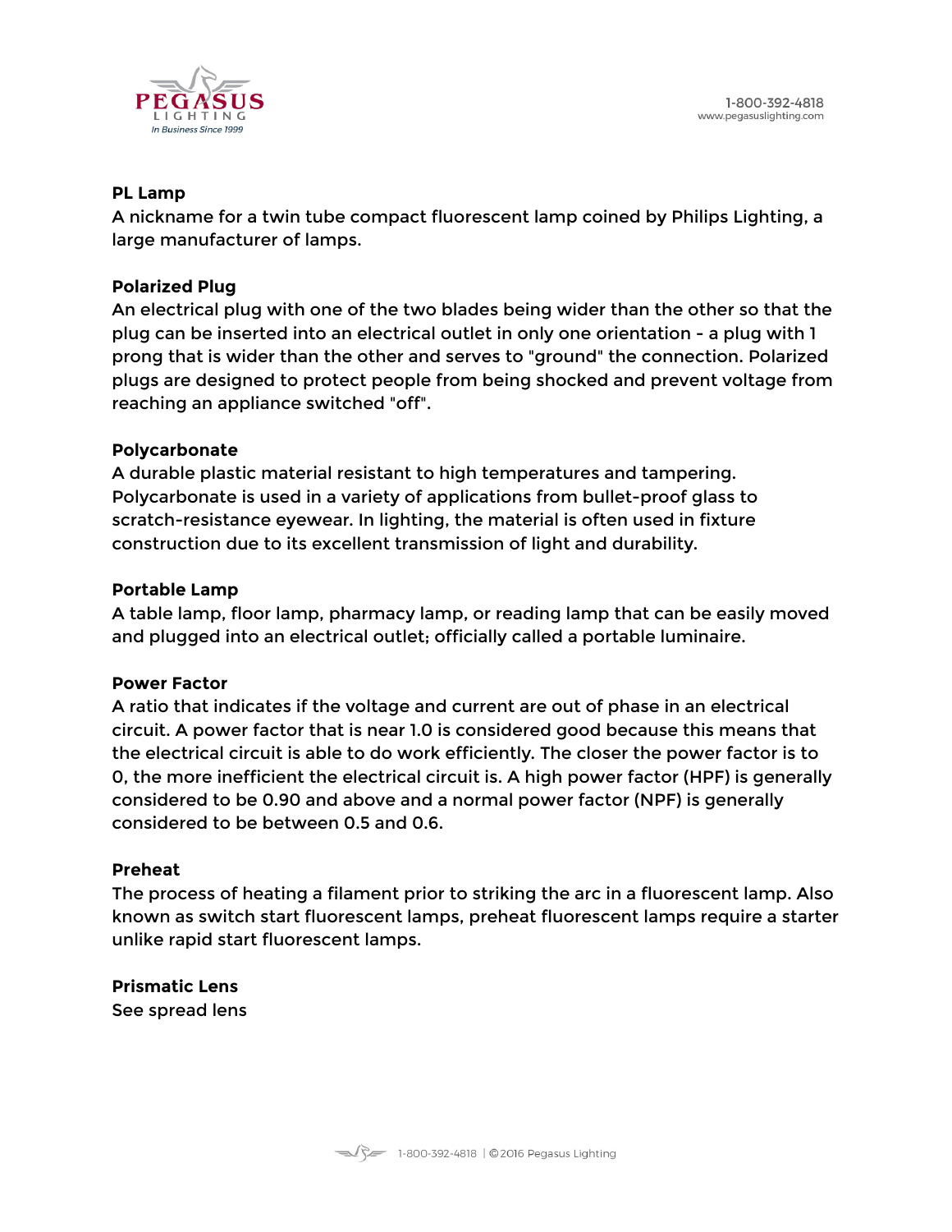**PL Lamp**
A nickname for a twin tube compact fluorescent lamp coined by Philips Lighting, a large manufacturer of lamps.

**Polarized Plug**
An electrical plug with one of the two blades being wider than the other so that the plug can be inserted into an electrical outlet in only one orientation - a plug with 1 prong that is wider than the other and serves to "ground" the connection. Polarized plugs are designed to protect people from being shocked and prevent voltage from reaching an appliance switched "off".

**Polycarbonate**
A durable plastic material resistant to high temperatures and tampering. Polycarbonate is used in a variety of applications from bullet-proof glass to scratch-resistance eyewear. In lighting, the material is often used in fixture construction due to its excellent transmission of light and durability.

**Portable Lamp**
A table lamp, floor lamp, pharmacy lamp, or reading lamp that can be easily moved and plugged into an electrical outlet; officially called a portable luminaire.

**Power Factor**
A ratio that indicates if the voltage and current are out of phase in an electrical circuit. A power factor that is near 1.0 is considered good because this means that the electrical circuit is able to do work efficiently. The closer the power factor is to 0, the more inefficient the electrical circuit is. A high power factor (HPF) is generally considered to be 0.90 and above and a normal power factor (NPF) is generally considered to be between 0.5 and 0.6.

**Preheat**
The process of heating a filament prior to striking the arc in a fluorescent lamp. Also known as switch start fluorescent lamps, preheat fluorescent lamps require a starter unlike rapid start fluorescent lamps.

**Prismatic Lens**
See spread lens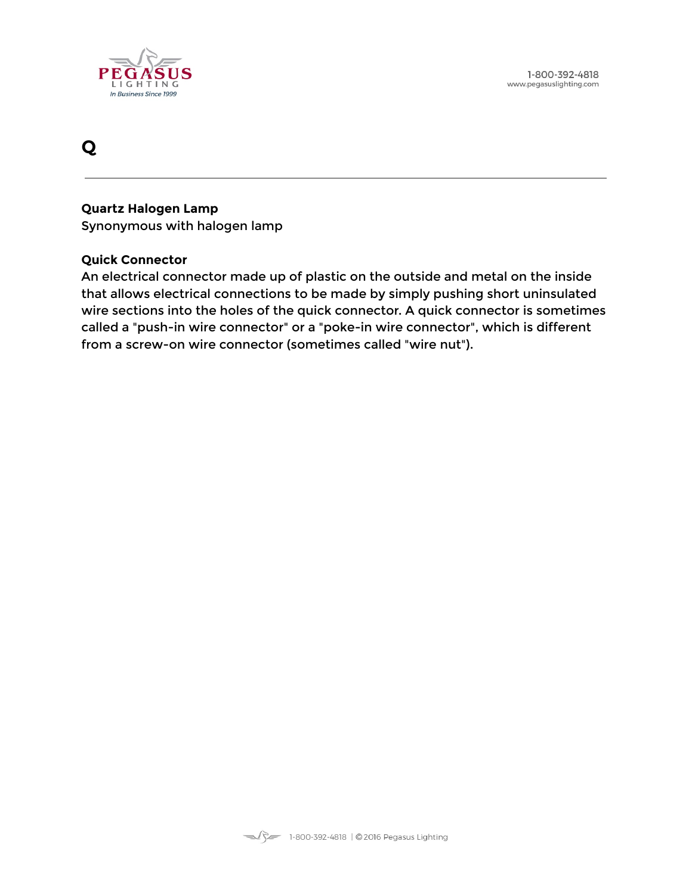# Q

**Quartz Halogen Lamp**
Synonymous with halogen lamp

**Quick Connector**
An electrical connector made up of plastic on the outside and metal on the inside that allows electrical connections to be made by simply pushing short uninsulated wire sections into the holes of the quick connector. A quick connector is sometimes called a "push-in wire connector" or a "poke-in wire connector", which is different from a screw-on wire connector (sometimes called "wire nut").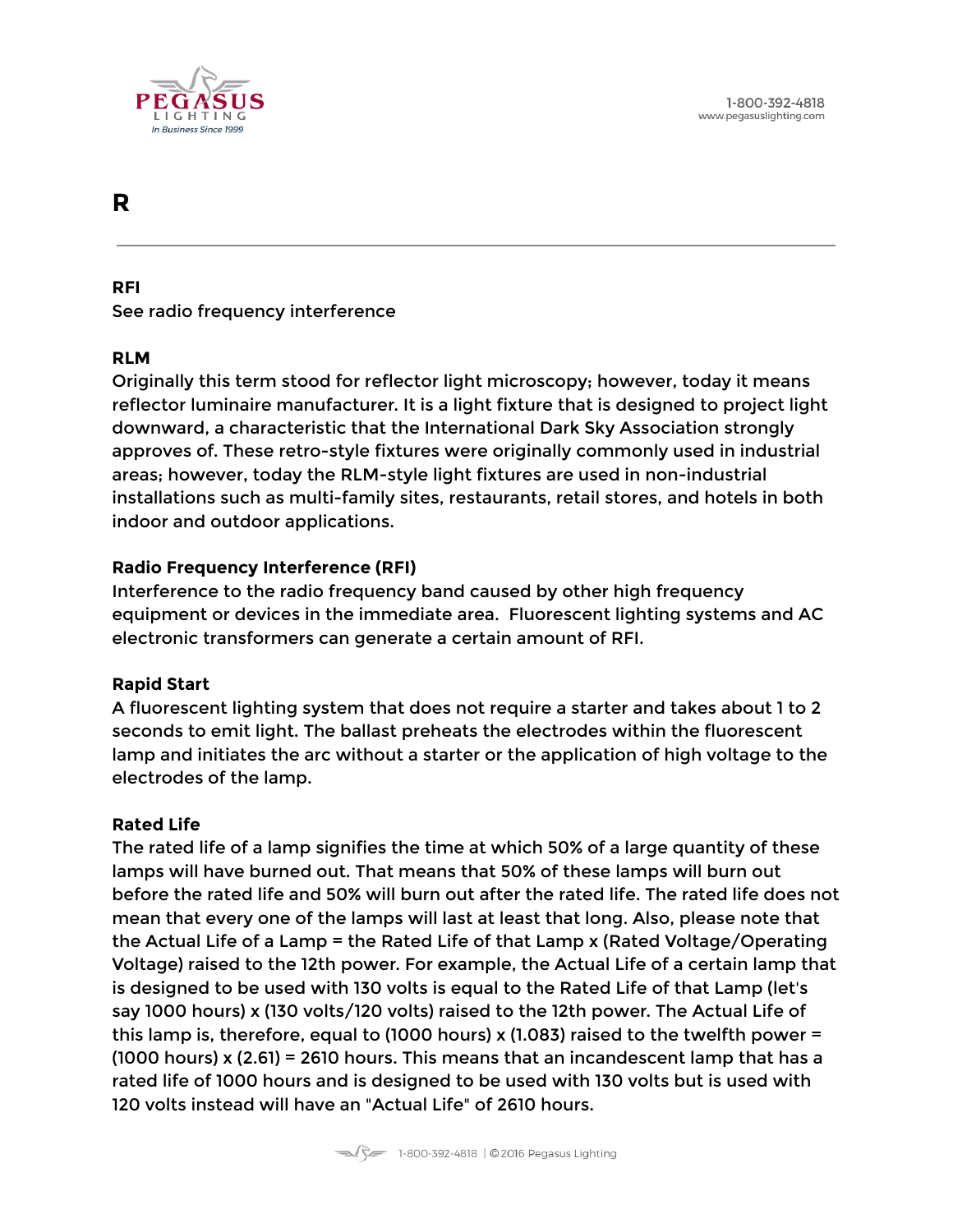# R

**RFI**
See radio frequency interference

**RLM**
Originally this term stood for reflector light microscopy; however, today it means reflector luminaire manufacturer. It is a light fixture that is designed to project light downward, a characteristic that the International Dark Sky Association strongly approves of. These retro-style fixtures were originally commonly used in industrial areas; however, today the RLM-style light fixtures are used in non-industrial installations such as multi-family sites, restaurants, retail stores, and hotels in both indoor and outdoor applications.

**Radio Frequency Interference (RFI)**
Interference to the radio frequency band caused by other high frequency equipment or devices in the immediate area. Fluorescent lighting systems and AC electronic transformers can generate a certain amount of RFI.

**Rapid Start**
A fluorescent lighting system that does not require a starter and takes about 1 to 2 seconds to emit light. The ballast preheats the electrodes within the fluorescent lamp and initiates the arc without a starter or the application of high voltage to the electrodes of the lamp.

**Rated Life**
The rated life of a lamp signifies the time at which 50% of a large quantity of these lamps will have burned out. That means that 50% of these lamps will burn out before the rated life and 50% will burn out after the rated life. The rated life does not mean that every one of the lamps will last at least that long. Also, please note that the Actual Life of a Lamp = the Rated Life of that Lamp x (Rated Voltage/Operating Voltage) raised to the 12th power. For example, the Actual Life of a certain lamp that is designed to be used with 130 volts is equal to the Rated Life of that Lamp (let's say 1000 hours) x (130 volts/120 volts) raised to the 12th power. The Actual Life of this lamp is, therefore, equal to (1000 hours) x (1.083) raised to the twelfth power = (1000 hours) x (2.61) = 2610 hours. This means that an incandescent lamp that has a rated life of 1000 hours and is designed to be used with 130 volts but is used with 120 volts instead will have an "Actual Life" of 2610 hours.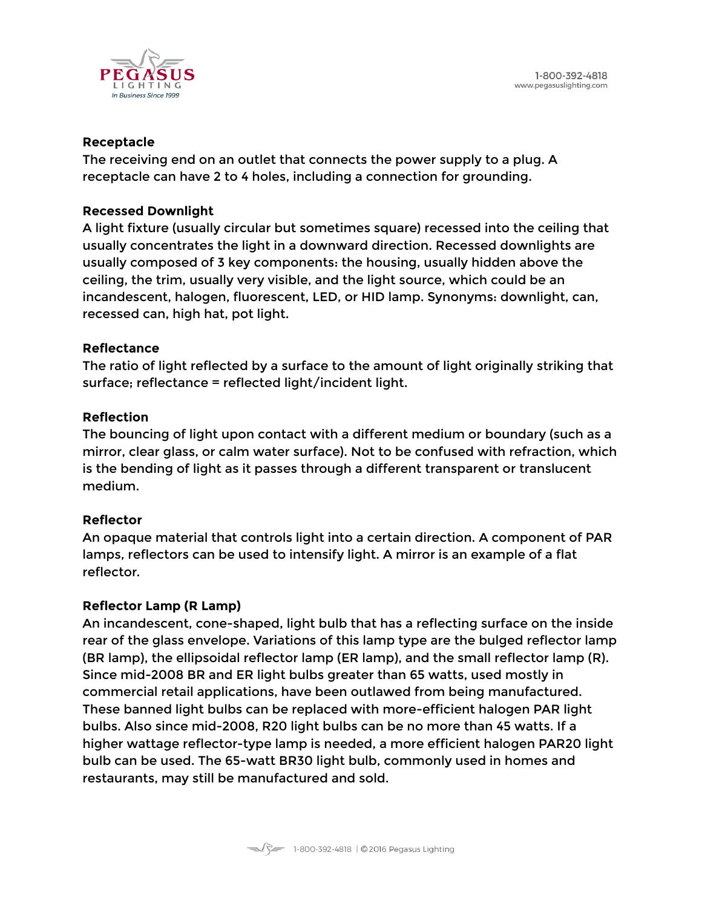**Receptacle**
The receiving end on an outlet that connects the power supply to a plug. A receptacle can have 2 to 4 holes, including a connection for grounding.

**Recessed Downlight**
A light fixture (usually circular but sometimes square) recessed into the ceiling that usually concentrates the light in a downward direction. Recessed downlights are usually composed of 3 key components: the housing, usually hidden above the ceiling, the trim, usually very visible, and the light source, which could be an incandescent, halogen, fluorescent, LED, or HID lamp. Synonyms: downlight, can, recessed can, high hat, pot light.

**Reflectance**
The ratio of light reflected by a surface to the amount of light originally striking that surface; reflectance = reflected light/incident light.

**Reflection**
The bouncing of light upon contact with a different medium or boundary (such as a mirror, clear glass, or calm water surface). Not to be confused with refraction, which is the bending of light as it passes through a different transparent or translucent medium.

**Reflector**
An opaque material that controls light into a certain direction. A component of PAR lamps, reflectors can be used to intensify light. A mirror is an example of a flat reflector.

**Reflector Lamp (R Lamp)**
An incandescent, cone-shaped, light bulb that has a reflecting surface on the inside rear of the glass envelope. Variations of this lamp type are the bulged reflector lamp (BR lamp), the ellipsoidal reflector lamp (ER lamp), and the small reflector lamp (R). Since mid-2008 BR and ER light bulbs greater than 65 watts, used mostly in commercial retail applications, have been outlawed from being manufactured. These banned light bulbs can be replaced with more-efficient halogen PAR light bulbs. Also since mid-2008, R20 light bulbs can be no more than 45 watts. If a higher wattage reflector-type lamp is needed, a more efficient halogen PAR20 light bulb can be used. The 65-watt BR30 light bulb, commonly used in homes and restaurants, may still be manufactured and sold.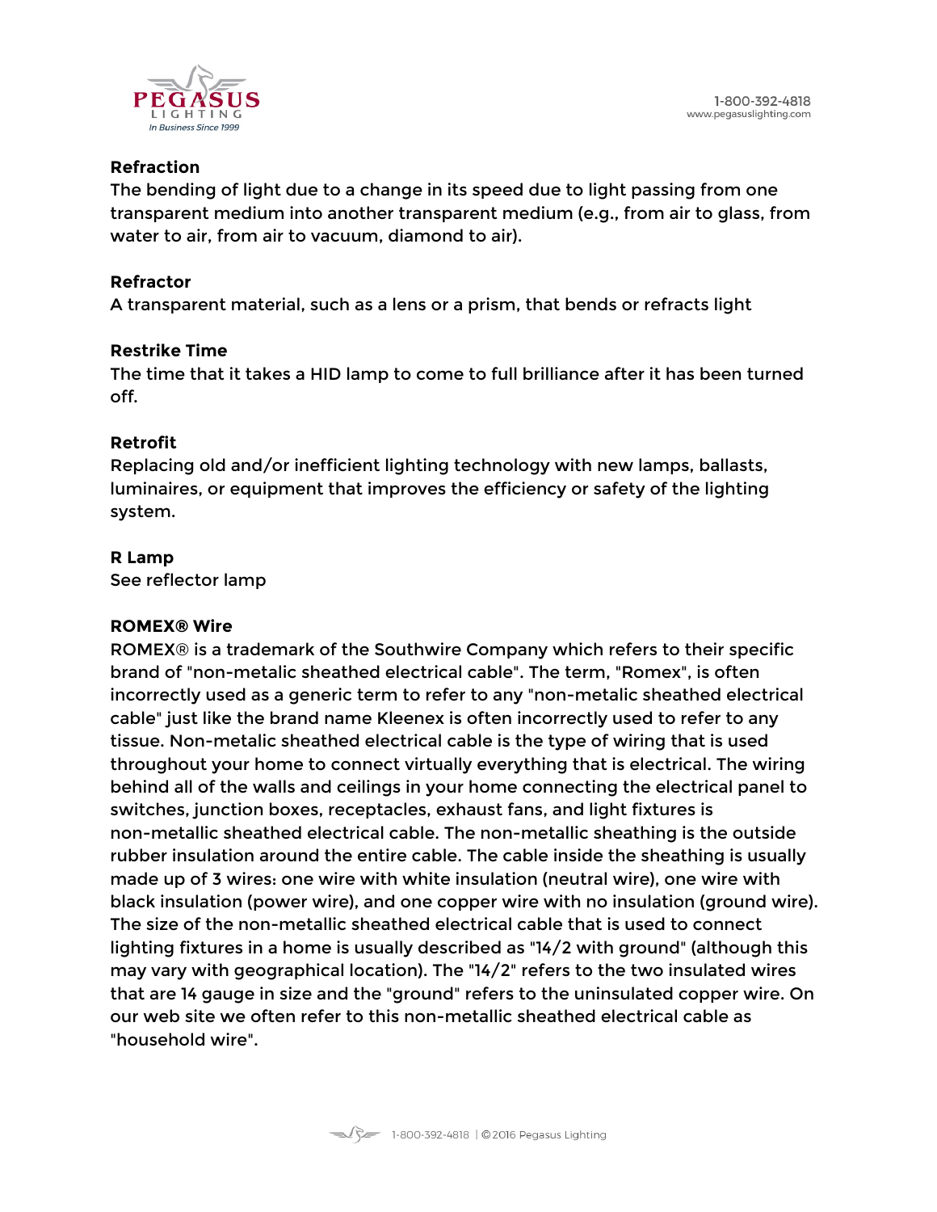**Refraction**

The bending of light due to a change in its speed due to light passing from one transparent medium into another transparent medium (e.g., from air to glass, from water to air, from air to vacuum, diamond to air).

**Refractor**

A transparent material, such as a lens or a prism, that bends or refracts light

**Restrike Time**

The time that it takes a HID lamp to come to full brilliance after it has been turned off.

**Retrofit**

Replacing old and/or inefficient lighting technology with new lamps, ballasts, luminaires, or equipment that improves the efficiency or safety of the lighting system.

**R Lamp**

See reflector lamp

**ROMEX® Wire**

ROMEX® is a trademark of the Southwire Company which refers to their specific brand of "non-metalic sheathed electrical cable". The term, "Romex", is often incorrectly used as a generic term to refer to any "non-metalic sheathed electrical cable" just like the brand name Kleenex is often incorrectly used to refer to any tissue. Non-metalic sheathed electrical cable is the type of wiring that is used throughout your home to connect virtually everything that is electrical. The wiring behind all of the walls and ceilings in your home connecting the electrical panel to switches, junction boxes, receptacles, exhaust fans, and light fixtures is non-metallic sheathed electrical cable. The non-metallic sheathing is the outside rubber insulation around the entire cable. The cable inside the sheathing is usually made up of 3 wires: one wire with white insulation (neutral wire), one wire with black insulation (power wire), and one copper wire with no insulation (ground wire). The size of the non-metallic sheathed electrical cable that is used to connect lighting fixtures in a home is usually described as "14/2 with ground" (although this may vary with geographical location). The "14/2" refers to the two insulated wires that are 14 gauge in size and the "ground" refers to the uninsulated copper wire. On our web site we often refer to this non-metallic sheathed electrical cable as "household wire".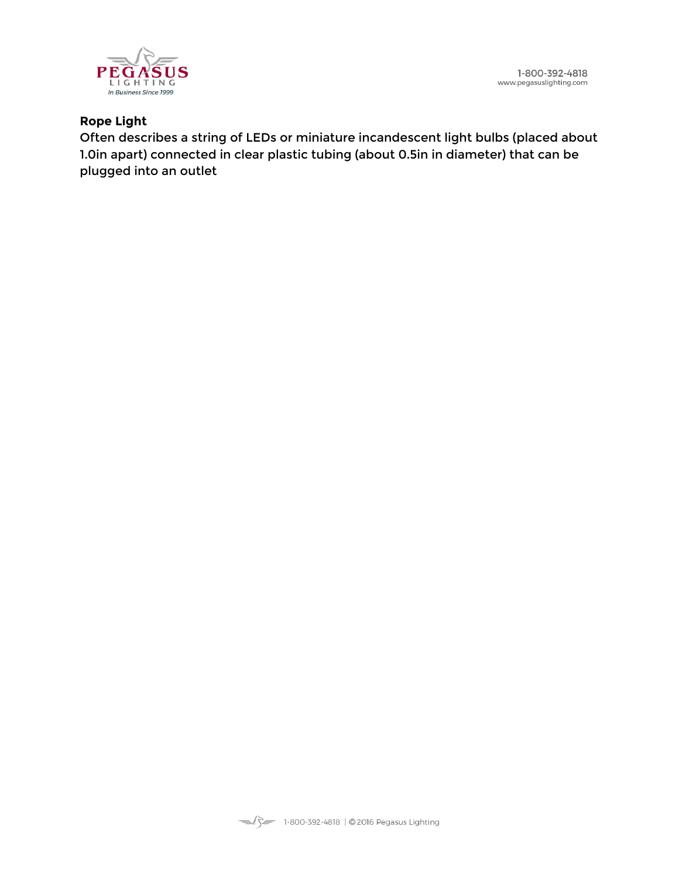**Rope Light**

Often describes a string of LEDs or miniature incandescent light bulbs (placed about 1.0in apart) connected in clear plastic tubing (about 0.5in in diameter) that can be plugged into an outlet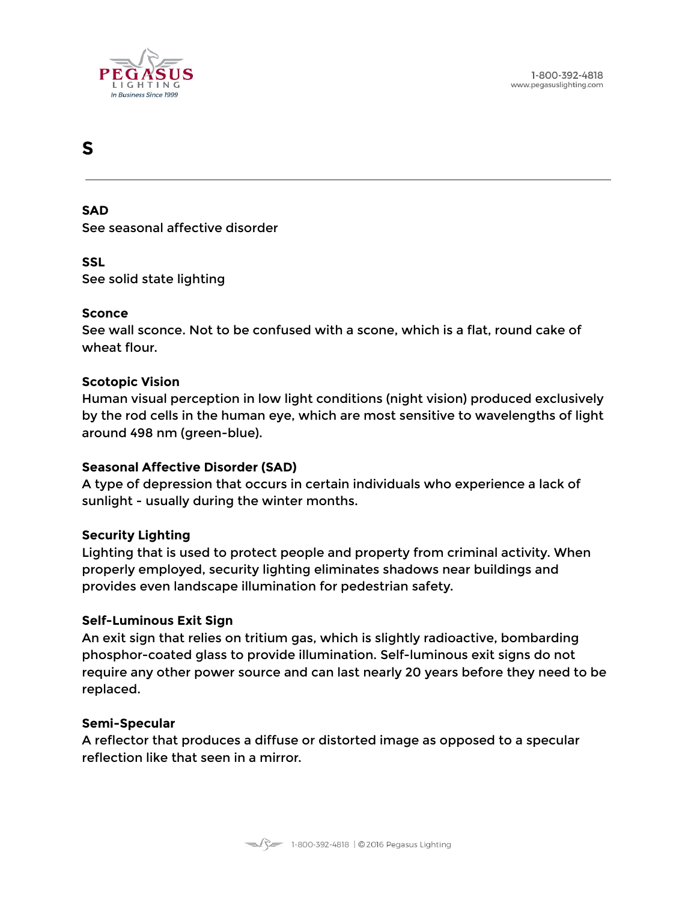# S

---

**SAD**
See seasonal affective disorder

**SSL**
See solid state lighting

**Sconce**
See wall sconce. Not to be confused with a scone, which is a flat, round cake of wheat flour.

**Scotopic Vision**
Human visual perception in low light conditions (night vision) produced exclusively by the rod cells in the human eye, which are most sensitive to wavelengths of light around 498 nm (green-blue).

**Seasonal Affective Disorder (SAD)**
A type of depression that occurs in certain individuals who experience a lack of sunlight - usually during the winter months.

**Security Lighting**
Lighting that is used to protect people and property from criminal activity. When properly employed, security lighting eliminates shadows near buildings and provides even landscape illumination for pedestrian safety.

**Self-Luminous Exit Sign**
An exit sign that relies on tritium gas, which is slightly radioactive, bombarding phosphor-coated glass to provide illumination. Self-luminous exit signs do not require any other power source and can last nearly 20 years before they need to be replaced.

**Semi-Specular**
A reflector that produces a diffuse or distorted image as opposed to a specular reflection like that seen in a mirror.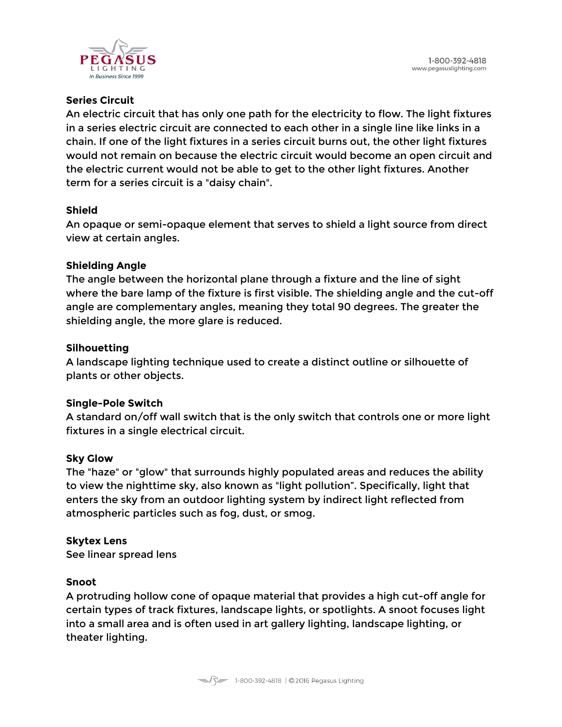**Series Circuit**
An electric circuit that has only one path for the electricity to flow. The light fixtures in a series electric circuit are connected to each other in a single line like links in a chain. If one of the light fixtures in a series circuit burns out, the other light fixtures would not remain on because the electric circuit would become an open circuit and the electric current would not be able to get to the other light fixtures. Another term for a series circuit is a "daisy chain".

**Shield**
An opaque or semi-opaque element that serves to shield a light source from direct view at certain angles.

**Shielding Angle**
The angle between the horizontal plane through a fixture and the line of sight where the bare lamp of the fixture is first visible. The shielding angle and the cut-off angle are complementary angles, meaning they total 90 degrees. The greater the shielding angle, the more glare is reduced.

**Silhouetting**
A landscape lighting technique used to create a distinct outline or silhouette of plants or other objects.

**Single-Pole Switch**
A standard on/off wall switch that is the only switch that controls one or more light fixtures in a single electrical circuit.

**Sky Glow**
The "haze" or "glow" that surrounds highly populated areas and reduces the ability to view the nighttime sky, also known as "light pollution”. Specifically, light that enters the sky from an outdoor lighting system by indirect light reflected from atmospheric particles such as fog, dust, or smog.

**Skytex Lens**
See linear spread lens

**Snoot**
A protruding hollow cone of opaque material that provides a high cut-off angle for certain types of track fixtures, landscape lights, or spotlights. A snoot focuses light into a small area and is often used in art gallery lighting, landscape lighting, or theater lighting.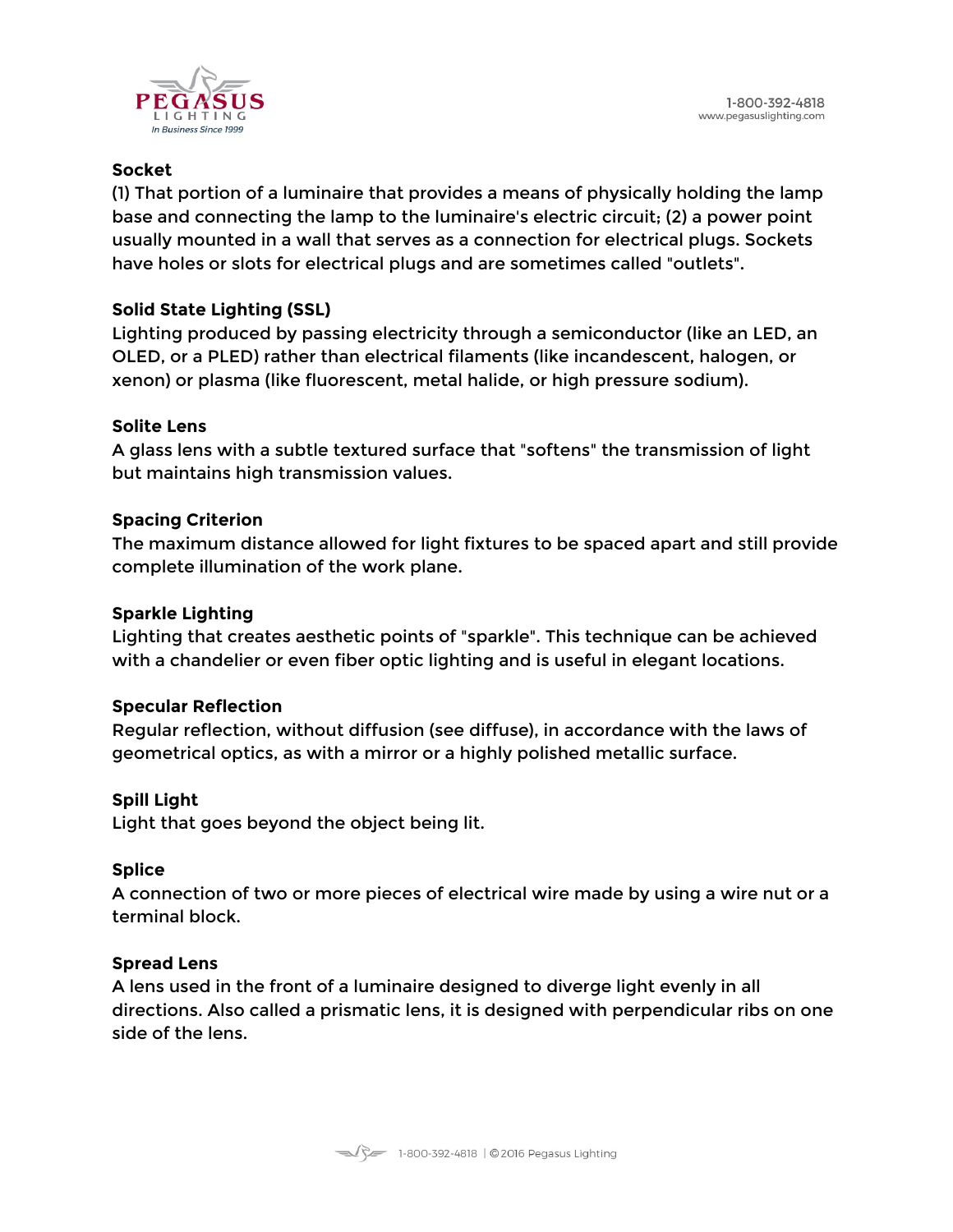**Socket**

(1) That portion of a luminaire that provides a means of physically holding the lamp base and connecting the lamp to the luminaire's electric circuit; (2) a power point usually mounted in a wall that serves as a connection for electrical plugs. Sockets have holes or slots for electrical plugs and are sometimes called "outlets".

**Solid State Lighting (SSL)**

Lighting produced by passing electricity through a semiconductor (like an LED, an OLED, or a PLED) rather than electrical filaments (like incandescent, halogen, or xenon) or plasma (like fluorescent, metal halide, or high pressure sodium).

**Solite Lens**

A glass lens with a subtle textured surface that "softens" the transmission of light but maintains high transmission values.

**Spacing Criterion**

The maximum distance allowed for light fixtures to be spaced apart and still provide complete illumination of the work plane.

**Sparkle Lighting**

Lighting that creates aesthetic points of "sparkle". This technique can be achieved with a chandelier or even fiber optic lighting and is useful in elegant locations.

**Specular Reflection**

Regular reflection, without diffusion (see diffuse), in accordance with the laws of geometrical optics, as with a mirror or a highly polished metallic surface.

**Spill Light**

Light that goes beyond the object being lit.

**Splice**

A connection of two or more pieces of electrical wire made by using a wire nut or a terminal block.

**Spread Lens**

A lens used in the front of a luminaire designed to diverge light evenly in all directions. Also called a prismatic lens, it is designed with perpendicular ribs on one side of the lens.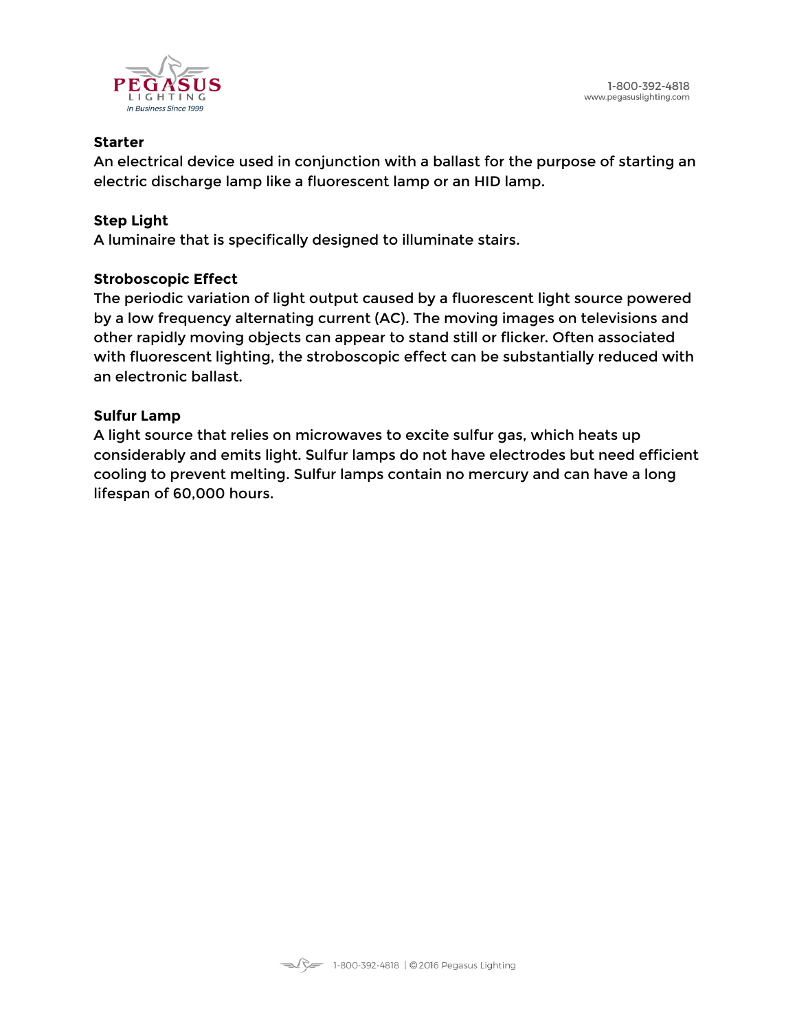**Starter**
An electrical device used in conjunction with a ballast for the purpose of starting an electric discharge lamp like a fluorescent lamp or an HID lamp.

**Step Light**
A luminaire that is specifically designed to illuminate stairs.

**Stroboscopic Effect**
The periodic variation of light output caused by a fluorescent light source powered by a low frequency alternating current (AC). The moving images on televisions and other rapidly moving objects can appear to stand still or flicker. Often associated with fluorescent lighting, the stroboscopic effect can be substantially reduced with an electronic ballast.

**Sulfur Lamp**
A light source that relies on microwaves to excite sulfur gas, which heats up considerably and emits light. Sulfur lamps do not have electrodes but need efficient cooling to prevent melting. Sulfur lamps contain no mercury and can have a long lifespan of 60,000 hours.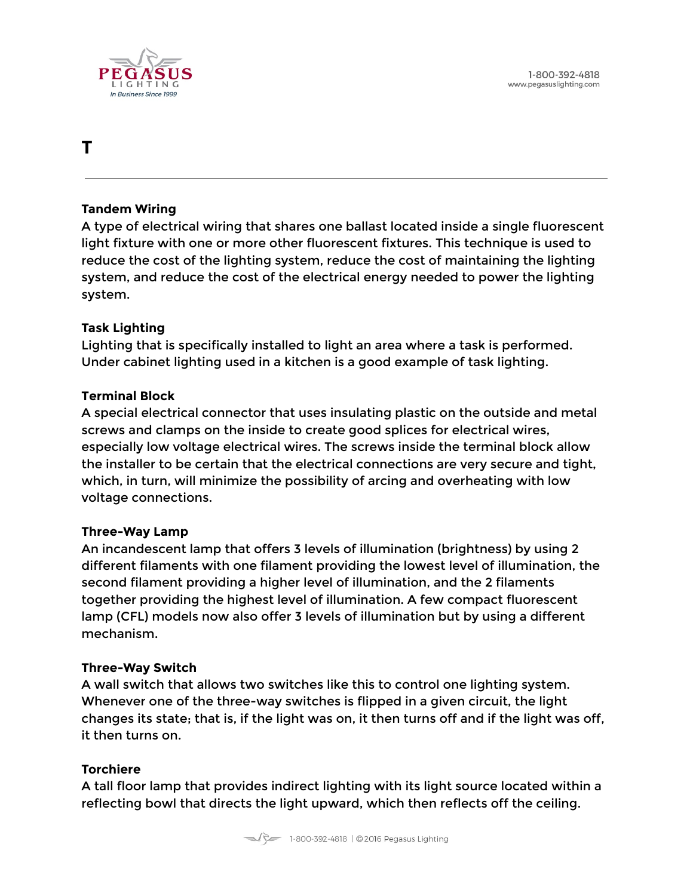# T

### Tandem Wiring

A type of electrical wiring that shares one ballast located inside a single fluorescent light fixture with one or more other fluorescent fixtures. This technique is used to reduce the cost of the lighting system, reduce the cost of maintaining the lighting system, and reduce the cost of the electrical energy needed to power the lighting system.

### Task Lighting

Lighting that is specifically installed to light an area where a task is performed. Under cabinet lighting used in a kitchen is a good example of task lighting.

### Terminal Block

A special electrical connector that uses insulating plastic on the outside and metal screws and clamps on the inside to create good splices for electrical wires, especially low voltage electrical wires. The screws inside the terminal block allow the installer to be certain that the electrical connections are very secure and tight, which, in turn, will minimize the possibility of arcing and overheating with low voltage connections.

### Three-Way Lamp

An incandescent lamp that offers 3 levels of illumination (brightness) by using 2 different filaments with one filament providing the lowest level of illumination, the second filament providing a higher level of illumination, and the 2 filaments together providing the highest level of illumination. A few compact fluorescent lamp (CFL) models now also offer 3 levels of illumination but by using a different mechanism.

### Three-Way Switch

A wall switch that allows two switches like this to control one lighting system. Whenever one of the three-way switches is flipped in a given circuit, the light changes its state; that is, if the light was on, it then turns off and if the light was off, it then turns on.

### Torchiere

A tall floor lamp that provides indirect lighting with its light source located within a reflecting bowl that directs the light upward, which then reflects off the ceiling.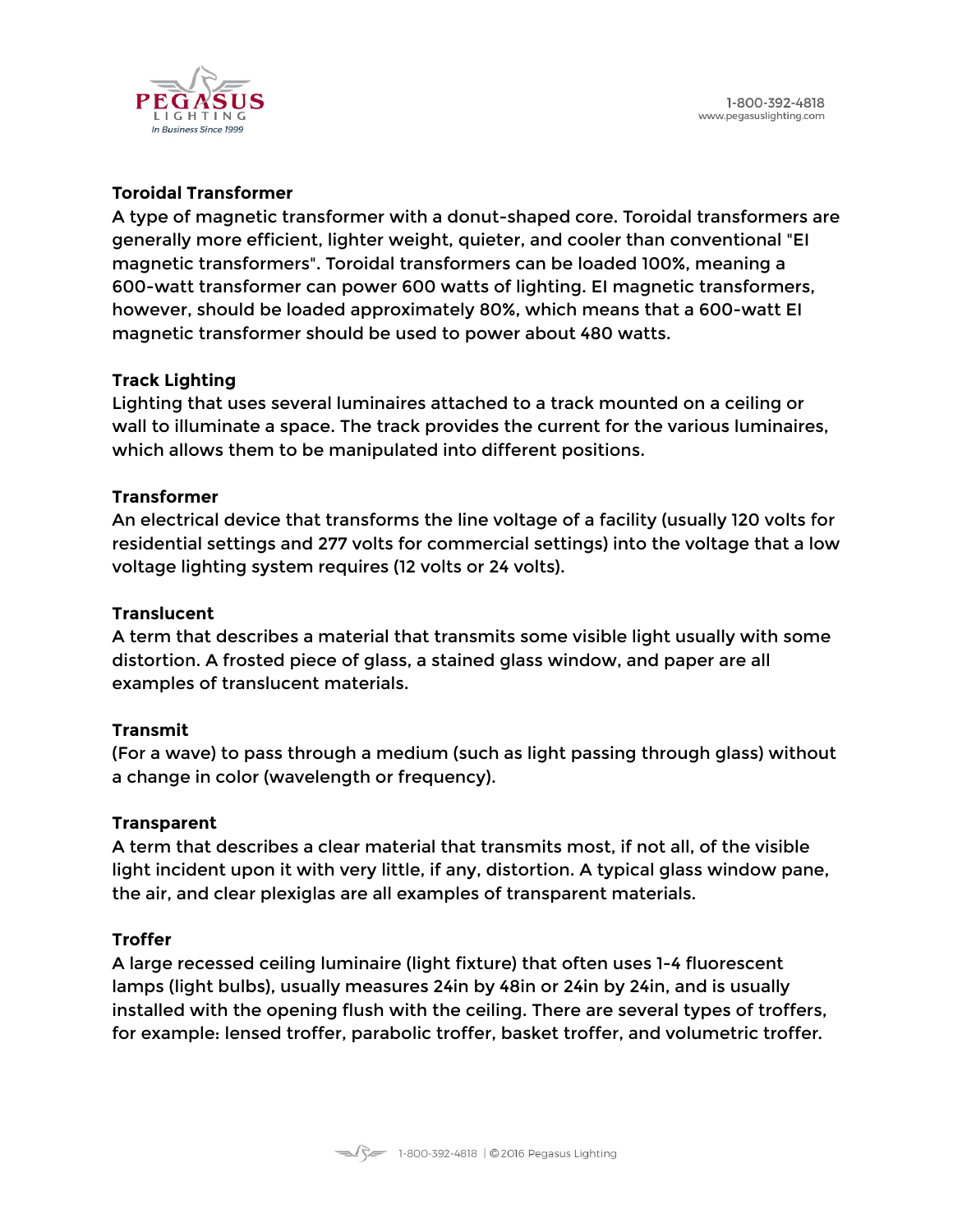**Toroidal Transformer**
A type of magnetic transformer with a donut-shaped core. Toroidal transformers are generally more efficient, lighter weight, quieter, and cooler than conventional "EI magnetic transformers". Toroidal transformers can be loaded 100%, meaning a 600-watt transformer can power 600 watts of lighting. EI magnetic transformers, however, should be loaded approximately 80%, which means that a 600-watt EI magnetic transformer should be used to power about 480 watts.

**Track Lighting**
Lighting that uses several luminaires attached to a track mounted on a ceiling or wall to illuminate a space. The track provides the current for the various luminaires, which allows them to be manipulated into different positions.

**Transformer**
An electrical device that transforms the line voltage of a facility (usually 120 volts for residential settings and 277 volts for commercial settings) into the voltage that a low voltage lighting system requires (12 volts or 24 volts).

**Translucent**
A term that describes a material that transmits some visible light usually with some distortion. A frosted piece of glass, a stained glass window, and paper are all examples of translucent materials.

**Transmit**
(For a wave) to pass through a medium (such as light passing through glass) without a change in color (wavelength or frequency).

**Transparent**
A term that describes a clear material that transmits most, if not all, of the visible light incident upon it with very little, if any, distortion. A typical glass window pane, the air, and clear plexiglas are all examples of transparent materials.

**Troffer**
A large recessed ceiling luminaire (light fixture) that often uses 1-4 fluorescent lamps (light bulbs), usually measures 24in by 48in or 24in by 24in, and is usually installed with the opening flush with the ceiling. There are several types of troffers, for example: lensed troffer, parabolic troffer, basket troffer, and volumetric troffer.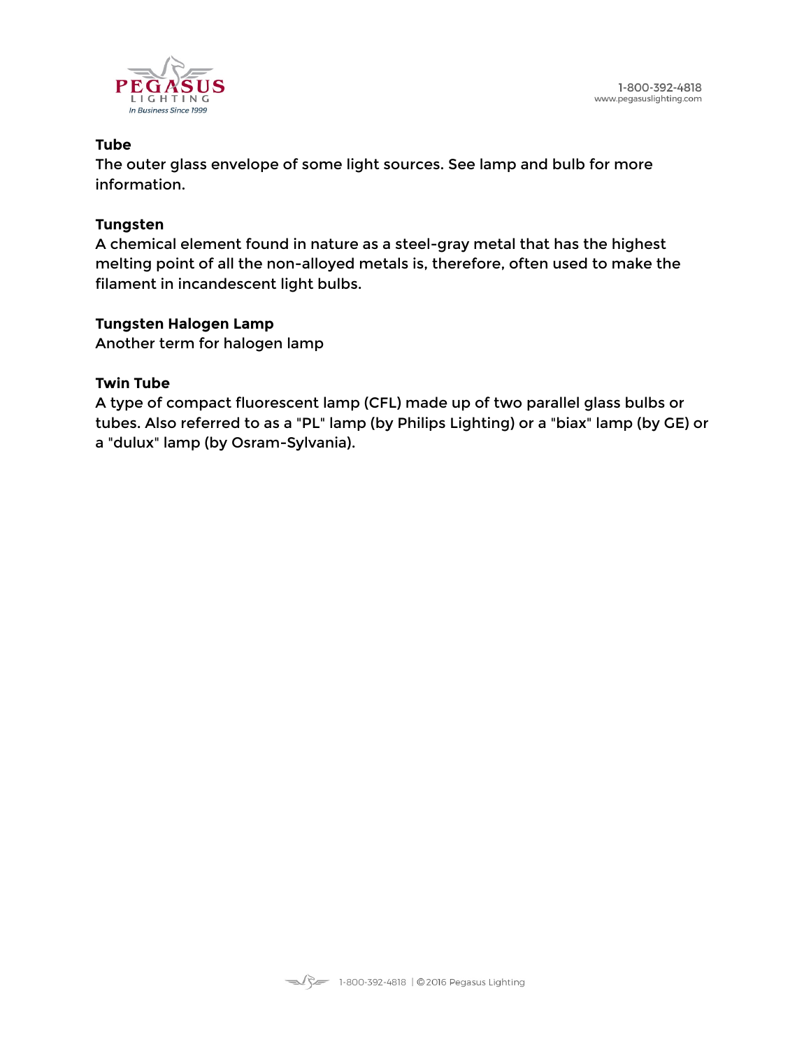**Tube**
The outer glass envelope of some light sources. See lamp and bulb for more information.

**Tungsten**
A chemical element found in nature as a steel-gray metal that has the highest melting point of all the non-alloyed metals is, therefore, often used to make the filament in incandescent light bulbs.

**Tungsten Halogen Lamp**
Another term for halogen lamp

**Twin Tube**
A type of compact fluorescent lamp (CFL) made up of two parallel glass bulbs or tubes. Also referred to as a "PL" lamp (by Philips Lighting) or a "biax" lamp (by GE) or a "dulux" lamp (by Osram-Sylvania).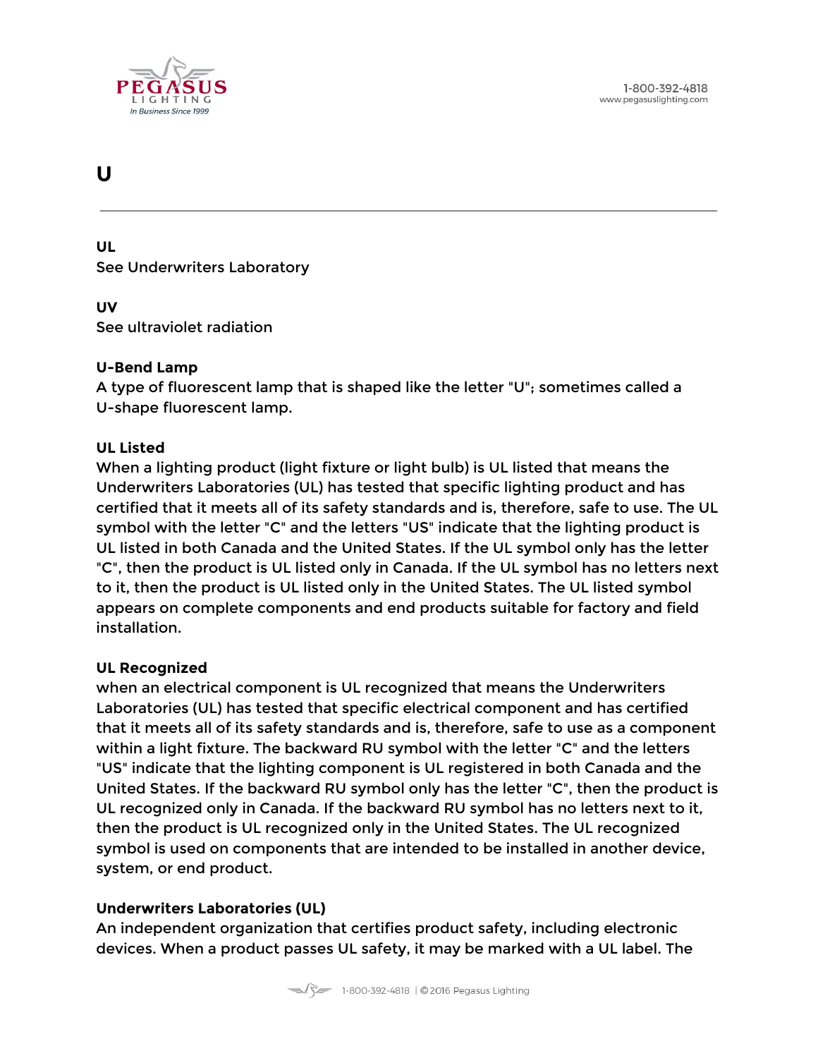# U

---

**UL**
See Underwriters Laboratory

**UV**
See ultraviolet radiation

**U-Bend Lamp**
A type of fluorescent lamp that is shaped like the letter "U"; sometimes called a U-shape fluorescent lamp.

**UL Listed**
When a lighting product (light fixture or light bulb) is UL listed that means the Underwriters Laboratories (UL) has tested that specific lighting product and has certified that it meets all of its safety standards and is, therefore, safe to use. The UL symbol with the letter "C" and the letters "US" indicate that the lighting product is UL listed in both Canada and the United States. If the UL symbol only has the letter "C", then the product is UL listed only in Canada. If the UL symbol has no letters next to it, then the product is UL listed only in the United States. The UL listed symbol appears on complete components and end products suitable for factory and field installation.

**UL Recognized**
when an electrical component is UL recognized that means the Underwriters Laboratories (UL) has tested that specific electrical component and has certified that it meets all of its safety standards and is, therefore, safe to use as a component within a light fixture. The backward RU symbol with the letter "C" and the letters "US" indicate that the lighting component is UL registered in both Canada and the United States. If the backward RU symbol only has the letter "C", then the product is UL recognized only in Canada. If the backward RU symbol has no letters next to it, then the product is UL recognized only in the United States. The UL recognized symbol is used on components that are intended to be installed in another device, system, or end product.

**Underwriters Laboratories (UL)**
An independent organization that certifies product safety, including electronic devices. When a product passes UL safety, it may be marked with a UL label. The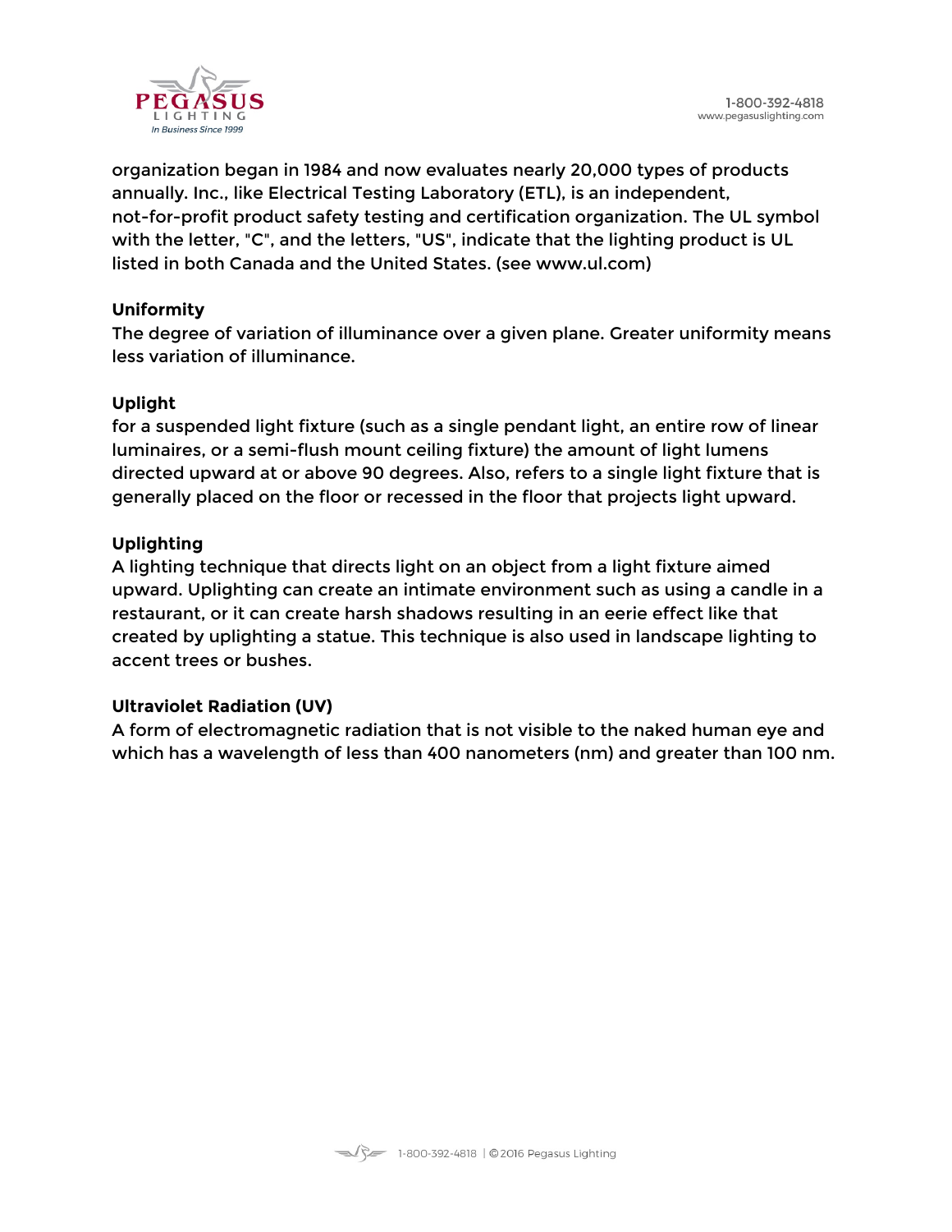organization began in 1984 and now evaluates nearly 20,000 types of products annually. Inc., like Electrical Testing Laboratory (ETL), is an independent, not-for-profit product safety testing and certification organization. The UL symbol with the letter, "C", and the letters, "US", indicate that the lighting product is UL listed in both Canada and the United States. (see www.ul.com)

**Uniformity**
The degree of variation of illuminance over a given plane. Greater uniformity means less variation of illuminance.

**Uplight**
for a suspended light fixture (such as a single pendant light, an entire row of linear luminaires, or a semi-flush mount ceiling fixture) the amount of light lumens directed upward at or above 90 degrees. Also, refers to a single light fixture that is generally placed on the floor or recessed in the floor that projects light upward.

**Uplighting**
A lighting technique that directs light on an object from a light fixture aimed upward. Uplighting can create an intimate environment such as using a candle in a restaurant, or it can create harsh shadows resulting in an eerie effect like that created by uplighting a statue. This technique is also used in landscape lighting to accent trees or bushes.

**Ultraviolet Radiation (UV)**
A form of electromagnetic radiation that is not visible to the naked human eye and which has a wavelength of less than 400 nanometers (nm) and greater than 100 nm.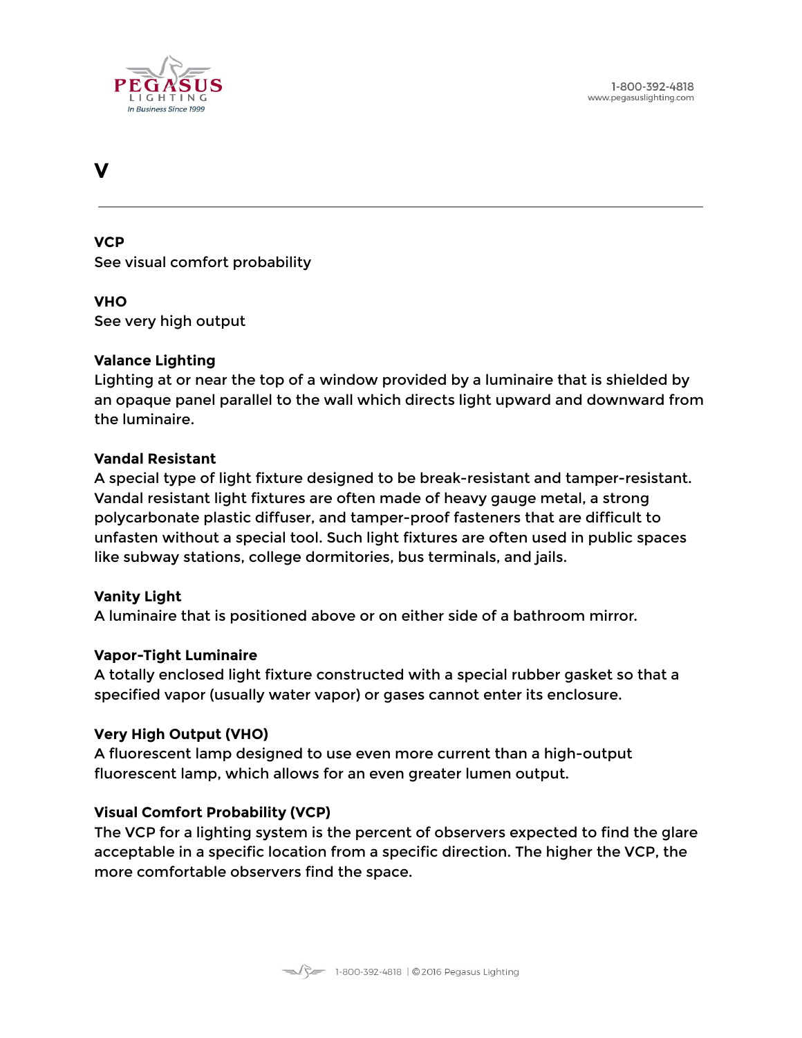# V

**VCP**
See visual comfort probability

**VHO**
See very high output

**Valance Lighting**
Lighting at or near the top of a window provided by a luminaire that is shielded by an opaque panel parallel to the wall which directs light upward and downward from the luminaire.

**Vandal Resistant**
A special type of light fixture designed to be break-resistant and tamper-resistant. Vandal resistant light fixtures are often made of heavy gauge metal, a strong polycarbonate plastic diffuser, and tamper-proof fasteners that are difficult to unfasten without a special tool. Such light fixtures are often used in public spaces like subway stations, college dormitories, bus terminals, and jails.

**Vanity Light**
A luminaire that is positioned above or on either side of a bathroom mirror.

**Vapor-Tight Luminaire**
A totally enclosed light fixture constructed with a special rubber gasket so that a specified vapor (usually water vapor) or gases cannot enter its enclosure.

**Very High Output (VHO)**
A fluorescent lamp designed to use even more current than a high-output fluorescent lamp, which allows for an even greater lumen output.

**Visual Comfort Probability (VCP)**
The VCP for a lighting system is the percent of observers expected to find the glare acceptable in a specific location from a specific direction. The higher the VCP, the more comfortable observers find the space.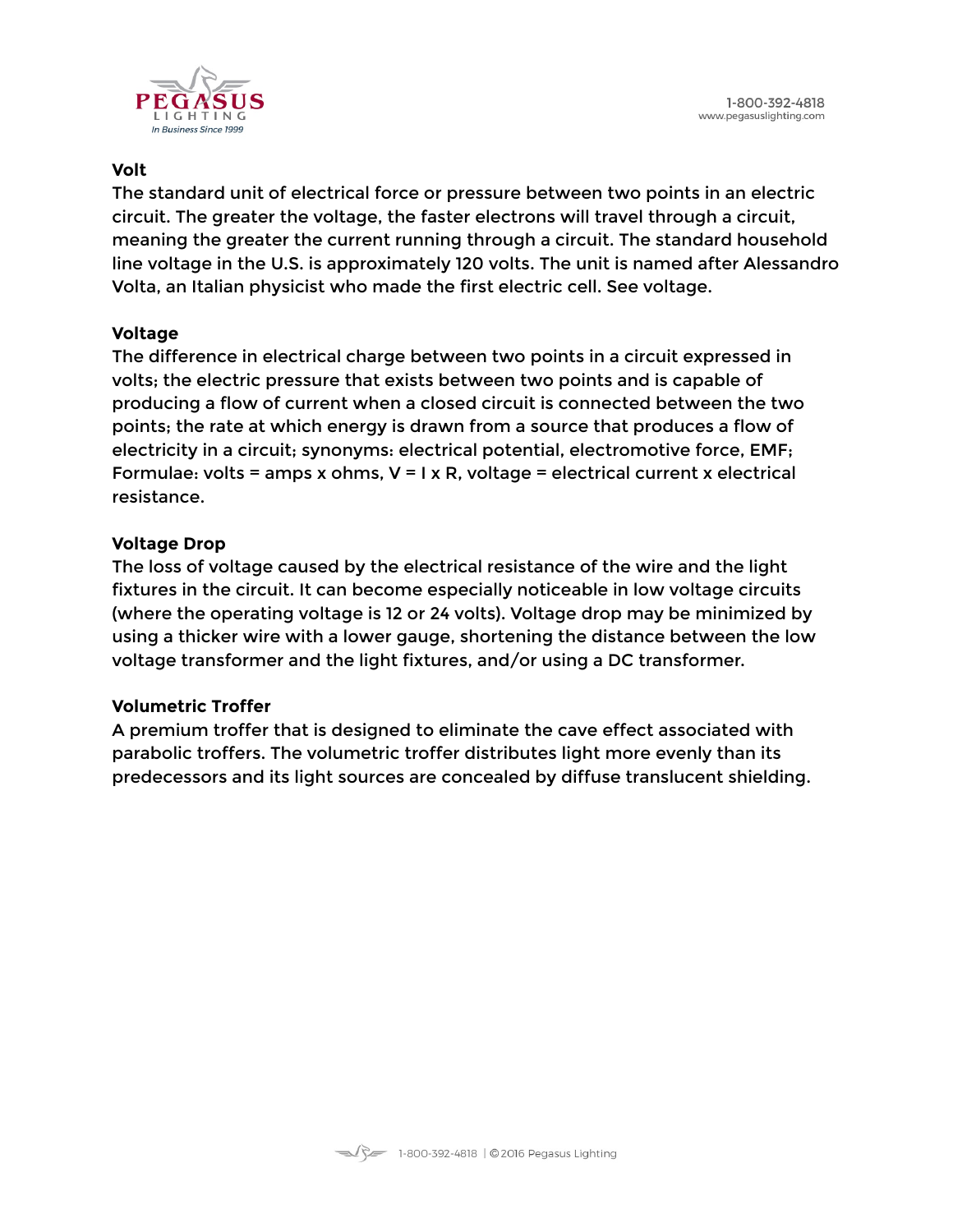**Volt**
The standard unit of electrical force or pressure between two points in an electric circuit. The greater the voltage, the faster electrons will travel through a circuit, meaning the greater the current running through a circuit. The standard household line voltage in the U.S. is approximately 120 volts. The unit is named after Alessandro Volta, an Italian physicist who made the first electric cell. See voltage.

**Voltage**
The difference in electrical charge between two points in a circuit expressed in volts; the electric pressure that exists between two points and is capable of producing a flow of current when a closed circuit is connected between the two points; the rate at which energy is drawn from a source that produces a flow of electricity in a circuit; synonyms: electrical potential, electromotive force, EMF; Formulae: volts = amps x ohms, $V = I \times R$, voltage = electrical current x electrical resistance.

**Voltage Drop**
The loss of voltage caused by the electrical resistance of the wire and the light fixtures in the circuit. It can become especially noticeable in low voltage circuits (where the operating voltage is 12 or 24 volts). Voltage drop may be minimized by using a thicker wire with a lower gauge, shortening the distance between the low voltage transformer and the light fixtures, and/or using a DC transformer.

**Volumetric Troffer**
A premium troffer that is designed to eliminate the cave effect associated with parabolic troffers. The volumetric troffer distributes light more evenly than its predecessors and its light sources are concealed by diffuse translucent shielding.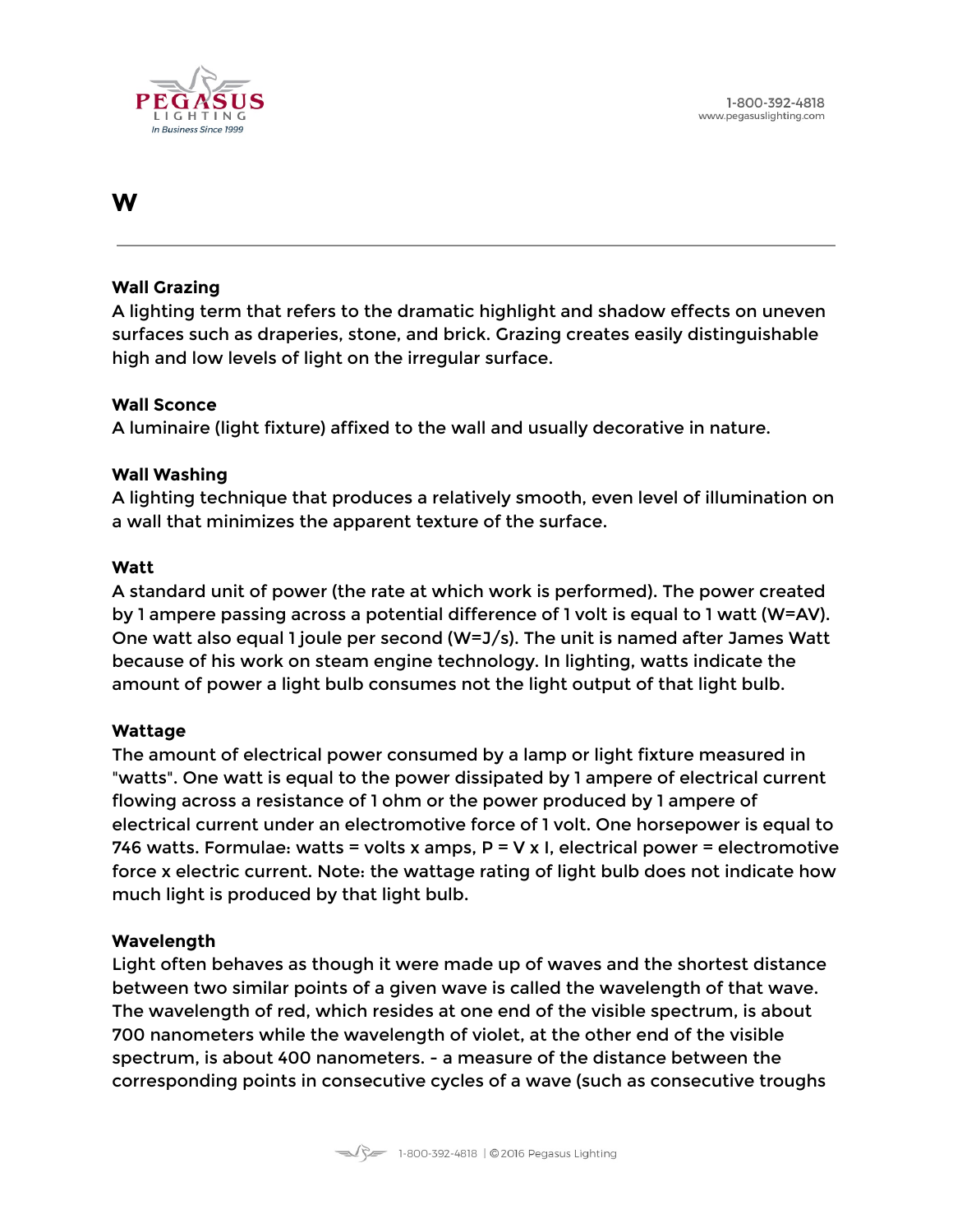# W

---

### Wall Grazing

A lighting term that refers to the dramatic highlight and shadow effects on uneven surfaces such as draperies, stone, and brick. Grazing creates easily distinguishable high and low levels of light on the irregular surface.

### Wall Sconce

A luminaire (light fixture) affixed to the wall and usually decorative in nature.

### Wall Washing

A lighting technique that produces a relatively smooth, even level of illumination on a wall that minimizes the apparent texture of the surface.

### Watt

A standard unit of power (the rate at which work is performed). The power created by 1 ampere passing across a potential difference of 1 volt is equal to 1 watt (W=AV). One watt also equal 1 joule per second (W=J/s). The unit is named after James Watt because of his work on steam engine technology. In lighting, watts indicate the amount of power a light bulb consumes not the light output of that light bulb.

### Wattage

The amount of electrical power consumed by a lamp or light fixture measured in "watts". One watt is equal to the power dissipated by 1 ampere of electrical current flowing across a resistance of 1 ohm or the power produced by 1 ampere of electrical current under an electromotive force of 1 volt. One horsepower is equal to 746 watts. Formulae: watts = volts x amps, $P = V \times I$, electrical power = electromotive force x electric current. Note: the wattage rating of light bulb does not indicate how much light is produced by that light bulb.

### Wavelength

Light often behaves as though it were made up of waves and the shortest distance between two similar points of a given wave is called the wavelength of that wave. The wavelength of red, which resides at one end of the visible spectrum, is about 700 nanometers while the wavelength of violet, at the other end of the visible spectrum, is about 400 nanometers. - a measure of the distance between the corresponding points in consecutive cycles of a wave (such as consecutive troughs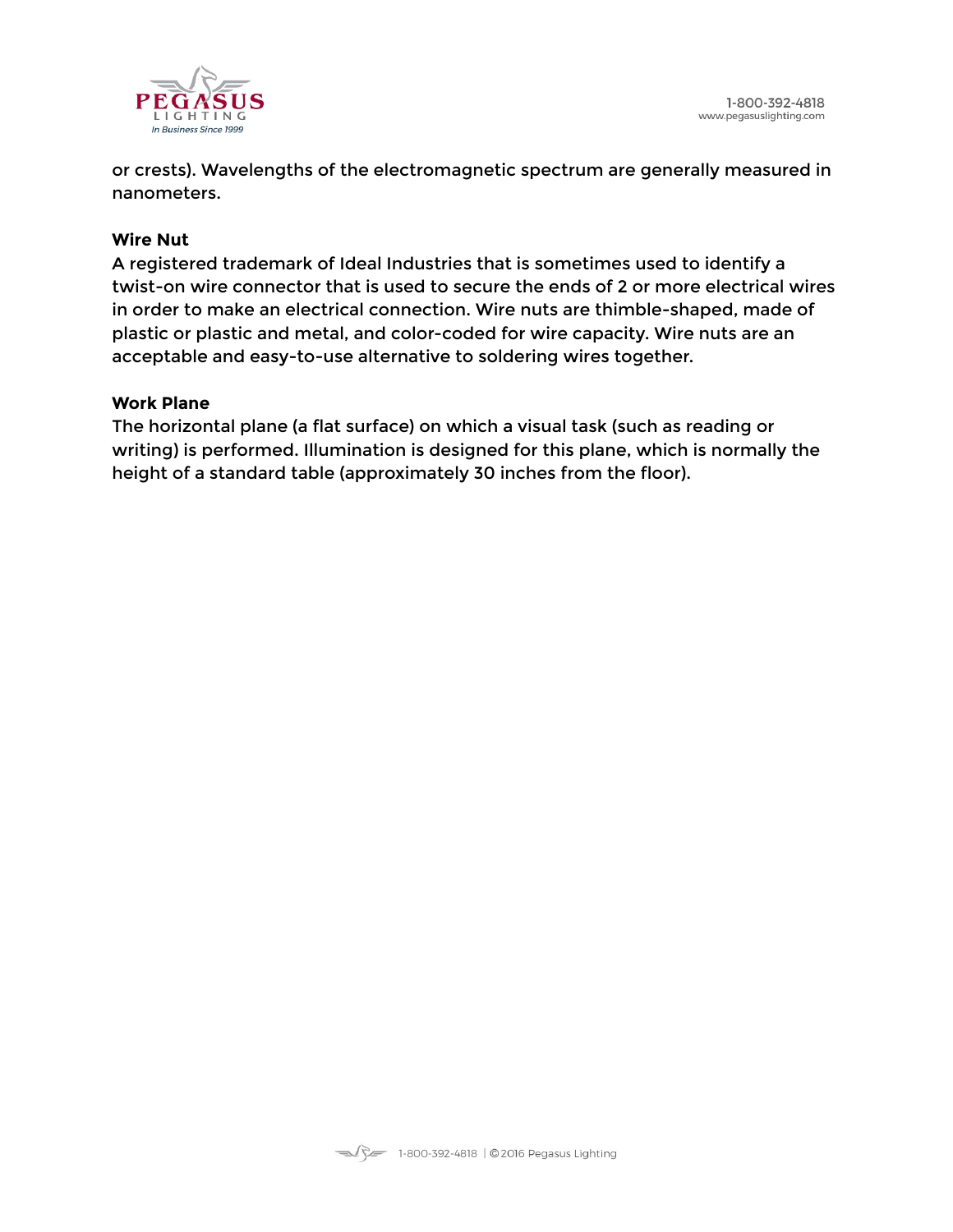or crests). Wavelengths of the electromagnetic spectrum are generally measured in nanometers.

**Wire Nut**

A registered trademark of Ideal Industries that is sometimes used to identify a twist-on wire connector that is used to secure the ends of 2 or more electrical wires in order to make an electrical connection. Wire nuts are thimble-shaped, made of plastic or plastic and metal, and color-coded for wire capacity. Wire nuts are an acceptable and easy-to-use alternative to soldering wires together.

**Work Plane**

The horizontal plane (a flat surface) on which a visual task (such as reading or writing) is performed. Illumination is designed for this plane, which is normally the height of a standard table (approximately 30 inches from the floor).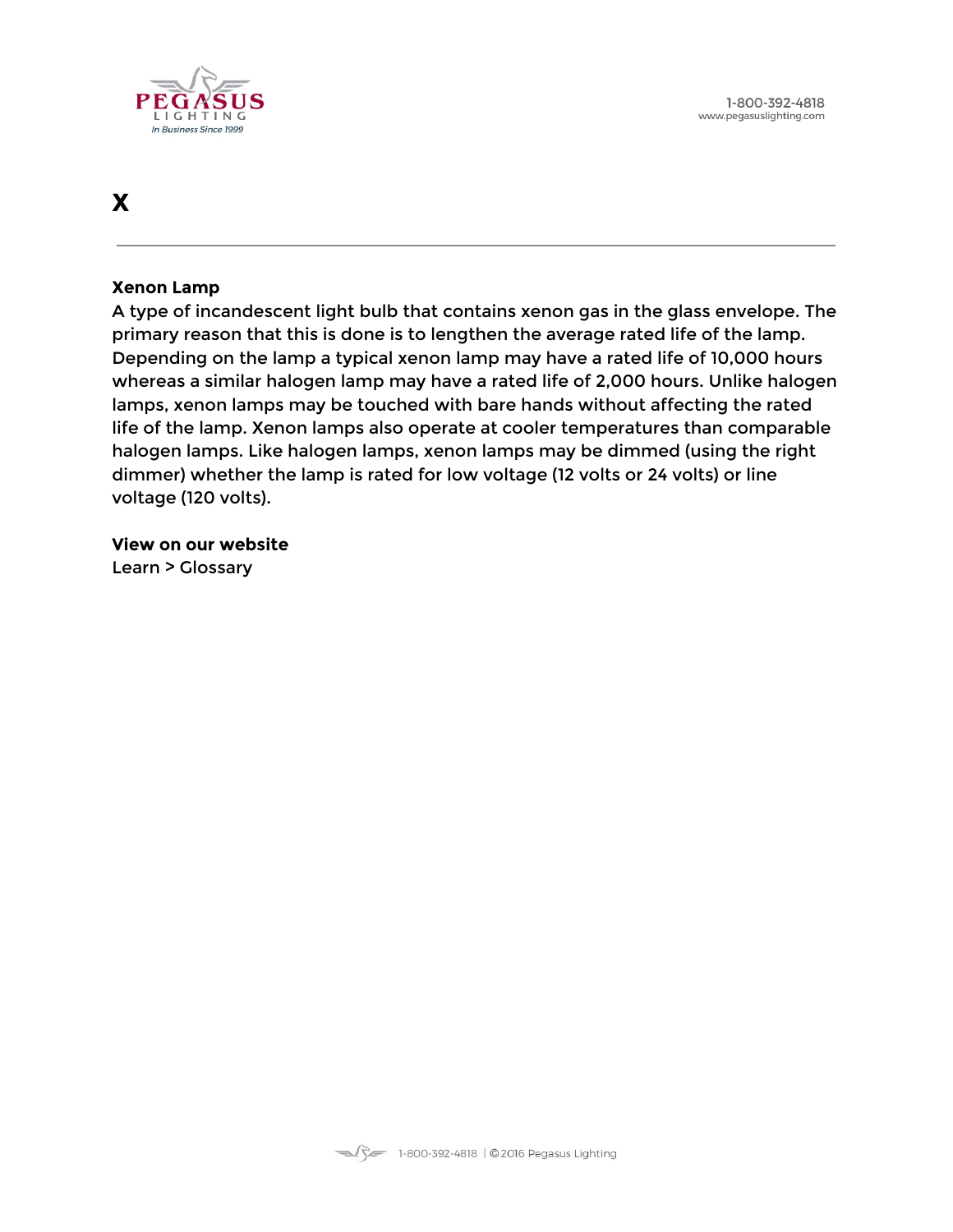# X

---

**Xenon Lamp**
A type of incandescent light bulb that contains xenon gas in the glass envelope. The primary reason that this is done is to lengthen the average rated life of the lamp. Depending on the lamp a typical xenon lamp may have a rated life of 10,000 hours whereas a similar halogen lamp may have a rated life of 2,000 hours. Unlike halogen lamps, xenon lamps may be touched with bare hands without affecting the rated life of the lamp. Xenon lamps also operate at cooler temperatures than comparable halogen lamps. Like halogen lamps, xenon lamps may be dimmed (using the right dimmer) whether the lamp is rated for low voltage (12 volts or 24 volts) or line voltage (120 volts).

**View on our website**
Learn > Glossary